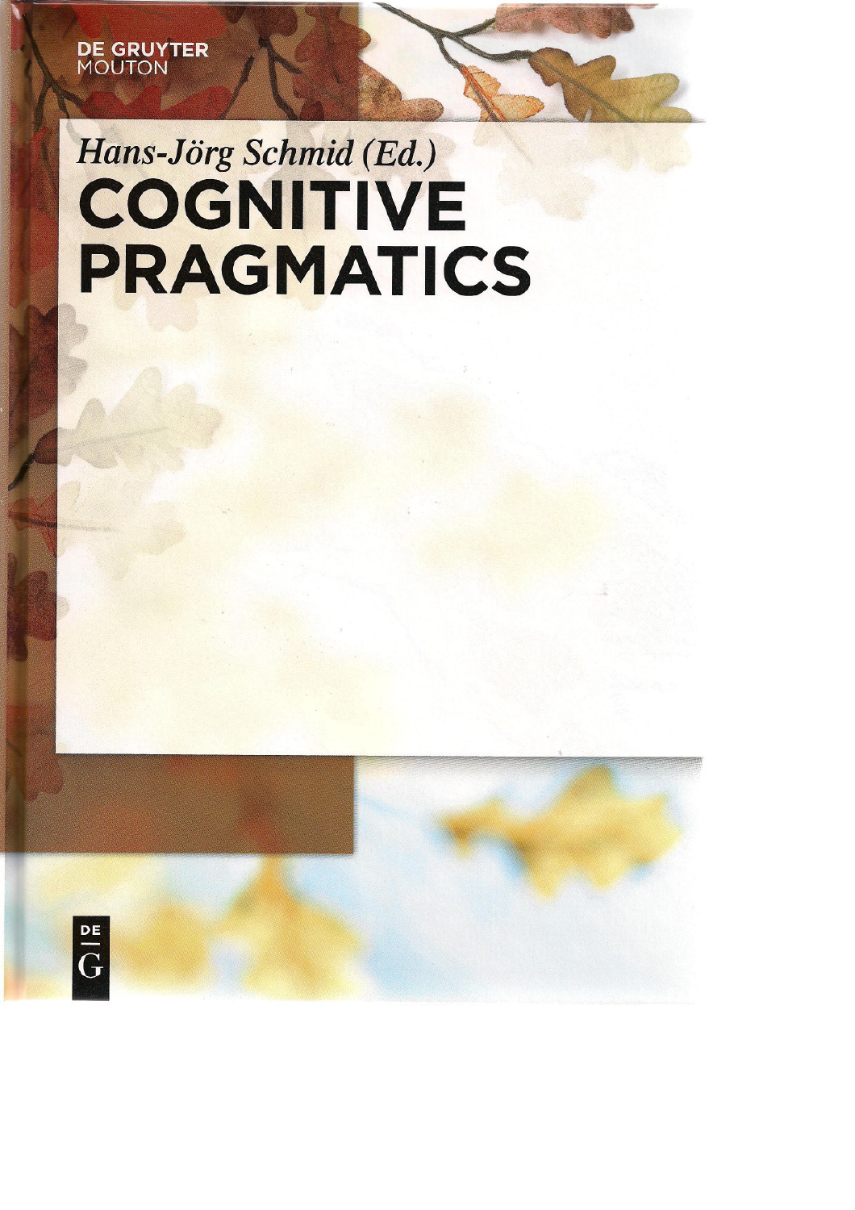DE GRUYTER
MOUTON

*Hans-Jörg Schmid (Ed.)*

# COGNITIVE PRAGMATICS

DE
G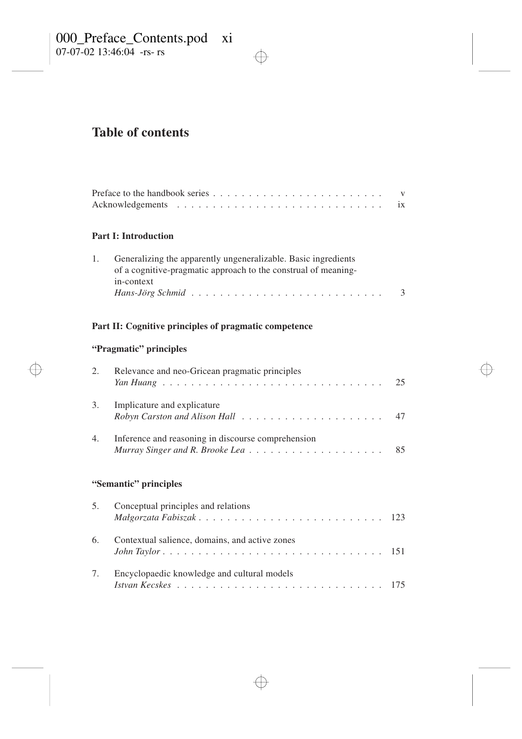# Table of contents

Preface to the handbook series . . . . . . . . . . . . . . . . . . . . . . . . v
Acknowledgements . . . . . . . . . . . . . . . . . . . . . . . . . . . . ix

## Part I: Introduction

1. Generalizing the apparently ungeneralizable. Basic ingredients of a cognitive-pragmatic approach to the construal of meaning-in-context
   *Hans-Jörg Schmid* . . . . . . . . . . . . . . . . . . . . . . . . . . 3

## Part II: Cognitive principles of pragmatic competence

### "Pragmatic" principles

2. Relevance and neo-Gricean pragmatic principles
   *Yan Huang* . . . . . . . . . . . . . . . . . . . . . . . . . . . . . . 25

3. Implicature and explicature
   *Robyn Carston and Alison Hall* . . . . . . . . . . . . . . . . . . . . 47

4. Inference and reasoning in discourse comprehension
   *Murray Singer and R. Brooke Lea* . . . . . . . . . . . . . . . . . . . 85

### "Semantic" principles

5. Conceptual principles and relations
   *Małgorzata Fabiszak* . . . . . . . . . . . . . . . . . . . . . . . . . 123

6. Contextual salience, domains, and active zones
   *John Taylor* . . . . . . . . . . . . . . . . . . . . . . . . . . . . . 151

7. Encyclopaedic knowledge and cultural models
   *Istvan Kecskes* . . . . . . . . . . . . . . . . . . . . . . . . . . . 175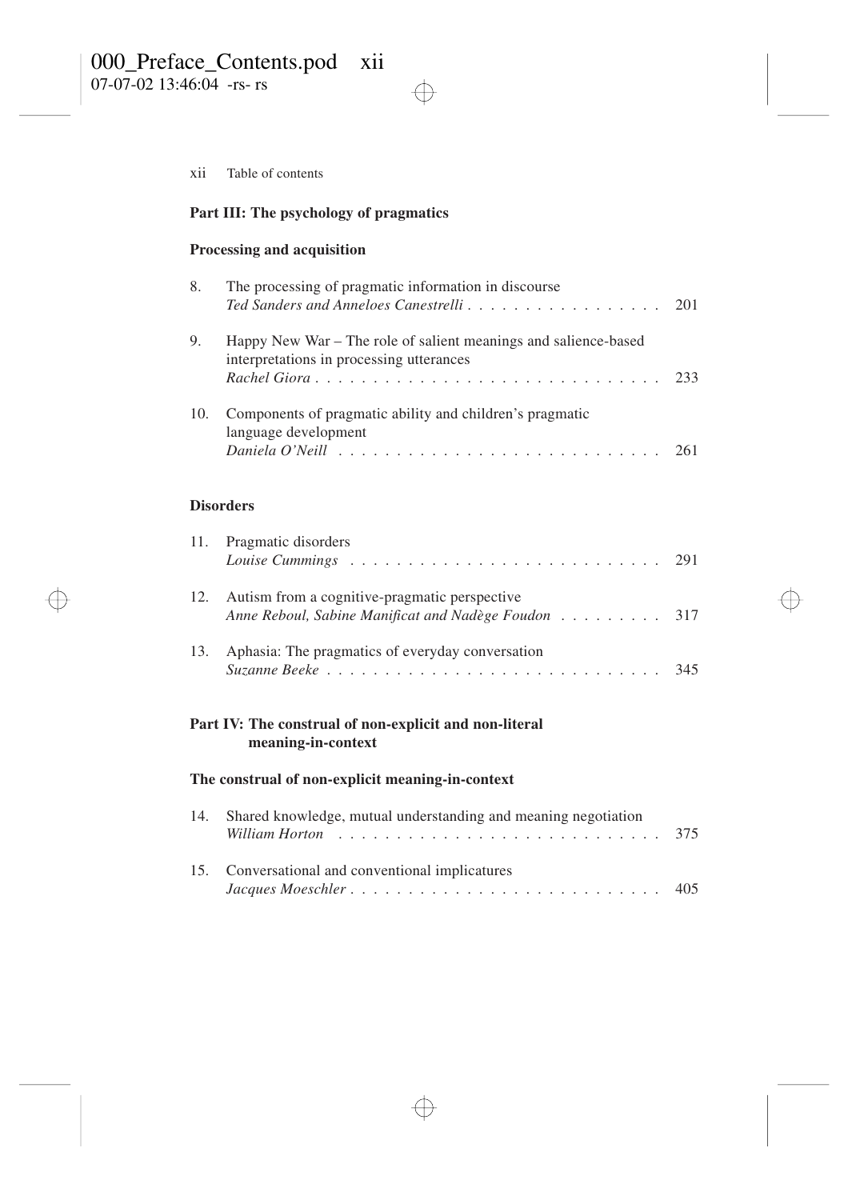## Part III: The psychology of pragmatics

### Processing and acquisition

8. The processing of pragmatic information in discourse
   *Ted Sanders and Anneloes Canestrelli* . . . . . . . . . . . . . . . . 201

9. Happy New War – The role of salient meanings and salience-based interpretations in processing utterances
   *Rachel Giora* . . . . . . . . . . . . . . . . . . . . . . . . . . . . . 233

10. Components of pragmatic ability and children's pragmatic language development
    *Daniela O'Neill* . . . . . . . . . . . . . . . . . . . . . . . . . . 261

### Disorders

11. Pragmatic disorders
    *Louise Cummings* . . . . . . . . . . . . . . . . . . . . . . . . . . 291

12. Autism from a cognitive-pragmatic perspective
    *Anne Reboul, Sabine Manificat and Nadège Foudon* . . . . . . . . . 317

13. Aphasia: The pragmatics of everyday conversation
    *Suzanne Beeke* . . . . . . . . . . . . . . . . . . . . . . . . . . . 345

## Part IV: The construal of non-explicit and non-literal meaning-in-context

### The construal of non-explicit meaning-in-context

14. Shared knowledge, mutual understanding and meaning negotiation
    *William Horton* . . . . . . . . . . . . . . . . . . . . . . . . . . 375

15. Conversational and conventional implicatures
    *Jacques Moeschler* . . . . . . . . . . . . . . . . . . . . . . . . . 405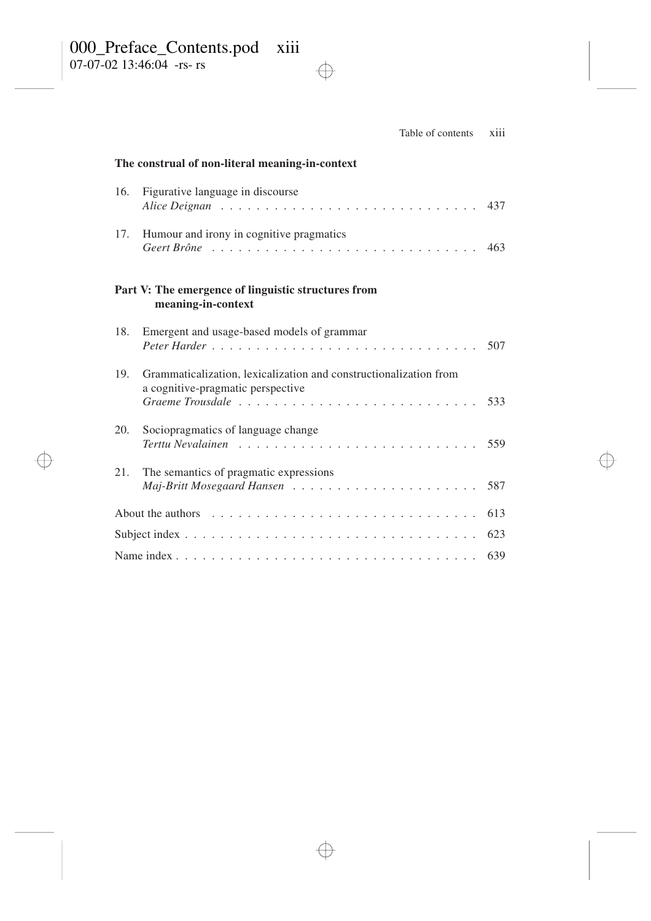**The construal of non-literal meaning-in-context**

16. Figurative language in discourse
    *Alice Deignan* . . . . . . . . . . . . . . . . . . . . . . . . . . . . . 437

17. Humour and irony in cognitive pragmatics
    *Geert Brône* . . . . . . . . . . . . . . . . . . . . . . . . . . . . . 463

**Part V: The emergence of linguistic structures from meaning-in-context**

18. Emergent and usage-based models of grammar
    *Peter Harder* . . . . . . . . . . . . . . . . . . . . . . . . . . . . . 507

19. Grammaticalization, lexicalization and constructionalization from a cognitive-pragmatic perspective
    *Graeme Trousdale* . . . . . . . . . . . . . . . . . . . . . . . . . . 533

20. Sociopragmatics of language change
    *Terttu Nevalainen* . . . . . . . . . . . . . . . . . . . . . . . . . . 559

21. The semantics of pragmatic expressions
    *Maj-Britt Mosegaard Hansen* . . . . . . . . . . . . . . . . . . . . . 587

About the authors . . . . . . . . . . . . . . . . . . . . . . . . . . . . . 613

Subject index . . . . . . . . . . . . . . . . . . . . . . . . . . . . . . . 623

Name index . . . . . . . . . . . . . . . . . . . . . . . . . . . . . . . . 639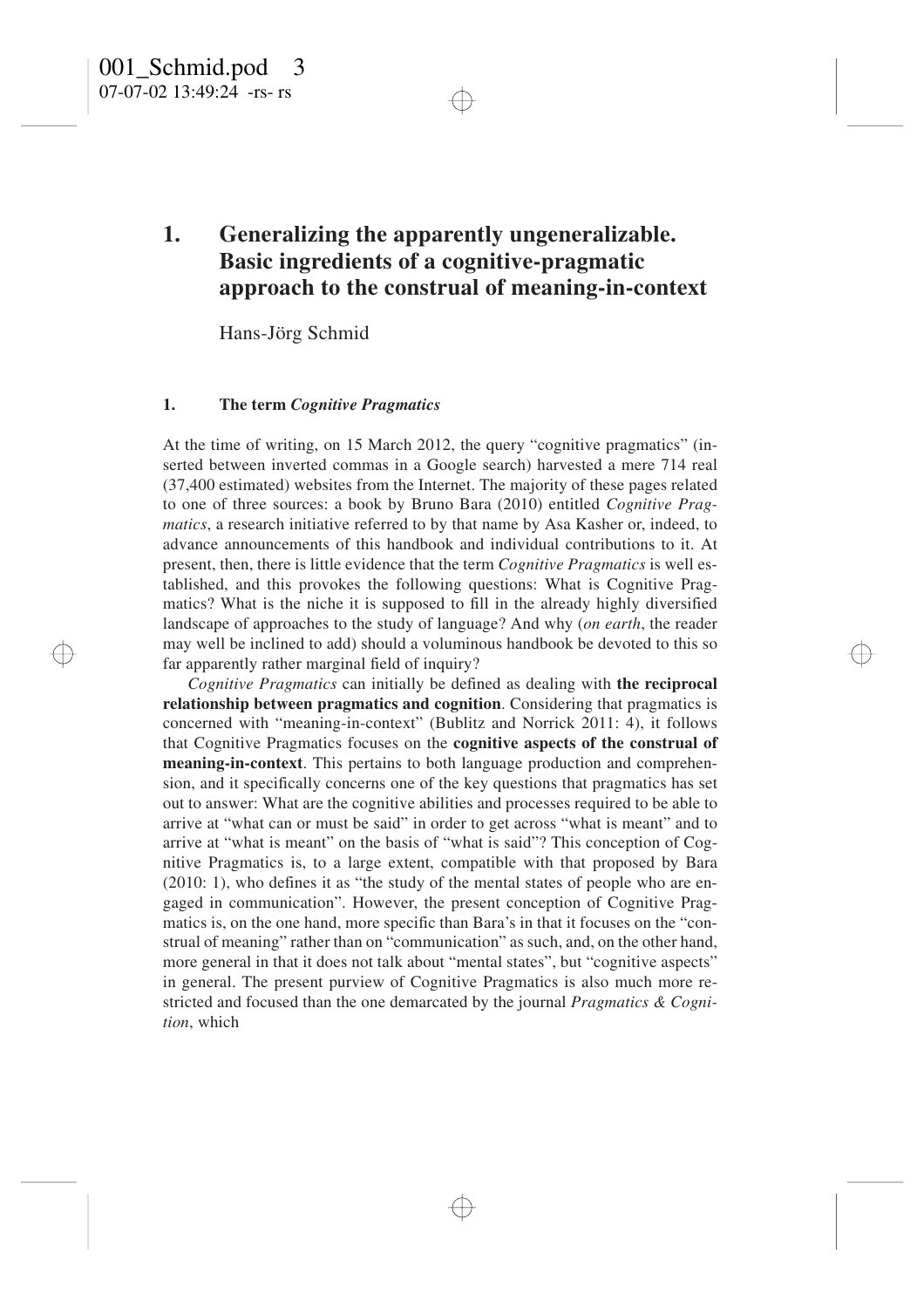# 1. Generalizing the apparently ungeneralizable. Basic ingredients of a cognitive-pragmatic approach to the construal of meaning-in-context

Hans-Jörg Schmid

## 1. The term *Cognitive Pragmatics*

At the time of writing, on 15 March 2012, the query "cognitive pragmatics" (inserted between inverted commas in a Google search) harvested a mere 714 real (37,400 estimated) websites from the Internet. The majority of these pages related to one of three sources: a book by Bruno Bara (2010) entitled *Cognitive Pragmatics*, a research initiative referred to by that name by Asa Kasher or, indeed, to advance announcements of this handbook and individual contributions to it. At present, then, there is little evidence that the term *Cognitive Pragmatics* is well established, and this provokes the following questions: What is Cognitive Pragmatics? What is the niche it is supposed to fill in the already highly diversified landscape of approaches to the study of language? And why (*on earth*, the reader may well be inclined to add) should a voluminous handbook be devoted to this so far apparently rather marginal field of inquiry?

*Cognitive Pragmatics* can initially be defined as dealing with **the reciprocal relationship between pragmatics and cognition**. Considering that pragmatics is concerned with "meaning-in-context" (Bublitz and Norrick 2011: 4), it follows that Cognitive Pragmatics focuses on the **cognitive aspects of the construal of meaning-in-context**. This pertains to both language production and comprehension, and it specifically concerns one of the key questions that pragmatics has set out to answer: What are the cognitive abilities and processes required to be able to arrive at "what can or must be said" in order to get across "what is meant" and to arrive at "what is meant" on the basis of "what is said"? This conception of Cognitive Pragmatics is, to a large extent, compatible with that proposed by Bara (2010: 1), who defines it as "the study of the mental states of people who are engaged in communication". However, the present conception of Cognitive Pragmatics is, on the one hand, more specific than Bara's in that it focuses on the "construal of meaning" rather than on "communication" as such, and, on the other hand, more general in that it does not talk about "mental states", but "cognitive aspects" in general. The present purview of Cognitive Pragmatics is also much more restricted and focused than the one demarcated by the journal *Pragmatics & Cognition*, which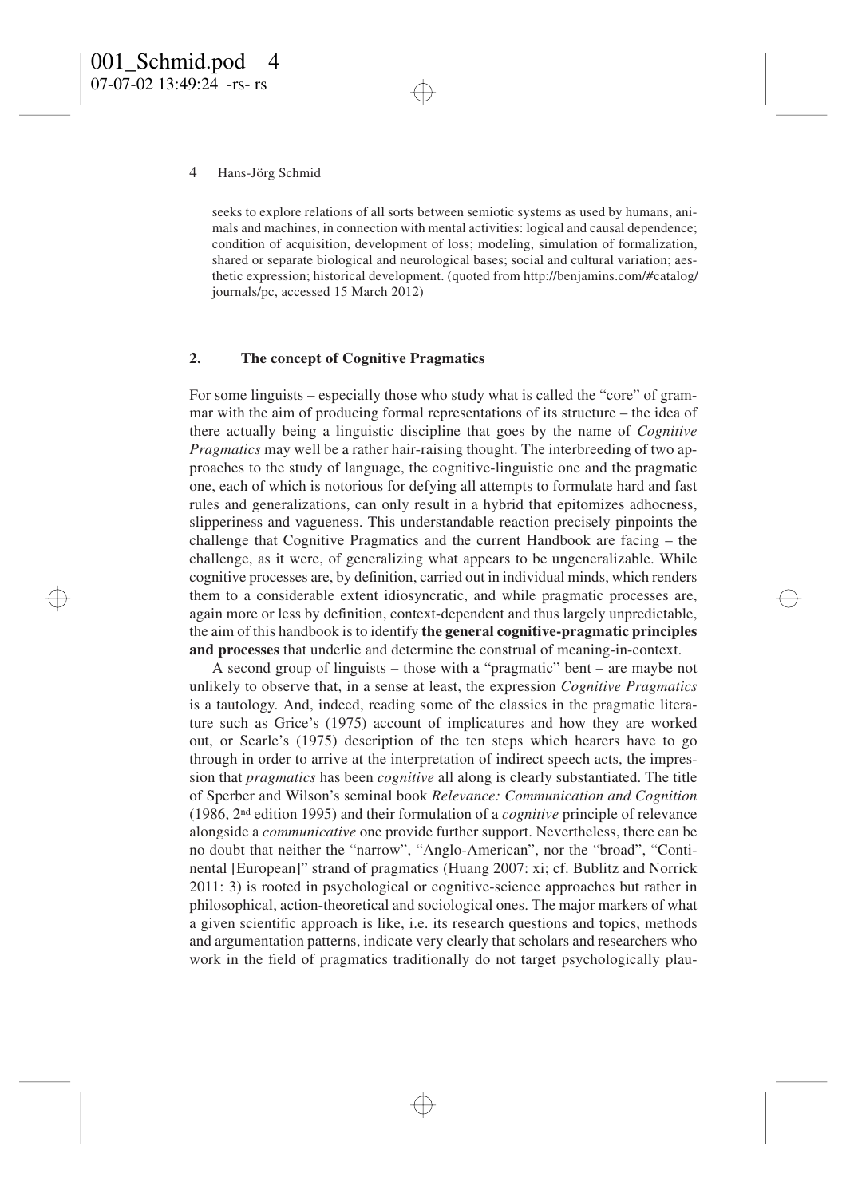seeks to explore relations of all sorts between semiotic systems as used by humans, animals and machines, in connection with mental activities: logical and causal dependence; condition of acquisition, development of loss; modeling, simulation of formalization, shared or separate biological and neurological bases; social and cultural variation; aesthetic expression; historical development. (quoted from http://benjamins.com/#catalog/journals/pc, accessed 15 March 2012)

## 2. The concept of Cognitive Pragmatics

For some linguists – especially those who study what is called the "core" of grammar with the aim of producing formal representations of its structure – the idea of there actually being a linguistic discipline that goes by the name of *Cognitive Pragmatics* may well be a rather hair-raising thought. The interbreeding of two approaches to the study of language, the cognitive-linguistic one and the pragmatic one, each of which is notorious for defying all attempts to formulate hard and fast rules and generalizations, can only result in a hybrid that epitomizes adhocness, slipperiness and vagueness. This understandable reaction precisely pinpoints the challenge that Cognitive Pragmatics and the current Handbook are facing – the challenge, as it were, of generalizing what appears to be ungeneralizable. While cognitive processes are, by definition, carried out in individual minds, which renders them to a considerable extent idiosyncratic, and while pragmatic processes are, again more or less by definition, context-dependent and thus largely unpredictable, the aim of this handbook is to identify **the general cognitive-pragmatic principles and processes** that underlie and determine the construal of meaning-in-context.

A second group of linguists – those with a "pragmatic" bent – are maybe not unlikely to observe that, in a sense at least, the expression *Cognitive Pragmatics* is a tautology. And, indeed, reading some of the classics in the pragmatic literature such as Grice's (1975) account of implicatures and how they are worked out, or Searle's (1975) description of the ten steps which hearers have to go through in order to arrive at the interpretation of indirect speech acts, the impression that *pragmatics* has been *cognitive* all along is clearly substantiated. The title of Sperber and Wilson's seminal book *Relevance: Communication and Cognition* (1986, 2nd edition 1995) and their formulation of a *cognitive* principle of relevance alongside a *communicative* one provide further support. Nevertheless, there can be no doubt that neither the "narrow", "Anglo-American", nor the "broad", "Continental [European]" strand of pragmatics (Huang 2007: xi; cf. Bublitz and Norrick 2011: 3) is rooted in psychological or cognitive-science approaches but rather in philosophical, action-theoretical and sociological ones. The major markers of what a given scientific approach is like, i.e. its research questions and topics, methods and argumentation patterns, indicate very clearly that scholars and researchers who work in the field of pragmatics traditionally do not target psychologically plau-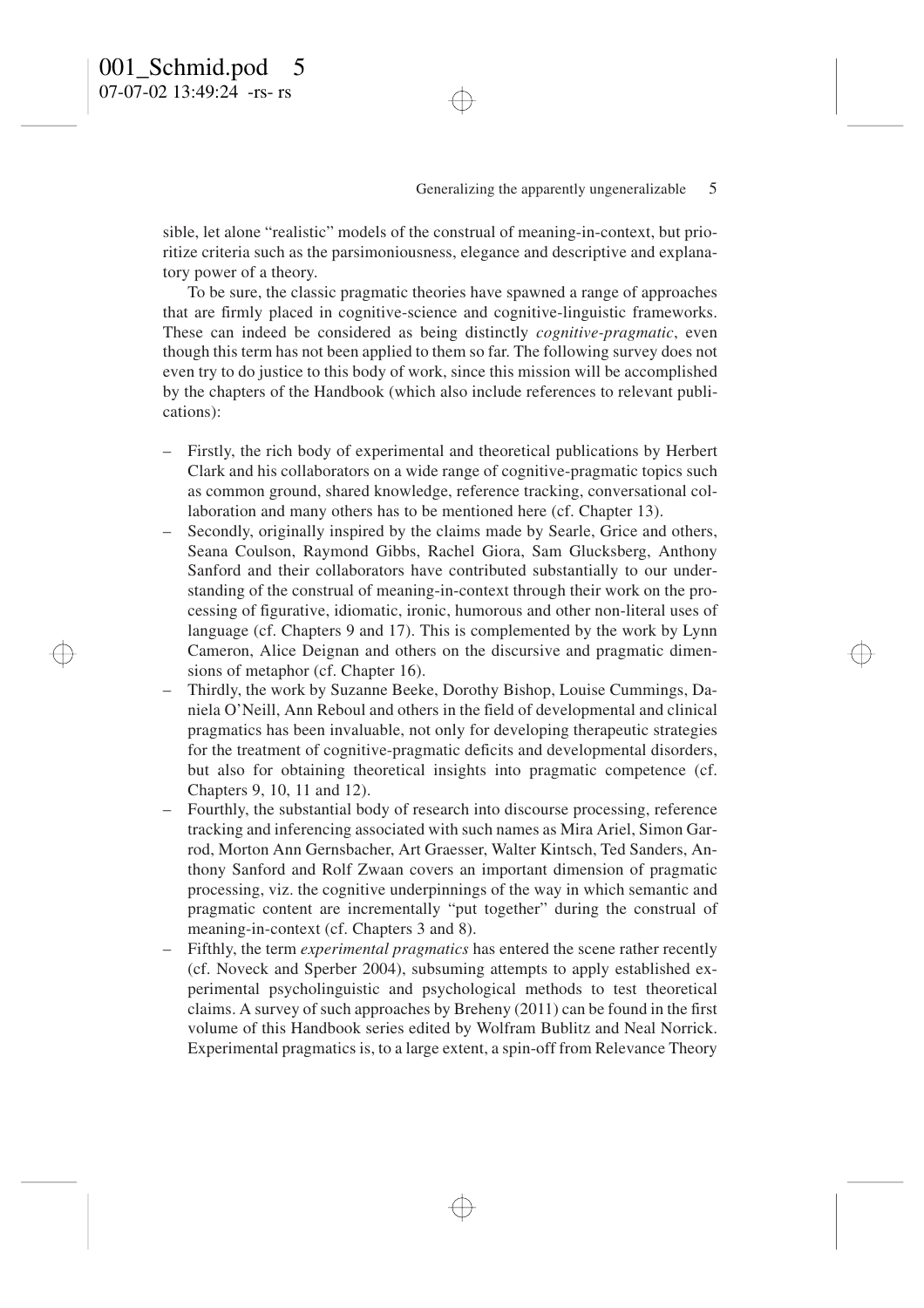sible, let alone "realistic" models of the construal of meaning-in-context, but prioritize criteria such as the parsimoniousness, elegance and descriptive and explanatory power of a theory.

To be sure, the classic pragmatic theories have spawned a range of approaches that are firmly placed in cognitive-science and cognitive-linguistic frameworks. These can indeed be considered as being distinctly *cognitive-pragmatic*, even though this term has not been applied to them so far. The following survey does not even try to do justice to this body of work, since this mission will be accomplished by the chapters of the Handbook (which also include references to relevant publications):

- Firstly, the rich body of experimental and theoretical publications by Herbert Clark and his collaborators on a wide range of cognitive-pragmatic topics such as common ground, shared knowledge, reference tracking, conversational collaboration and many others has to be mentioned here (cf. Chapter 13).
- Secondly, originally inspired by the claims made by Searle, Grice and others, Seana Coulson, Raymond Gibbs, Rachel Giora, Sam Glucksberg, Anthony Sanford and their collaborators have contributed substantially to our understanding of the construal of meaning-in-context through their work on the processing of figurative, idiomatic, ironic, humorous and other non-literal uses of language (cf. Chapters 9 and 17). This is complemented by the work by Lynn Cameron, Alice Deignan and others on the discursive and pragmatic dimensions of metaphor (cf. Chapter 16).
- Thirdly, the work by Suzanne Beeke, Dorothy Bishop, Louise Cummings, Daniela O'Neill, Ann Reboul and others in the field of developmental and clinical pragmatics has been invaluable, not only for developing therapeutic strategies for the treatment of cognitive-pragmatic deficits and developmental disorders, but also for obtaining theoretical insights into pragmatic competence (cf. Chapters 9, 10, 11 and 12).
- Fourthly, the substantial body of research into discourse processing, reference tracking and inferencing associated with such names as Mira Ariel, Simon Garrod, Morton Ann Gernsbacher, Art Graesser, Walter Kintsch, Ted Sanders, Anthony Sanford and Rolf Zwaan covers an important dimension of pragmatic processing, viz. the cognitive underpinnings of the way in which semantic and pragmatic content are incrementally "put together" during the construal of meaning-in-context (cf. Chapters 3 and 8).
- Fifthly, the term *experimental pragmatics* has entered the scene rather recently (cf. Noveck and Sperber 2004), subsuming attempts to apply established experimental psycholinguistic and psychological methods to test theoretical claims. A survey of such approaches by Breheny (2011) can be found in the first volume of this Handbook series edited by Wolfram Bublitz and Neal Norrick. Experimental pragmatics is, to a large extent, a spin-off from Relevance Theory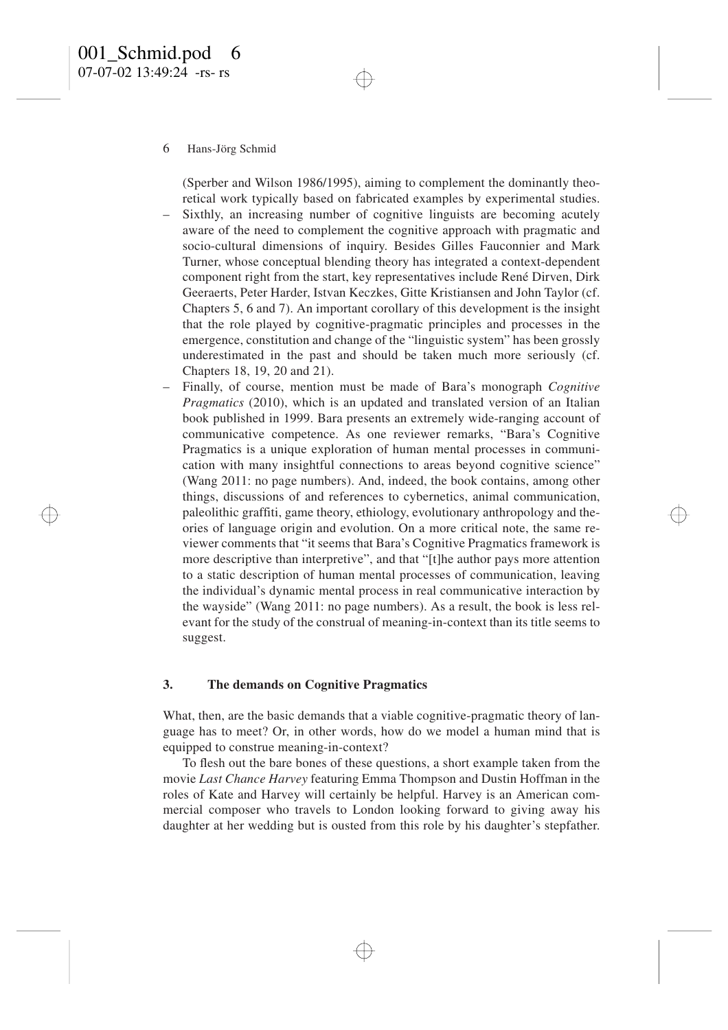(Sperber and Wilson 1986/1995), aiming to complement the dominantly theoretical work typically based on fabricated examples by experimental studies.

– Sixthly, an increasing number of cognitive linguists are becoming acutely aware of the need to complement the cognitive approach with pragmatic and socio-cultural dimensions of inquiry. Besides Gilles Fauconnier and Mark Turner, whose conceptual blending theory has integrated a context-dependent component right from the start, key representatives include René Dirven, Dirk Geeraerts, Peter Harder, Istvan Keczkes, Gitte Kristiansen and John Taylor (cf. Chapters 5, 6 and 7). An important corollary of this development is the insight that the role played by cognitive-pragmatic principles and processes in the emergence, constitution and change of the "linguistic system" has been grossly underestimated in the past and should be taken much more seriously (cf. Chapters 18, 19, 20 and 21).
– Finally, of course, mention must be made of Bara's monograph *Cognitive Pragmatics* (2010), which is an updated and translated version of an Italian book published in 1999. Bara presents an extremely wide-ranging account of communicative competence. As one reviewer remarks, "Bara's Cognitive Pragmatics is a unique exploration of human mental processes in communication with many insightful connections to areas beyond cognitive science" (Wang 2011: no page numbers). And, indeed, the book contains, among other things, discussions of and references to cybernetics, animal communication, paleolithic graffiti, game theory, ethiology, evolutionary anthropology and theories of language origin and evolution. On a more critical note, the same reviewer comments that "it seems that Bara's Cognitive Pragmatics framework is more descriptive than interpretive", and that "[t]he author pays more attention to a static description of human mental processes of communication, leaving the individual's dynamic mental process in real communicative interaction by the wayside" (Wang 2011: no page numbers). As a result, the book is less relevant for the study of the construal of meaning-in-context than its title seems to suggest.

## 3. The demands on Cognitive Pragmatics

What, then, are the basic demands that a viable cognitive-pragmatic theory of language has to meet? Or, in other words, how do we model a human mind that is equipped to construe meaning-in-context?

To flesh out the bare bones of these questions, a short example taken from the movie *Last Chance Harvey* featuring Emma Thompson and Dustin Hoffman in the roles of Kate and Harvey will certainly be helpful. Harvey is an American commercial composer who travels to London looking forward to giving away his daughter at her wedding but is ousted from this role by his daughter's stepfather.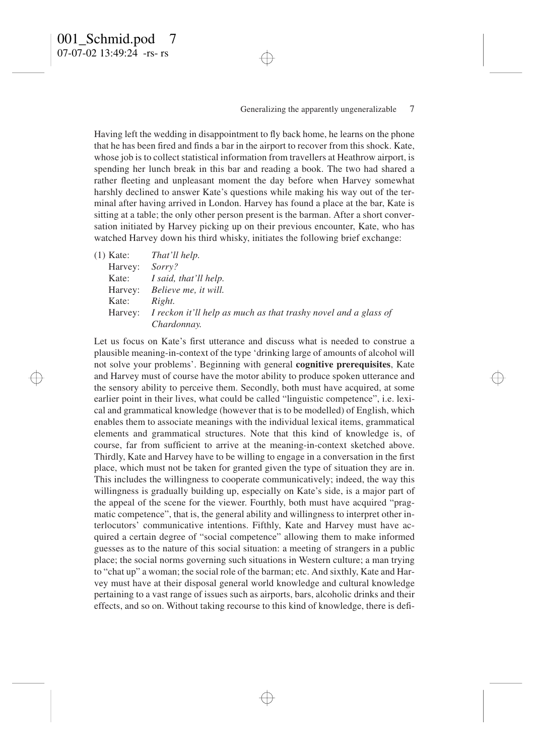Having left the wedding in disappointment to fly back home, he learns on the phone that he has been fired and finds a bar in the airport to recover from this shock. Kate, whose job is to collect statistical information from travellers at Heathrow airport, is spending her lunch break in this bar and reading a book. The two had shared a rather fleeting and unpleasant moment the day before when Harvey somewhat harshly declined to answer Kate's questions while making his way out of the terminal after having arrived in London. Harvey has found a place at the bar, Kate is sitting at a table; the only other person present is the barman. After a short conversation initiated by Harvey picking up on their previous encounter, Kate, who has watched Harvey down his third whisky, initiates the following brief exchange:

(1) Kate: *That'll help.*
Harvey: *Sorry?*
Kate: *I said, that'll help.*
Harvey: *Believe me, it will.*
Kate: *Right.*
Harvey: *I reckon it'll help as much as that trashy novel and a glass of Chardonnay.*

Let us focus on Kate's first utterance and discuss what is needed to construe a plausible meaning-in-context of the type 'drinking large of amounts of alcohol will not solve your problems'. Beginning with general **cognitive prerequisites**, Kate and Harvey must of course have the motor ability to produce spoken utterance and the sensory ability to perceive them. Secondly, both must have acquired, at some earlier point in their lives, what could be called "linguistic competence", i.e. lexical and grammatical knowledge (however that is to be modelled) of English, which enables them to associate meanings with the individual lexical items, grammatical elements and grammatical structures. Note that this kind of knowledge is, of course, far from sufficient to arrive at the meaning-in-context sketched above. Thirdly, Kate and Harvey have to be willing to engage in a conversation in the first place, which must not be taken for granted given the type of situation they are in. This includes the willingness to cooperate communicatively; indeed, the way this willingness is gradually building up, especially on Kate's side, is a major part of the appeal of the scene for the viewer. Fourthly, both must have acquired "pragmatic competence", that is, the general ability and willingness to interpret other interlocutors' communicative intentions. Fifthly, Kate and Harvey must have acquired a certain degree of "social competence" allowing them to make informed guesses as to the nature of this social situation: a meeting of strangers in a public place; the social norms governing such situations in Western culture; a man trying to "chat up" a woman; the social role of the barman; etc. And sixthly, Kate and Harvey must have at their disposal general world knowledge and cultural knowledge pertaining to a vast range of issues such as airports, bars, alcoholic drinks and their effects, and so on. Without taking recourse to this kind of knowledge, there is defi-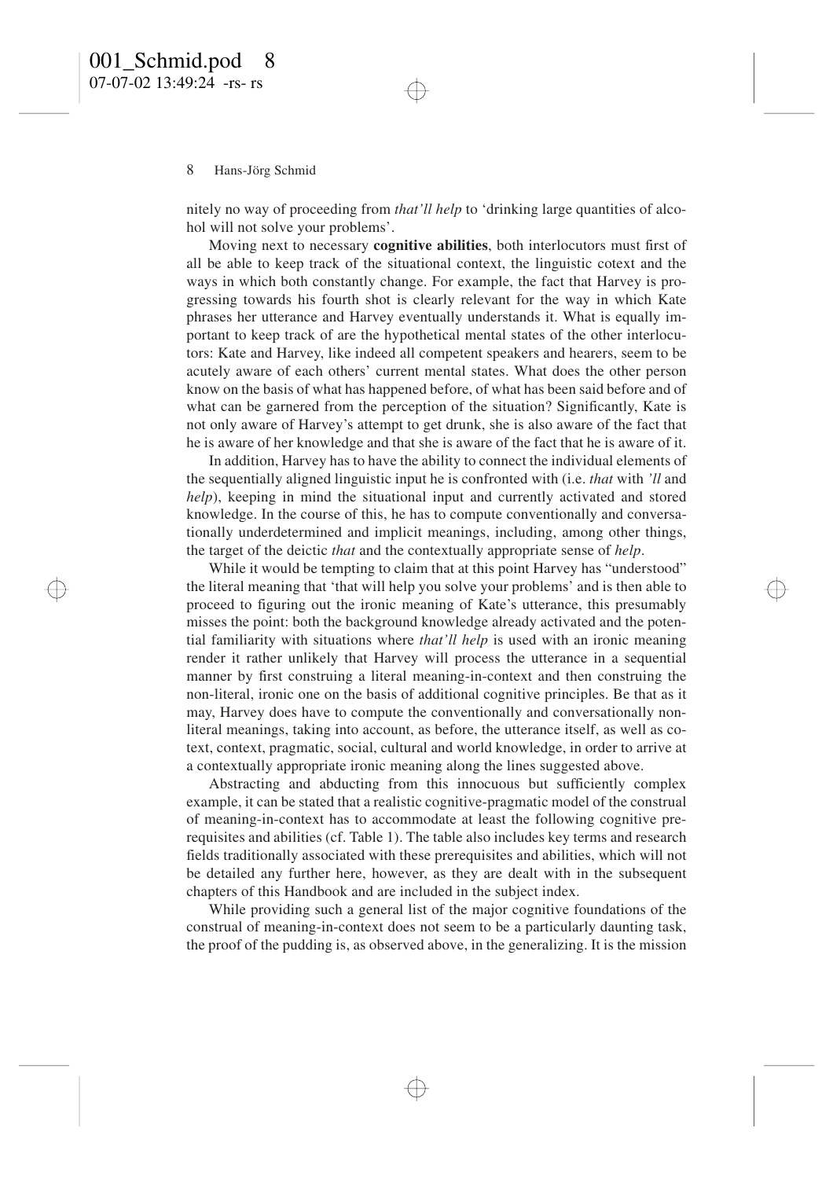nitely no way of proceeding from *that'll help* to 'drinking large quantities of alcohol will not solve your problems'.

Moving next to necessary **cognitive abilities**, both interlocutors must first of all be able to keep track of the situational context, the linguistic cotext and the ways in which both constantly change. For example, the fact that Harvey is progressing towards his fourth shot is clearly relevant for the way in which Kate phrases her utterance and Harvey eventually understands it. What is equally important to keep track of are the hypothetical mental states of the other interlocutors: Kate and Harvey, like indeed all competent speakers and hearers, seem to be acutely aware of each others' current mental states. What does the other person know on the basis of what has happened before, of what has been said before and of what can be garnered from the perception of the situation? Significantly, Kate is not only aware of Harvey's attempt to get drunk, she is also aware of the fact that he is aware of her knowledge and that she is aware of the fact that he is aware of it.

In addition, Harvey has to have the ability to connect the individual elements of the sequentially aligned linguistic input he is confronted with (i.e. *that* with *'ll* and *help*), keeping in mind the situational input and currently activated and stored knowledge. In the course of this, he has to compute conventionally and conversationally underdetermined and implicit meanings, including, among other things, the target of the deictic *that* and the contextually appropriate sense of *help*.

While it would be tempting to claim that at this point Harvey has "understood" the literal meaning that 'that will help you solve your problems' and is then able to proceed to figuring out the ironic meaning of Kate's utterance, this presumably misses the point: both the background knowledge already activated and the potential familiarity with situations where *that'll help* is used with an ironic meaning render it rather unlikely that Harvey will process the utterance in a sequential manner by first construing a literal meaning-in-context and then construing the non-literal, ironic one on the basis of additional cognitive principles. Be that as it may, Harvey does have to compute the conventionally and conversationally non-literal meanings, taking into account, as before, the utterance itself, as well as co-text, context, pragmatic, social, cultural and world knowledge, in order to arrive at a contextually appropriate ironic meaning along the lines suggested above.

Abstracting and abducting from this innocuous but sufficiently complex example, it can be stated that a realistic cognitive-pragmatic model of the construal of meaning-in-context has to accommodate at least the following cognitive prerequisites and abilities (cf. Table 1). The table also includes key terms and research fields traditionally associated with these prerequisites and abilities, which will not be detailed any further here, however, as they are dealt with in the subsequent chapters of this Handbook and are included in the subject index.

While providing such a general list of the major cognitive foundations of the construal of meaning-in-context does not seem to be a particularly daunting task, the proof of the pudding is, as observed above, in the generalizing. It is the mission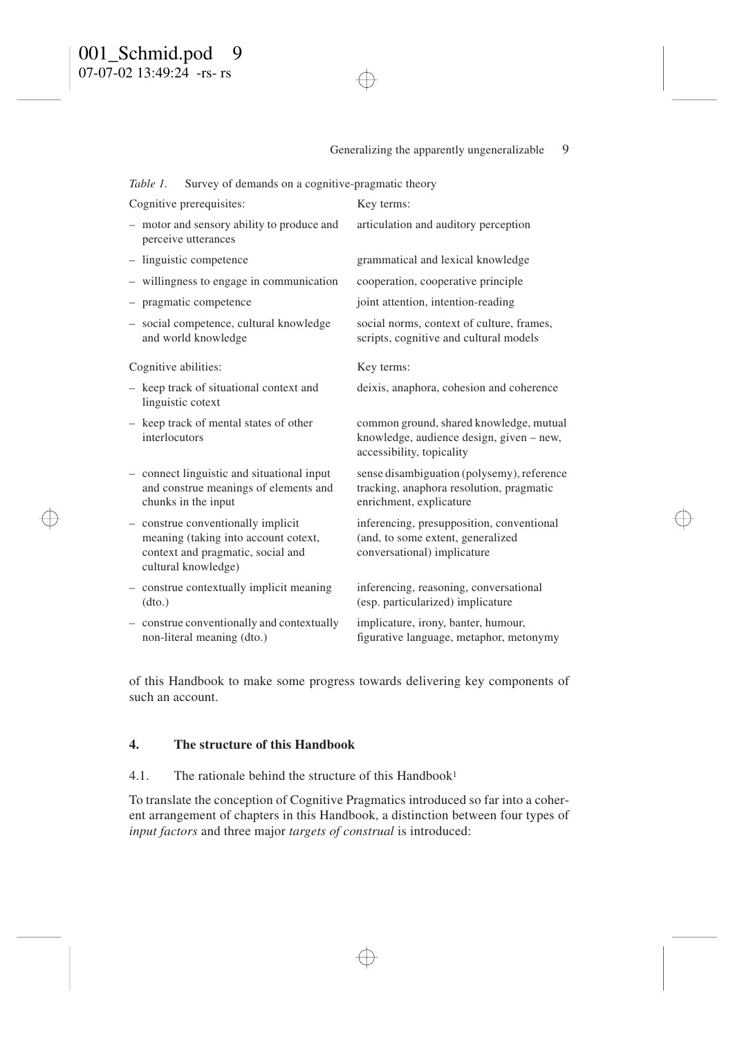*Table 1.* Survey of demands on a cognitive-pragmatic theory

| Cognitive prerequisites: | Key terms: |
|---|---|
| – motor and sensory ability to produce and perceive utterances | articulation and auditory perception |
| – linguistic competence | grammatical and lexical knowledge |
| – willingness to engage in communication | cooperation, cooperative principle |
| – pragmatic competence | joint attention, intention-reading |
| – social competence, cultural knowledge and world knowledge | social norms, context of culture, frames, scripts, cognitive and cultural models |
| **Cognitive abilities:** | **Key terms:** |
| – keep track of situational context and linguistic cotext | deixis, anaphora, cohesion and coherence |
| – keep track of mental states of other interlocutors | common ground, shared knowledge, mutual knowledge, audience design, given – new, accessibility, topicality |
| – connect linguistic and situational input and construe meanings of elements and chunks in the input | sense disambiguation (polysemy), reference tracking, anaphora resolution, pragmatic enrichment, explicature |
| – construe conventionally implicit meaning (taking into account cotext, context and pragmatic, social and cultural knowledge) | inferencing, presupposition, conventional (and, to some extent, generalized conversational) implicature |
| – construe contextually implicit meaning (dto.) | inferencing, reasoning, conversational (esp. particularized) implicature |
| – construe conventionally and contextually non-literal meaning (dto.) | implicature, irony, banter, humour, figurative language, metaphor, metonymy |

of this Handbook to make some progress towards delivering key components of such an account.

## 4. The structure of this Handbook

### 4.1. The rationale behind the structure of this Handbook[1]

To translate the conception of Cognitive Pragmatics introduced so far into a coherent arrangement of chapters in this Handbook, a distinction between four types of *input factors* and three major *targets of construal* is introduced: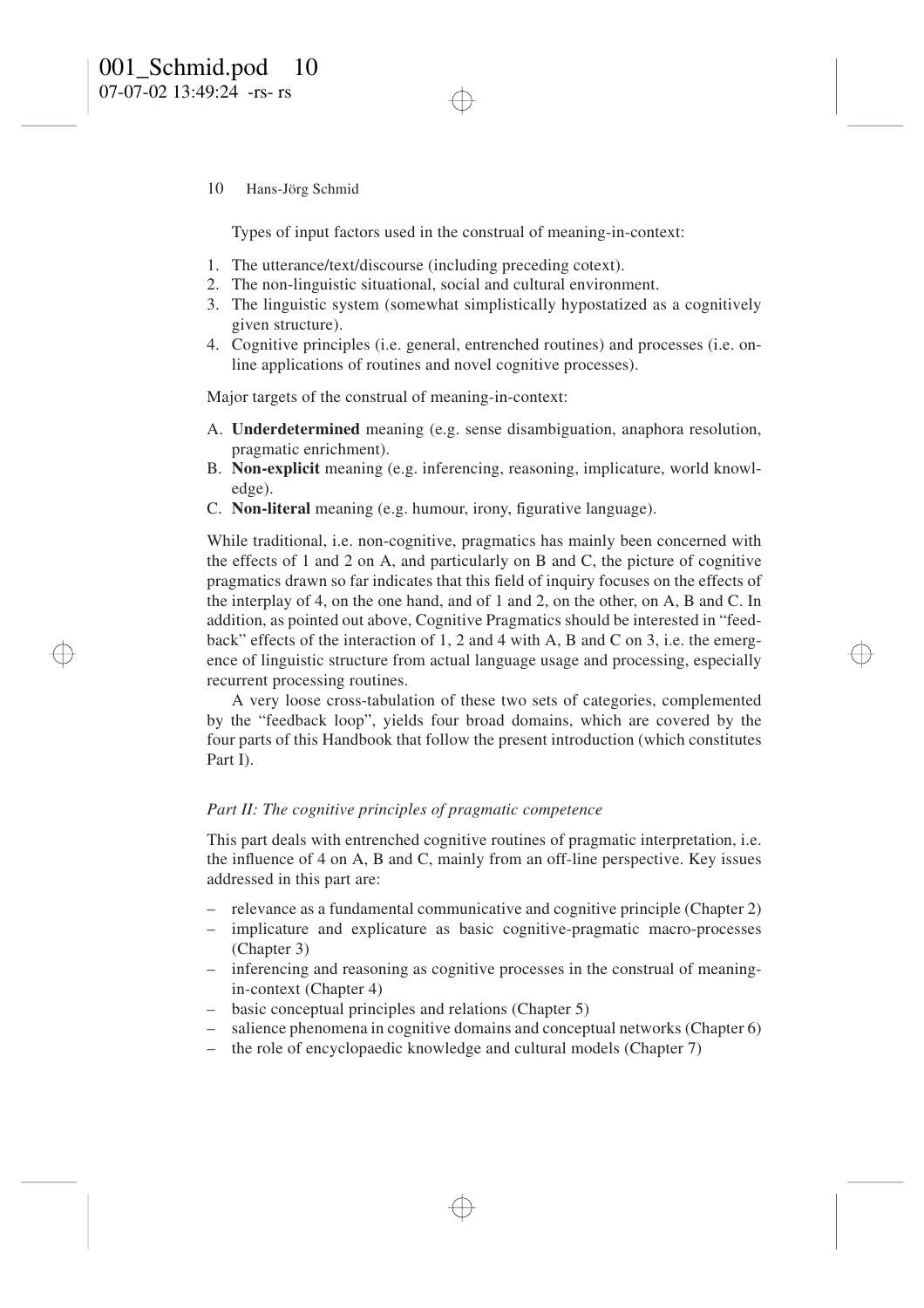Types of input factors used in the construal of meaning-in-context:

1. The utterance/text/discourse (including preceding cotext).
2. The non-linguistic situational, social and cultural environment.
3. The linguistic system (somewhat simplistically hypostatized as a cognitively given structure).
4. Cognitive principles (i.e. general, entrenched routines) and processes (i.e. online applications of routines and novel cognitive processes).

Major targets of the construal of meaning-in-context:

A. **Underdetermined** meaning (e.g. sense disambiguation, anaphora resolution, pragmatic enrichment).
B. **Non-explicit** meaning (e.g. inferencing, reasoning, implicature, world knowledge).
C. **Non-literal** meaning (e.g. humour, irony, figurative language).

While traditional, i.e. non-cognitive, pragmatics has mainly been concerned with the effects of 1 and 2 on A, and particularly on B and C, the picture of cognitive pragmatics drawn so far indicates that this field of inquiry focuses on the effects of the interplay of 4, on the one hand, and of 1 and 2, on the other, on A, B and C. In addition, as pointed out above, Cognitive Pragmatics should be interested in "feedback" effects of the interaction of 1, 2 and 4 with A, B and C on 3, i.e. the emergence of linguistic structure from actual language usage and processing, especially recurrent processing routines.

A very loose cross-tabulation of these two sets of categories, complemented by the "feedback loop", yields four broad domains, which are covered by the four parts of this Handbook that follow the present introduction (which constitutes Part I).

*Part II: The cognitive principles of pragmatic competence*

This part deals with entrenched cognitive routines of pragmatic interpretation, i.e. the influence of 4 on A, B and C, mainly from an off-line perspective. Key issues addressed in this part are:

– relevance as a fundamental communicative and cognitive principle (Chapter 2)
– implicature and explicature as basic cognitive-pragmatic macro-processes (Chapter 3)
– inferencing and reasoning as cognitive processes in the construal of meaning-in-context (Chapter 4)
– basic conceptual principles and relations (Chapter 5)
– salience phenomena in cognitive domains and conceptual networks (Chapter 6)
– the role of encyclopaedic knowledge and cultural models (Chapter 7)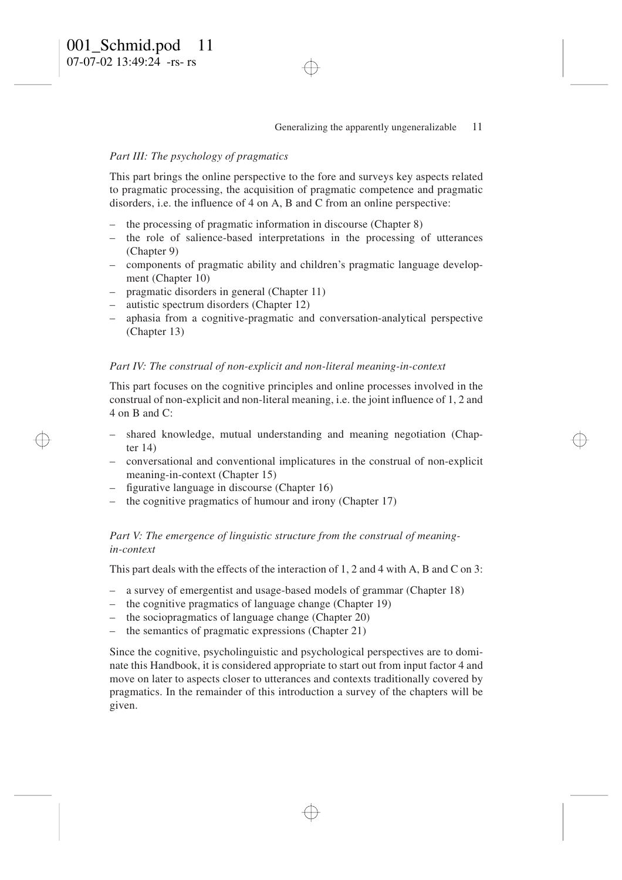*Part III: The psychology of pragmatics*

This part brings the online perspective to the fore and surveys key aspects related to pragmatic processing, the acquisition of pragmatic competence and pragmatic disorders, i.e. the influence of 4 on A, B and C from an online perspective:

- the processing of pragmatic information in discourse (Chapter 8)
- the role of salience-based interpretations in the processing of utterances (Chapter 9)
- components of pragmatic ability and children's pragmatic language development (Chapter 10)
- pragmatic disorders in general (Chapter 11)
- autistic spectrum disorders (Chapter 12)
- aphasia from a cognitive-pragmatic and conversation-analytical perspective (Chapter 13)

*Part IV: The construal of non-explicit and non-literal meaning-in-context*

This part focuses on the cognitive principles and online processes involved in the construal of non-explicit and non-literal meaning, i.e. the joint influence of 1, 2 and 4 on B and C:

- shared knowledge, mutual understanding and meaning negotiation (Chapter 14)
- conversational and conventional implicatures in the construal of non-explicit meaning-in-context (Chapter 15)
- figurative language in discourse (Chapter 16)
- the cognitive pragmatics of humour and irony (Chapter 17)

*Part V: The emergence of linguistic structure from the construal of meaning-in-context*

This part deals with the effects of the interaction of 1, 2 and 4 with A, B and C on 3:

- a survey of emergentist and usage-based models of grammar (Chapter 18)
- the cognitive pragmatics of language change (Chapter 19)
- the sociopragmatics of language change (Chapter 20)
- the semantics of pragmatic expressions (Chapter 21)

Since the cognitive, psycholinguistic and psychological perspectives are to dominate this Handbook, it is considered appropriate to start out from input factor 4 and move on later to aspects closer to utterances and contexts traditionally covered by pragmatics. In the remainder of this introduction a survey of the chapters will be given.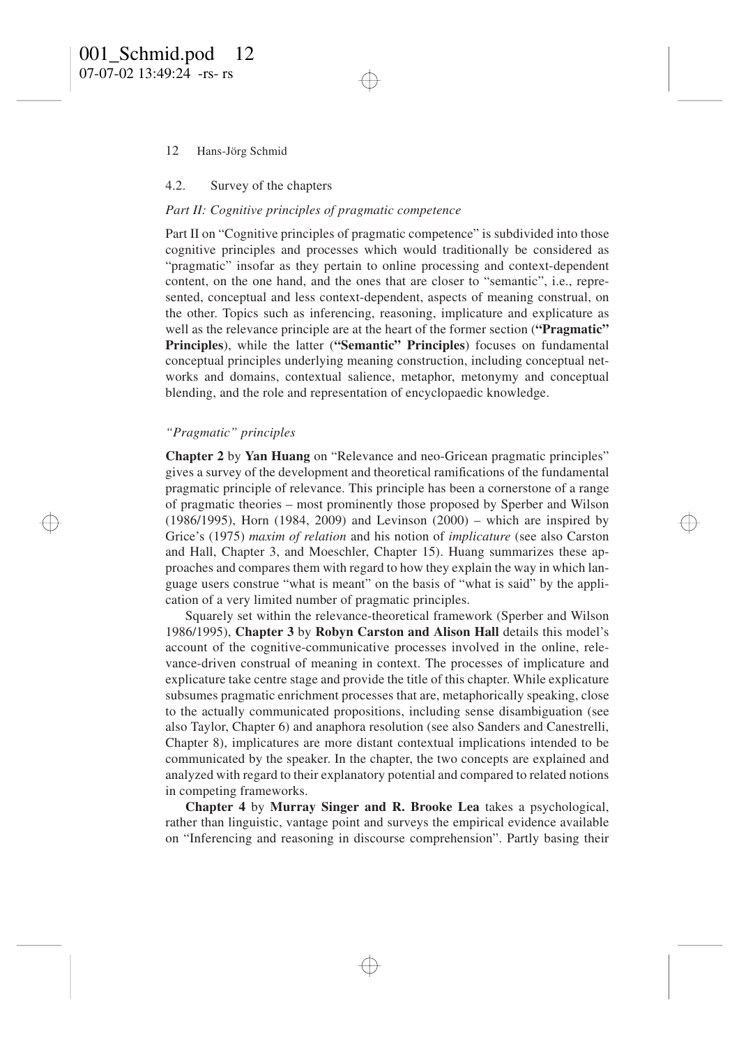## 4.2. Survey of the chapters

### *Part II: Cognitive principles of pragmatic competence*

Part II on "Cognitive principles of pragmatic competence" is subdivided into those cognitive principles and processes which would traditionally be considered as "pragmatic" insofar as they pertain to online processing and context-dependent content, on the one hand, and the ones that are closer to "semantic", i.e., represented, conceptual and less context-dependent, aspects of meaning construal, on the other. Topics such as inferencing, reasoning, implicature and explicature as well as the relevance principle are at the heart of the former section (**"Pragmatic" Principles**), while the latter (**"Semantic" Principles**) focuses on fundamental conceptual principles underlying meaning construction, including conceptual networks and domains, contextual salience, metaphor, metonymy and conceptual blending, and the role and representation of encyclopaedic knowledge.

#### *"Pragmatic" principles*

**Chapter 2** by **Yan Huang** on "Relevance and neo-Gricean pragmatic principles" gives a survey of the development and theoretical ramifications of the fundamental pragmatic principle of relevance. This principle has been a cornerstone of a range of pragmatic theories – most prominently those proposed by Sperber and Wilson (1986/1995), Horn (1984, 2009) and Levinson (2000) – which are inspired by Grice's (1975) *maxim of relation* and his notion of *implicature* (see also Carston and Hall, Chapter 3, and Moeschler, Chapter 15). Huang summarizes these approaches and compares them with regard to how they explain the way in which language users construe "what is meant" on the basis of "what is said" by the application of a very limited number of pragmatic principles.

Squarely set within the relevance-theoretical framework (Sperber and Wilson 1986/1995), **Chapter 3** by **Robyn Carston and Alison Hall** details this model's account of the cognitive-communicative processes involved in the online, relevance-driven construal of meaning in context. The processes of implicature and explicature take centre stage and provide the title of this chapter. While explicature subsumes pragmatic enrichment processes that are, metaphorically speaking, close to the actually communicated propositions, including sense disambiguation (see also Taylor, Chapter 6) and anaphora resolution (see also Sanders and Canestrelli, Chapter 8), implicatures are more distant contextual implications intended to be communicated by the speaker. In the chapter, the two concepts are explained and analyzed with regard to their explanatory potential and compared to related notions in competing frameworks.

**Chapter 4** by **Murray Singer and R. Brooke Lea** takes a psychological, rather than linguistic, vantage point and surveys the empirical evidence available on "Inferencing and reasoning in discourse comprehension". Partly basing their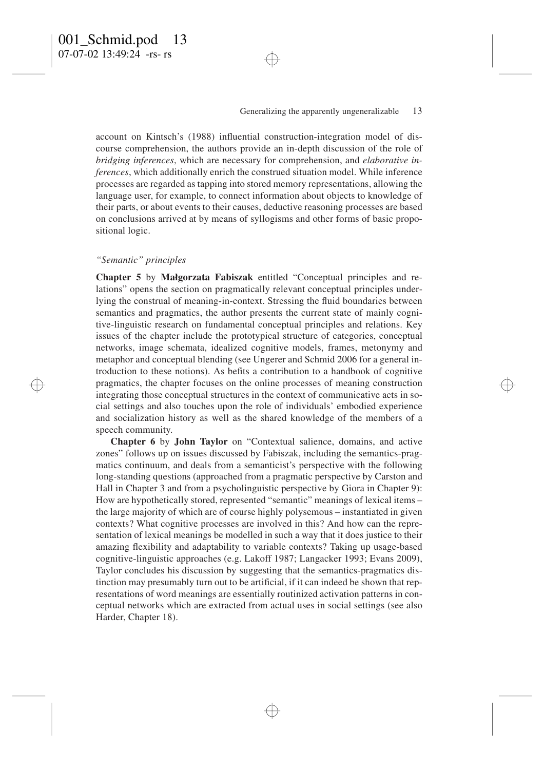account on Kintsch's (1988) influential construction-integration model of discourse comprehension, the authors provide an in-depth discussion of the role of *bridging inferences*, which are necessary for comprehension, and *elaborative inferences*, which additionally enrich the construed situation model. While inference processes are regarded as tapping into stored memory representations, allowing the language user, for example, to connect information about objects to knowledge of their parts, or about events to their causes, deductive reasoning processes are based on conclusions arrived at by means of syllogisms and other forms of basic propositional logic.

### *"Semantic" principles*

**Chapter 5** by **Małgorzata Fabiszak** entitled "Conceptual principles and relations" opens the section on pragmatically relevant conceptual principles underlying the construal of meaning-in-context. Stressing the fluid boundaries between semantics and pragmatics, the author presents the current state of mainly cognitive-linguistic research on fundamental conceptual principles and relations. Key issues of the chapter include the prototypical structure of categories, conceptual networks, image schemata, idealized cognitive models, frames, metonymy and metaphor and conceptual blending (see Ungerer and Schmid 2006 for a general introduction to these notions). As befits a contribution to a handbook of cognitive pragmatics, the chapter focuses on the online processes of meaning construction integrating those conceptual structures in the context of communicative acts in social settings and also touches upon the role of individuals' embodied experience and socialization history as well as the shared knowledge of the members of a speech community.

**Chapter 6** by **John Taylor** on "Contextual salience, domains, and active zones" follows up on issues discussed by Fabiszak, including the semantics-pragmatics continuum, and deals from a semanticist's perspective with the following long-standing questions (approached from a pragmatic perspective by Carston and Hall in Chapter 3 and from a psycholinguistic perspective by Giora in Chapter 9): How are hypothetically stored, represented "semantic" meanings of lexical items – the large majority of which are of course highly polysemous – instantiated in given contexts? What cognitive processes are involved in this? And how can the representation of lexical meanings be modelled in such a way that it does justice to their amazing flexibility and adaptability to variable contexts? Taking up usage-based cognitive-linguistic approaches (e.g. Lakoff 1987; Langacker 1993; Evans 2009), Taylor concludes his discussion by suggesting that the semantics-pragmatics distinction may presumably turn out to be artificial, if it can indeed be shown that representations of word meanings are essentially routinized activation patterns in conceptual networks which are extracted from actual uses in social settings (see also Harder, Chapter 18).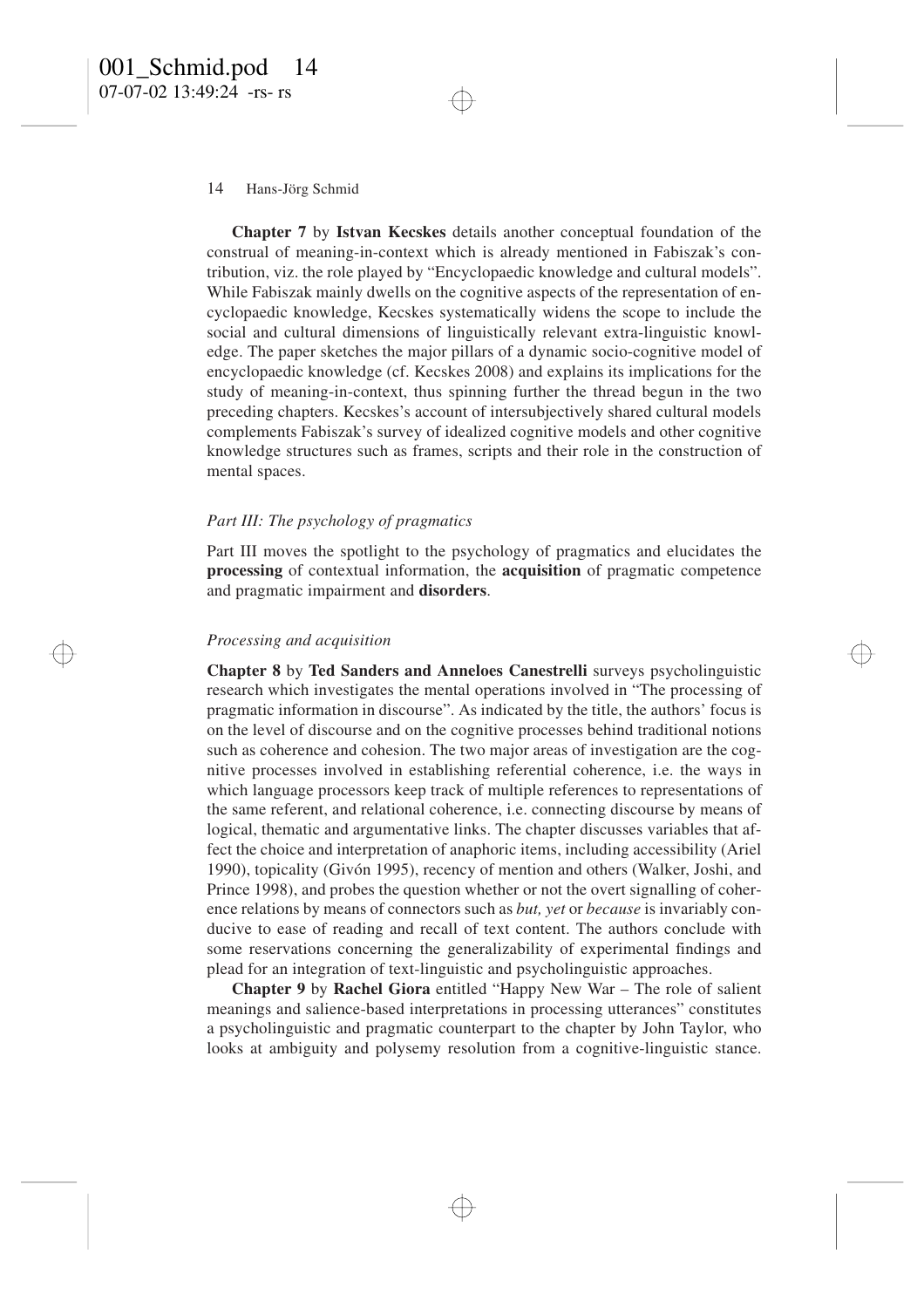**Chapter 7** by **Istvan Kecskes** details another conceptual foundation of the construal of meaning-in-context which is already mentioned in Fabiszak's contribution, viz. the role played by "Encyclopaedic knowledge and cultural models". While Fabiszak mainly dwells on the cognitive aspects of the representation of encyclopaedic knowledge, Kecskes systematically widens the scope to include the social and cultural dimensions of linguistically relevant extra-linguistic knowledge. The paper sketches the major pillars of a dynamic socio-cognitive model of encyclopaedic knowledge (cf. Kecskes 2008) and explains its implications for the study of meaning-in-context, thus spinning further the thread begun in the two preceding chapters. Kecskes's account of intersubjectively shared cultural models complements Fabiszak's survey of idealized cognitive models and other cognitive knowledge structures such as frames, scripts and their role in the construction of mental spaces.

### *Part III: The psychology of pragmatics*

Part III moves the spotlight to the psychology of pragmatics and elucidates the **processing** of contextual information, the **acquisition** of pragmatic competence and pragmatic impairment and **disorders**.

#### *Processing and acquisition*

**Chapter 8** by **Ted Sanders and Anneloes Canestrelli** surveys psycholinguistic research which investigates the mental operations involved in "The processing of pragmatic information in discourse". As indicated by the title, the authors' focus is on the level of discourse and on the cognitive processes behind traditional notions such as coherence and cohesion. The two major areas of investigation are the cognitive processes involved in establishing referential coherence, i.e. the ways in which language processors keep track of multiple references to representations of the same referent, and relational coherence, i.e. connecting discourse by means of logical, thematic and argumentative links. The chapter discusses variables that affect the choice and interpretation of anaphoric items, including accessibility (Ariel 1990), topicality (Givón 1995), recency of mention and others (Walker, Joshi, and Prince 1998), and probes the question whether or not the overt signalling of coherence relations by means of connectors such as *but, yet* or *because* is invariably conducive to ease of reading and recall of text content. The authors conclude with some reservations concerning the generalizability of experimental findings and plead for an integration of text-linguistic and psycholinguistic approaches.

**Chapter 9** by **Rachel Giora** entitled "Happy New War – The role of salient meanings and salience-based interpretations in processing utterances" constitutes a psycholinguistic and pragmatic counterpart to the chapter by John Taylor, who looks at ambiguity and polysemy resolution from a cognitive-linguistic stance.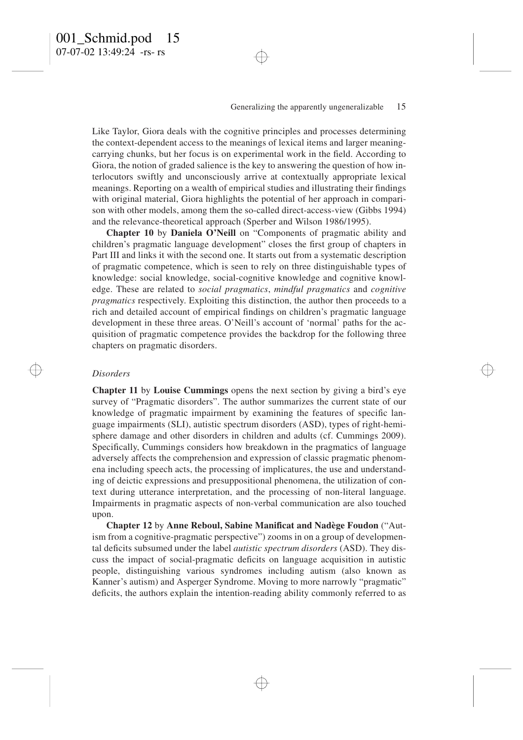Like Taylor, Giora deals with the cognitive principles and processes determining the context-dependent access to the meanings of lexical items and larger meaning-carrying chunks, but her focus is on experimental work in the field. According to Giora, the notion of graded salience is the key to answering the question of how interlocutors swiftly and unconsciously arrive at contextually appropriate lexical meanings. Reporting on a wealth of empirical studies and illustrating their findings with original material, Giora highlights the potential of her approach in comparison with other models, among them the so-called direct-access-view (Gibbs 1994) and the relevance-theoretical approach (Sperber and Wilson 1986/1995).

**Chapter 10** by **Daniela O'Neill** on "Components of pragmatic ability and children's pragmatic language development" closes the first group of chapters in Part III and links it with the second one. It starts out from a systematic description of pragmatic competence, which is seen to rely on three distinguishable types of knowledge: social knowledge, social-cognitive knowledge and cognitive knowledge. These are related to *social pragmatics*, *mindful pragmatics* and *cognitive pragmatics* respectively. Exploiting this distinction, the author then proceeds to a rich and detailed account of empirical findings on children's pragmatic language development in these three areas. O'Neill's account of 'normal' paths for the acquisition of pragmatic competence provides the backdrop for the following three chapters on pragmatic disorders.

*Disorders*

**Chapter 11** by **Louise Cummings** opens the next section by giving a bird's eye survey of "Pragmatic disorders". The author summarizes the current state of our knowledge of pragmatic impairment by examining the features of specific language impairments (SLI), autistic spectrum disorders (ASD), types of right-hemisphere damage and other disorders in children and adults (cf. Cummings 2009). Specifically, Cummings considers how breakdown in the pragmatics of language adversely affects the comprehension and expression of classic pragmatic phenomena including speech acts, the processing of implicatures, the use and understanding of deictic expressions and presuppositional phenomena, the utilization of context during utterance interpretation, and the processing of non-literal language. Impairments in pragmatic aspects of non-verbal communication are also touched upon.

**Chapter 12** by **Anne Reboul, Sabine Manificat and Nadège Foudon** ("Autism from a cognitive-pragmatic perspective") zooms in on a group of developmental deficits subsumed under the label *autistic spectrum disorders* (ASD). They discuss the impact of social-pragmatic deficits on language acquisition in autistic people, distinguishing various syndromes including autism (also known as Kanner's autism) and Asperger Syndrome. Moving to more narrowly "pragmatic" deficits, the authors explain the intention-reading ability commonly referred to as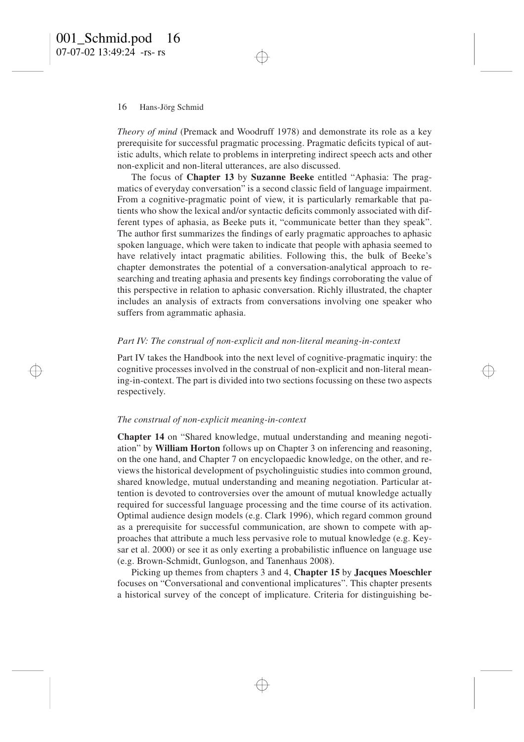*Theory of mind* (Premack and Woodruff 1978) and demonstrate its role as a key prerequisite for successful pragmatic processing. Pragmatic deficits typical of autistic adults, which relate to problems in interpreting indirect speech acts and other non-explicit and non-literal utterances, are also discussed.

The focus of **Chapter 13** by **Suzanne Beeke** entitled "Aphasia: The pragmatics of everyday conversation" is a second classic field of language impairment. From a cognitive-pragmatic point of view, it is particularly remarkable that patients who show the lexical and/or syntactic deficits commonly associated with different types of aphasia, as Beeke puts it, "communicate better than they speak". The author first summarizes the findings of early pragmatic approaches to aphasic spoken language, which were taken to indicate that people with aphasia seemed to have relatively intact pragmatic abilities. Following this, the bulk of Beeke's chapter demonstrates the potential of a conversation-analytical approach to researching and treating aphasia and presents key findings corroborating the value of this perspective in relation to aphasic conversation. Richly illustrated, the chapter includes an analysis of extracts from conversations involving one speaker who suffers from agrammatic aphasia.

### *Part IV: The construal of non-explicit and non-literal meaning-in-context*

Part IV takes the Handbook into the next level of cognitive-pragmatic inquiry: the cognitive processes involved in the construal of non-explicit and non-literal meaning-in-context. The part is divided into two sections focussing on these two aspects respectively.

#### *The construal of non-explicit meaning-in-context*

**Chapter 14** on "Shared knowledge, mutual understanding and meaning negotiation" by **William Horton** follows up on Chapter 3 on inferencing and reasoning, on the one hand, and Chapter 7 on encyclopaedic knowledge, on the other, and reviews the historical development of psycholinguistic studies into common ground, shared knowledge, mutual understanding and meaning negotiation. Particular attention is devoted to controversies over the amount of mutual knowledge actually required for successful language processing and the time course of its activation. Optimal audience design models (e.g. Clark 1996), which regard common ground as a prerequisite for successful communication, are shown to compete with approaches that attribute a much less pervasive role to mutual knowledge (e.g. Keysar et al. 2000) or see it as only exerting a probabilistic influence on language use (e.g. Brown-Schmidt, Gunlogson, and Tanenhaus 2008).

Picking up themes from chapters 3 and 4, **Chapter 15** by **Jacques Moeschler** focuses on "Conversational and conventional implicatures". This chapter presents a historical survey of the concept of implicature. Criteria for distinguishing be-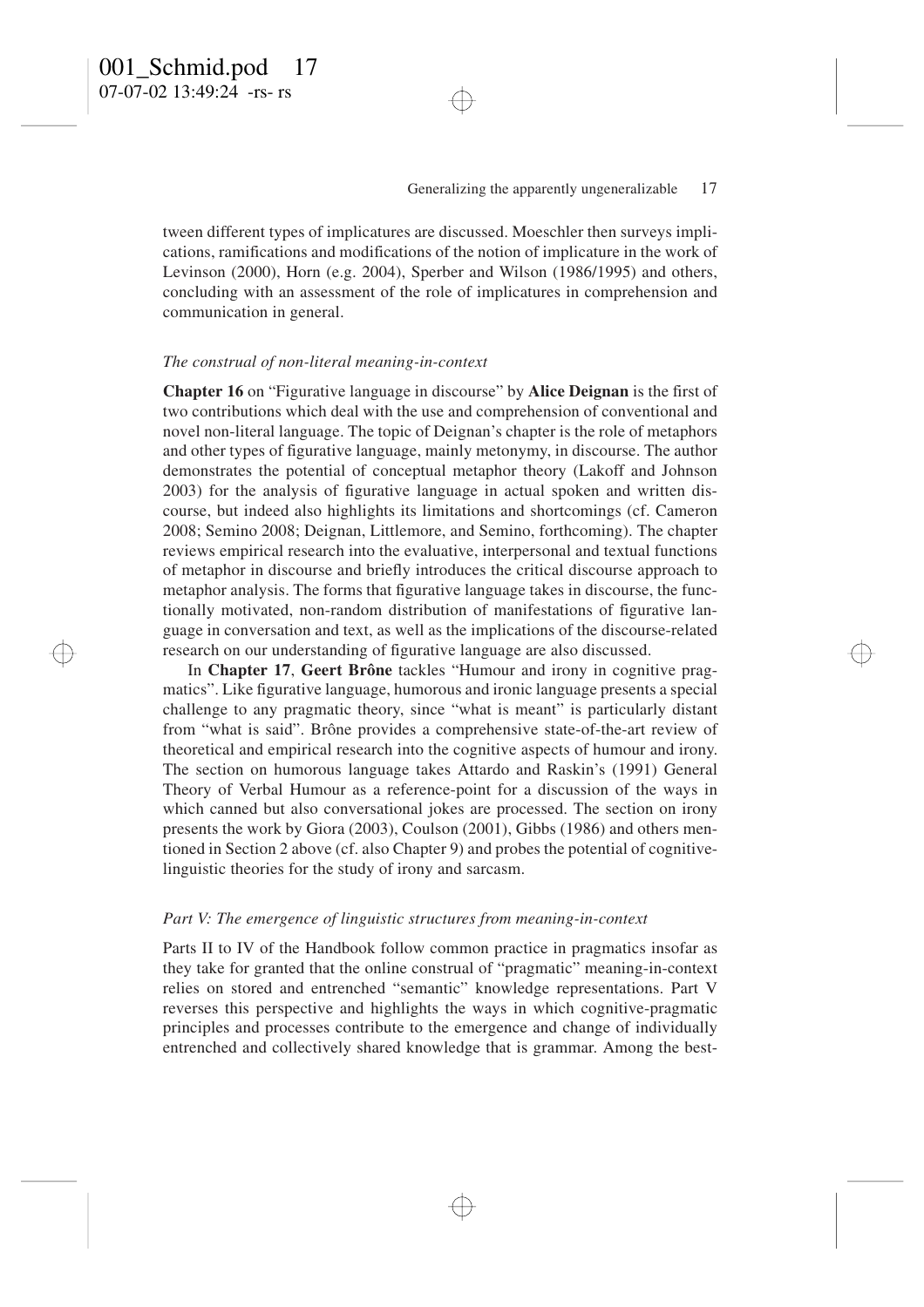tween different types of implicatures are discussed. Moeschler then surveys implications, ramifications and modifications of the notion of implicature in the work of Levinson (2000), Horn (e.g. 2004), Sperber and Wilson (1986/1995) and others, concluding with an assessment of the role of implicatures in comprehension and communication in general.

*The construal of non-literal meaning-in-context*

**Chapter 16** on "Figurative language in discourse" by **Alice Deignan** is the first of two contributions which deal with the use and comprehension of conventional and novel non-literal language. The topic of Deignan's chapter is the role of metaphors and other types of figurative language, mainly metonymy, in discourse. The author demonstrates the potential of conceptual metaphor theory (Lakoff and Johnson 2003) for the analysis of figurative language in actual spoken and written discourse, but indeed also highlights its limitations and shortcomings (cf. Cameron 2008; Semino 2008; Deignan, Littlemore, and Semino, forthcoming). The chapter reviews empirical research into the evaluative, interpersonal and textual functions of metaphor in discourse and briefly introduces the critical discourse approach to metaphor analysis. The forms that figurative language takes in discourse, the functionally motivated, non-random distribution of manifestations of figurative language in conversation and text, as well as the implications of the discourse-related research on our understanding of figurative language are also discussed.

In **Chapter 17**, **Geert Brône** tackles "Humour and irony in cognitive pragmatics". Like figurative language, humorous and ironic language presents a special challenge to any pragmatic theory, since "what is meant" is particularly distant from "what is said". Brône provides a comprehensive state-of-the-art review of theoretical and empirical research into the cognitive aspects of humour and irony. The section on humorous language takes Attardo and Raskin's (1991) General Theory of Verbal Humour as a reference-point for a discussion of the ways in which canned but also conversational jokes are processed. The section on irony presents the work by Giora (2003), Coulson (2001), Gibbs (1986) and others mentioned in Section 2 above (cf. also Chapter 9) and probes the potential of cognitive-linguistic theories for the study of irony and sarcasm.

*Part V: The emergence of linguistic structures from meaning-in-context*

Parts II to IV of the Handbook follow common practice in pragmatics insofar as they take for granted that the online construal of "pragmatic" meaning-in-context relies on stored and entrenched "semantic" knowledge representations. Part V reverses this perspective and highlights the ways in which cognitive-pragmatic principles and processes contribute to the emergence and change of individually entrenched and collectively shared knowledge that is grammar. Among the best-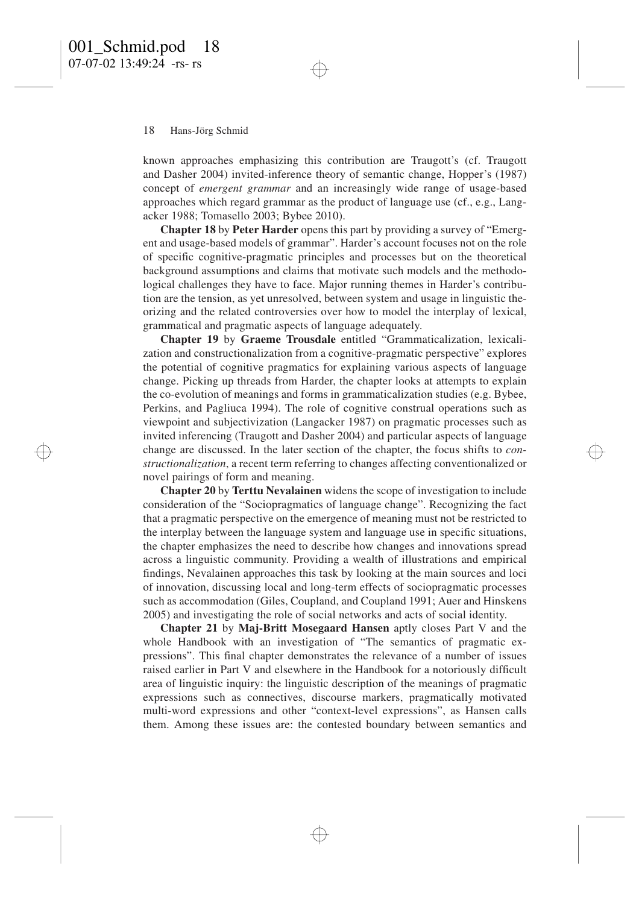known approaches emphasizing this contribution are Traugott's (cf. Traugott and Dasher 2004) invited-inference theory of semantic change, Hopper's (1987) concept of *emergent grammar* and an increasingly wide range of usage-based approaches which regard grammar as the product of language use (cf., e.g., Langacker 1988; Tomasello 2003; Bybee 2010).

**Chapter 18** by **Peter Harder** opens this part by providing a survey of "Emergent and usage-based models of grammar". Harder's account focuses not on the role of specific cognitive-pragmatic principles and processes but on the theoretical background assumptions and claims that motivate such models and the methodological challenges they have to face. Major running themes in Harder's contribution are the tension, as yet unresolved, between system and usage in linguistic theorizing and the related controversies over how to model the interplay of lexical, grammatical and pragmatic aspects of language adequately.

**Chapter 19** by **Graeme Trousdale** entitled "Grammaticalization, lexicalization and constructionalization from a cognitive-pragmatic perspective" explores the potential of cognitive pragmatics for explaining various aspects of language change. Picking up threads from Harder, the chapter looks at attempts to explain the co-evolution of meanings and forms in grammaticalization studies (e.g. Bybee, Perkins, and Pagliuca 1994). The role of cognitive construal operations such as viewpoint and subjectivization (Langacker 1987) on pragmatic processes such as invited inferencing (Traugott and Dasher 2004) and particular aspects of language change are discussed. In the later section of the chapter, the focus shifts to *constructionalization*, a recent term referring to changes affecting conventionalized or novel pairings of form and meaning.

**Chapter 20** by **Terttu Nevalainen** widens the scope of investigation to include consideration of the "Sociopragmatics of language change". Recognizing the fact that a pragmatic perspective on the emergence of meaning must not be restricted to the interplay between the language system and language use in specific situations, the chapter emphasizes the need to describe how changes and innovations spread across a linguistic community. Providing a wealth of illustrations and empirical findings, Nevalainen approaches this task by looking at the main sources and loci of innovation, discussing local and long-term effects of sociopragmatic processes such as accommodation (Giles, Coupland, and Coupland 1991; Auer and Hinskens 2005) and investigating the role of social networks and acts of social identity.

**Chapter 21** by **Maj-Britt Mosegaard Hansen** aptly closes Part V and the whole Handbook with an investigation of "The semantics of pragmatic expressions". This final chapter demonstrates the relevance of a number of issues raised earlier in Part V and elsewhere in the Handbook for a notoriously difficult area of linguistic inquiry: the linguistic description of the meanings of pragmatic expressions such as connectives, discourse markers, pragmatically motivated multi-word expressions and other "context-level expressions", as Hansen calls them. Among these issues are: the contested boundary between semantics and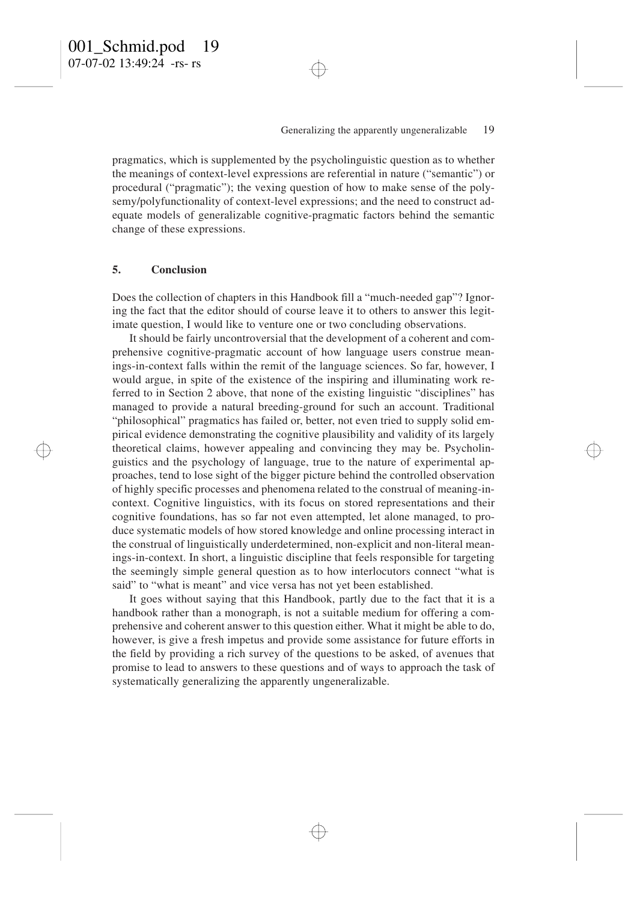pragmatics, which is supplemented by the psycholinguistic question as to whether the meanings of context-level expressions are referential in nature ("semantic") or procedural ("pragmatic"); the vexing question of how to make sense of the polysemy/polyfunctionality of context-level expressions; and the need to construct adequate models of generalizable cognitive-pragmatic factors behind the semantic change of these expressions.

## 5. Conclusion

Does the collection of chapters in this Handbook fill a "much-needed gap"? Ignoring the fact that the editor should of course leave it to others to answer this legitimate question, I would like to venture one or two concluding observations.

It should be fairly uncontroversial that the development of a coherent and comprehensive cognitive-pragmatic account of how language users construe meanings-in-context falls within the remit of the language sciences. So far, however, I would argue, in spite of the existence of the inspiring and illuminating work referred to in Section 2 above, that none of the existing linguistic "disciplines" has managed to provide a natural breeding-ground for such an account. Traditional "philosophical" pragmatics has failed or, better, not even tried to supply solid empirical evidence demonstrating the cognitive plausibility and validity of its largely theoretical claims, however appealing and convincing they may be. Psycholinguistics and the psychology of language, true to the nature of experimental approaches, tend to lose sight of the bigger picture behind the controlled observation of highly specific processes and phenomena related to the construal of meaning-in-context. Cognitive linguistics, with its focus on stored representations and their cognitive foundations, has so far not even attempted, let alone managed, to produce systematic models of how stored knowledge and online processing interact in the construal of linguistically underdetermined, non-explicit and non-literal meanings-in-context. In short, a linguistic discipline that feels responsible for targeting the seemingly simple general question as to how interlocutors connect "what is said" to "what is meant" and vice versa has not yet been established.

It goes without saying that this Handbook, partly due to the fact that it is a handbook rather than a monograph, is not a suitable medium for offering a comprehensive and coherent answer to this question either. What it might be able to do, however, is give a fresh impetus and provide some assistance for future efforts in the field by providing a rich survey of the questions to be asked, of avenues that promise to lead to answers to these questions and of ways to approach the task of systematically generalizing the apparently ungeneralizable.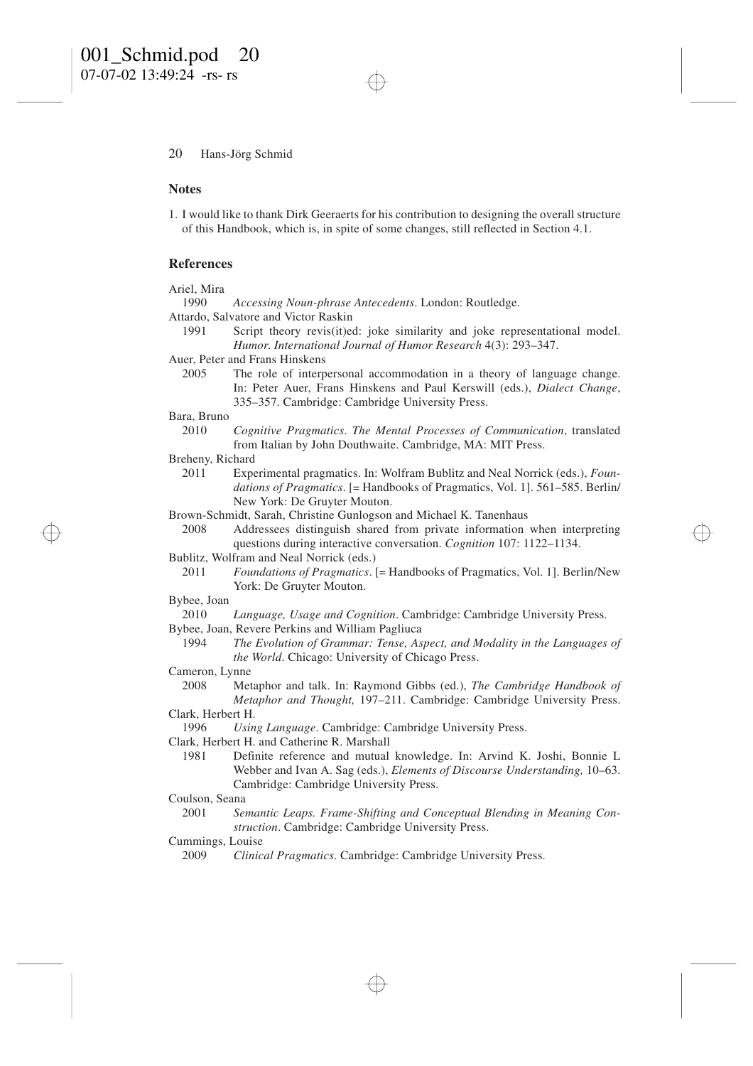## Notes

1. I would like to thank Dirk Geeraerts for his contribution to designing the overall structure of this Handbook, which is, in spite of some changes, still reflected in Section 4.1.

## References

Ariel, Mira
1990 *Accessing Noun-phrase Antecedents*. London: Routledge.

Attardo, Salvatore and Victor Raskin
1991 Script theory revis(it)ed: joke similarity and joke representational model. *Humor. International Journal of Humor Research* 4(3): 293–347.

Auer, Peter and Frans Hinskens
2005 The role of interpersonal accommodation in a theory of language change. In: Peter Auer, Frans Hinskens and Paul Kerswill (eds.), *Dialect Change*, 335–357. Cambridge: Cambridge University Press.

Bara, Bruno
2010 *Cognitive Pragmatics. The Mental Processes of Communication*, translated from Italian by John Douthwaite. Cambridge, MA: MIT Press.

Breheny, Richard
2011 Experimental pragmatics. In: Wolfram Bublitz and Neal Norrick (eds.), *Foundations of Pragmatics*. [= Handbooks of Pragmatics, Vol. 1]. 561–585. Berlin/New York: De Gruyter Mouton.

Brown-Schmidt, Sarah, Christine Gunlogson and Michael K. Tanenhaus
2008 Addressees distinguish shared from private information when interpreting questions during interactive conversation. *Cognition* 107: 1122–1134.

Bublitz, Wolfram and Neal Norrick (eds.)
2011 *Foundations of Pragmatics*. [= Handbooks of Pragmatics, Vol. 1]. Berlin/New York: De Gruyter Mouton.

Bybee, Joan
2010 *Language, Usage and Cognition*. Cambridge: Cambridge University Press.

Bybee, Joan, Revere Perkins and William Pagliuca
1994 *The Evolution of Grammar: Tense, Aspect, and Modality in the Languages of the World*. Chicago: University of Chicago Press.

Cameron, Lynne
2008 Metaphor and talk. In: Raymond Gibbs (ed.), *The Cambridge Handbook of Metaphor and Thought,* 197–211. Cambridge: Cambridge University Press.

Clark, Herbert H.
1996 *Using Language*. Cambridge: Cambridge University Press.

Clark, Herbert H. and Catherine R. Marshall
1981 Definite reference and mutual knowledge. In: Arvind K. Joshi, Bonnie L Webber and Ivan A. Sag (eds.), *Elements of Discourse Understanding,* 10–63. Cambridge: Cambridge University Press.

Coulson, Seana
2001 *Semantic Leaps. Frame-Shifting and Conceptual Blending in Meaning Construction*. Cambridge: Cambridge University Press.

Cummings, Louise
2009 *Clinical Pragmatics*. Cambridge: Cambridge University Press.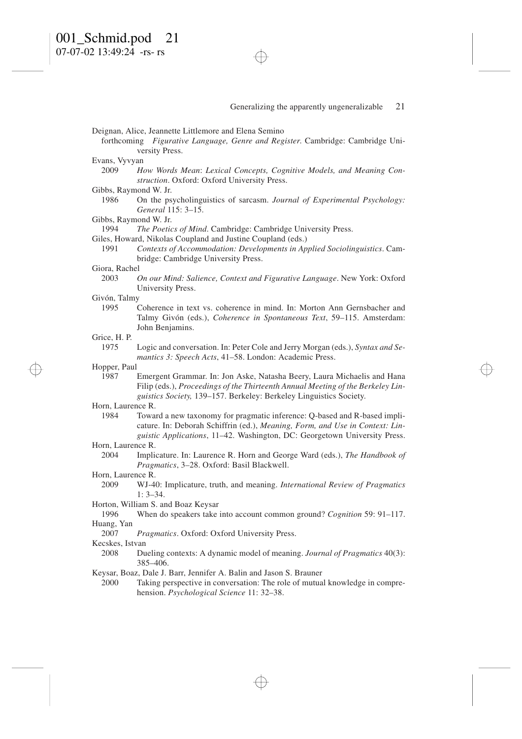Deignan, Alice, Jeannette Littlemore and Elena Semino
forthcoming *Figurative Language, Genre and Register*. Cambridge: Cambridge University Press.

Evans, Vyvyan
2009 *How Words Mean: Lexical Concepts, Cognitive Models, and Meaning Construction*. Oxford: Oxford University Press.

Gibbs, Raymond W. Jr.
1986 On the psycholinguistics of sarcasm. *Journal of Experimental Psychology: General* 115: 3–15.

Gibbs, Raymond W. Jr.
1994 *The Poetics of Mind*. Cambridge: Cambridge University Press.

Giles, Howard, Nikolas Coupland and Justine Coupland (eds.)
1991 *Contexts of Accommodation: Developments in Applied Sociolinguistics*. Cambridge: Cambridge University Press.

Giora, Rachel
2003 *On our Mind: Salience, Context and Figurative Language*. New York: Oxford University Press.

Givón, Talmy
1995 Coherence in text vs. coherence in mind. In: Morton Ann Gernsbacher and Talmy Givón (eds.), *Coherence in Spontaneous Text*, 59–115. Amsterdam: John Benjamins.

Grice, H. P.
1975 Logic and conversation. In: Peter Cole and Jerry Morgan (eds.), *Syntax and Semantics 3: Speech Acts*, 41–58. London: Academic Press.

Hopper, Paul
1987 Emergent Grammar. In: Jon Aske, Natasha Beery, Laura Michaelis and Hana Filip (eds.), *Proceedings of the Thirteenth Annual Meeting of the Berkeley Linguistics Society,* 139–157. Berkeley: Berkeley Linguistics Society.

Horn, Laurence R.
1984 Toward a new taxonomy for pragmatic inference: Q-based and R-based implicature. In: Deborah Schiffrin (ed.), *Meaning, Form, and Use in Context: Linguistic Applications*, 11–42. Washington, DC: Georgetown University Press.

Horn, Laurence R.
2004 Implicature. In: Laurence R. Horn and George Ward (eds.), *The Handbook of Pragmatics*, 3–28. Oxford: Basil Blackwell.

Horn, Laurence R.
2009 WJ-40: Implicature, truth, and meaning. *International Review of Pragmatics* 1: 3–34.

Horton, William S. and Boaz Keysar
1996 When do speakers take into account common ground? *Cognition* 59: 91–117.

Huang, Yan
2007 *Pragmatics*. Oxford: Oxford University Press.

Kecskes, Istvan
2008 Dueling contexts: A dynamic model of meaning. *Journal of Pragmatics* 40(3): 385–406.

Keysar, Boaz, Dale J. Barr, Jennifer A. Balin and Jason S. Brauner
2000 Taking perspective in conversation: The role of mutual knowledge in comprehension. *Psychological Science* 11: 32–38.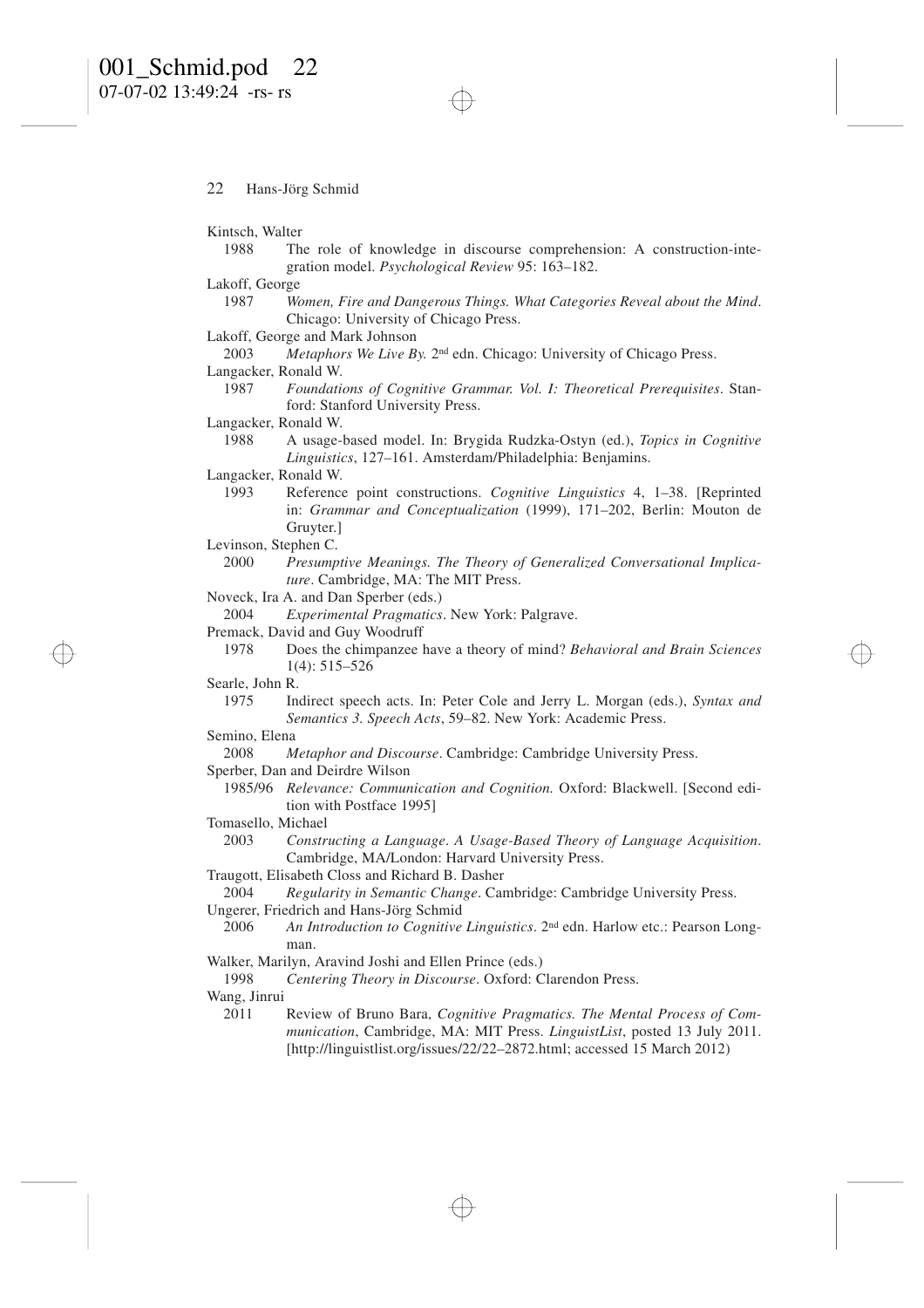Kintsch, Walter

1988 The role of knowledge in discourse comprehension: A construction-integration model. *Psychological Review* 95: 163–182.

Lakoff, George

1987 *Women, Fire and Dangerous Things. What Categories Reveal about the Mind*. Chicago: University of Chicago Press.

Lakoff, George and Mark Johnson

2003 *Metaphors We Live By.* 2nd edn. Chicago: University of Chicago Press.

Langacker, Ronald W.

1987 *Foundations of Cognitive Grammar. Vol. I: Theoretical Prerequisites*. Stanford: Stanford University Press.

Langacker, Ronald W.

1988 A usage-based model. In: Brygida Rudzka-Ostyn (ed.), *Topics in Cognitive Linguistics*, 127–161. Amsterdam/Philadelphia: Benjamins.

Langacker, Ronald W.

1993 Reference point constructions. *Cognitive Linguistics* 4, 1–38. [Reprinted in: *Grammar and Conceptualization* (1999), 171–202, Berlin: Mouton de Gruyter.]

Levinson, Stephen C.

2000 *Presumptive Meanings. The Theory of Generalized Conversational Implicature*. Cambridge, MA: The MIT Press.

Noveck, Ira A. and Dan Sperber (eds.)

2004 *Experimental Pragmatics*. New York: Palgrave.

Premack, David and Guy Woodruff

1978 Does the chimpanzee have a theory of mind? *Behavioral and Brain Sciences* 1(4): 515–526

Searle, John R.

1975 Indirect speech acts. In: Peter Cole and Jerry L. Morgan (eds.), *Syntax and Semantics 3. Speech Acts*, 59–82. New York: Academic Press.

Semino, Elena

2008 *Metaphor and Discourse*. Cambridge: Cambridge University Press.

Sperber, Dan and Deirdre Wilson

1985/96 *Relevance: Communication and Cognition.* Oxford: Blackwell. [Second edition with Postface 1995]

Tomasello, Michael

2003 *Constructing a Language. A Usage-Based Theory of Language Acquisition*. Cambridge, MA/London: Harvard University Press.

Traugott, Elisabeth Closs and Richard B. Dasher

2004 *Regularity in Semantic Change*. Cambridge: Cambridge University Press.

Ungerer, Friedrich and Hans-Jörg Schmid

2006 *An Introduction to Cognitive Linguistics*. 2nd edn. Harlow etc.: Pearson Longman.

Walker, Marilyn, Aravind Joshi and Ellen Prince (eds.)

1998 *Centering Theory in Discourse*. Oxford: Clarendon Press.

Wang, Jinrui

2011 Review of Bruno Bara, *Cognitive Pragmatics. The Mental Process of Communication*, Cambridge, MA: MIT Press. *LinguistList*, posted 13 July 2011. [http://linguistlist.org/issues/22/22–2872.html; accessed 15 March 2012)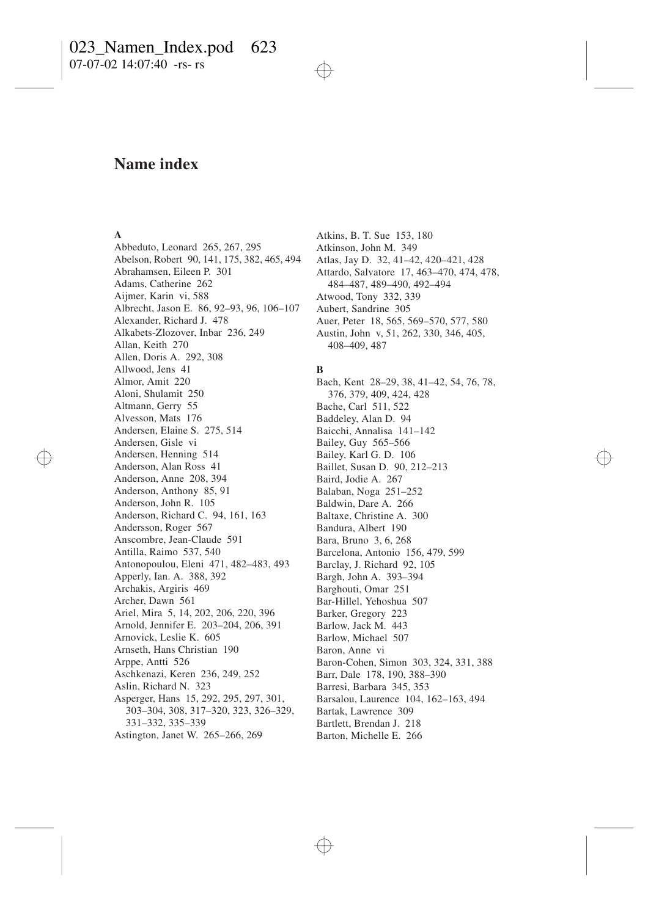# Name index

**A**

Abbeduto, Leonard 265, 267, 295
Abelson, Robert 90, 141, 175, 382, 465, 494
Abrahamsen, Eileen P. 301
Adams, Catherine 262
Aijmer, Karin vi, 588
Albrecht, Jason E. 86, 92–93, 96, 106–107
Alexander, Richard J. 478
Alkabets-Zlozover, Inbar 236, 249
Allan, Keith 270
Allen, Doris A. 292, 308
Allwood, Jens 41
Almor, Amit 220
Aloni, Shulamit 250
Altmann, Gerry 55
Alvesson, Mats 176
Andersen, Elaine S. 275, 514
Andersen, Gisle vi
Andersen, Henning 514
Anderson, Alan Ross 41
Anderson, Anne 208, 394
Anderson, Anthony 85, 91
Anderson, John R. 105
Anderson, Richard C. 94, 161, 163
Andersson, Roger 567
Anscombre, Jean-Claude 591
Antilla, Raimo 537, 540
Antonopoulou, Eleni 471, 482–483, 493
Apperly, Ian. A. 388, 392
Archakis, Argiris 469
Archer, Dawn 561
Ariel, Mira 5, 14, 202, 206, 220, 396
Arnold, Jennifer E. 203–204, 206, 391
Arnovick, Leslie K. 605
Arnseth, Hans Christian 190
Arppe, Antti 526
Aschkenazi, Keren 236, 249, 252
Aslin, Richard N. 323
Asperger, Hans 15, 292, 295, 297, 301, 303–304, 308, 317–320, 323, 326–329, 331–332, 335–339
Astington, Janet W. 265–266, 269
Atkins, B. T. Sue 153, 180
Atkinson, John M. 349
Atlas, Jay D. 32, 41–42, 420–421, 428
Attardo, Salvatore 17, 463–470, 474, 478, 484–487, 489–490, 492–494
Atwood, Tony 332, 339
Aubert, Sandrine 305
Auer, Peter 18, 565, 569–570, 577, 580
Austin, John v, 51, 262, 330, 346, 405, 408–409, 487

**B**

Bach, Kent 28–29, 38, 41–42, 54, 76, 78, 376, 379, 409, 424, 428
Bache, Carl 511, 522
Baddeley, Alan D. 94
Baicchi, Annalisa 141–142
Bailey, Guy 565–566
Bailey, Karl G. D. 106
Baillet, Susan D. 90, 212–213
Baird, Jodie A. 267
Balaban, Noga 251–252
Baldwin, Dare A. 266
Baltaxe, Christine A. 300
Bandura, Albert 190
Bara, Bruno 3, 6, 268
Barcelona, Antonio 156, 479, 599
Barclay, J. Richard 92, 105
Bargh, John A. 393–394
Barghouti, Omar 251
Bar-Hillel, Yehoshua 507
Barker, Gregory 223
Barlow, Jack M. 443
Barlow, Michael 507
Baron, Anne vi
Baron-Cohen, Simon 303, 324, 331, 388
Barr, Dale 178, 190, 388–390
Barresi, Barbara 345, 353
Barsalou, Laurence 104, 162–163, 494
Bartak, Lawrence 309
Bartlett, Brendan J. 218
Barton, Michelle E. 266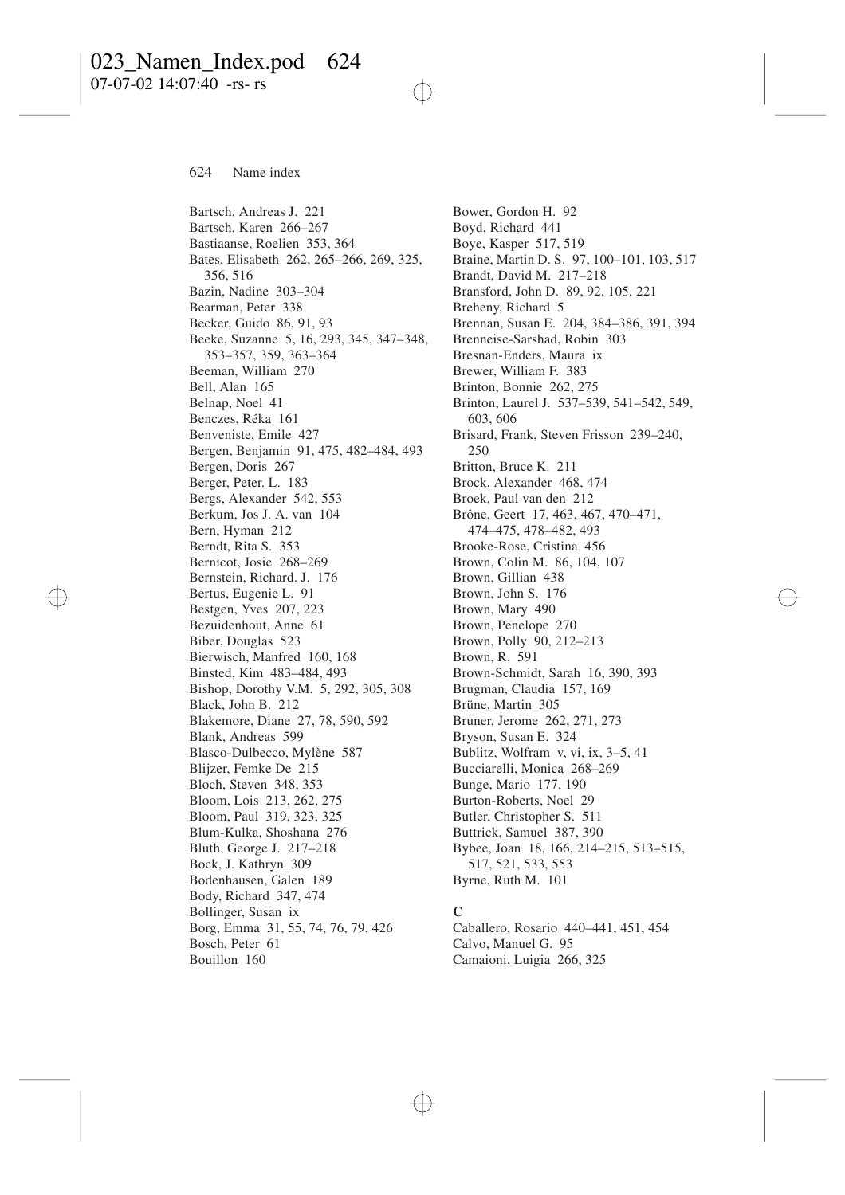Bartsch, Andreas J. 221
Bartsch, Karen 266–267
Bastiaanse, Roelien 353, 364
Bates, Elisabeth 262, 265–266, 269, 325, 356, 516
Bazin, Nadine 303–304
Bearman, Peter 338
Becker, Guido 86, 91, 93
Beeke, Suzanne 5, 16, 293, 345, 347–348, 353–357, 359, 363–364
Beeman, William 270
Bell, Alan 165
Belnap, Noel 41
Benczes, Réka 161
Benveniste, Emile 427
Bergen, Benjamin 91, 475, 482–484, 493
Bergen, Doris 267
Berger, Peter. L. 183
Bergs, Alexander 542, 553
Berkum, Jos J. A. van 104
Bern, Hyman 212
Berndt, Rita S. 353
Bernicot, Josie 268–269
Bernstein, Richard. J. 176
Bertus, Eugenie L. 91
Bestgen, Yves 207, 223
Bezuidenhout, Anne 61
Biber, Douglas 523
Bierwisch, Manfred 160, 168
Binsted, Kim 483–484, 493
Bishop, Dorothy V.M. 5, 292, 305, 308
Black, John B. 212
Blakemore, Diane 27, 78, 590, 592
Blank, Andreas 599
Blasco-Dulbecco, Mylène 587
Blijzer, Femke De 215
Bloch, Steven 348, 353
Bloom, Lois 213, 262, 275
Bloom, Paul 319, 323, 325
Blum-Kulka, Shoshana 276
Bluth, George J. 217–218
Bock, J. Kathryn 309
Bodenhausen, Galen 189
Body, Richard 347, 474
Bollinger, Susan ix
Borg, Emma 31, 55, 74, 76, 79, 426
Bosch, Peter 61
Bouillon 160
Bower, Gordon H. 92
Boyd, Richard 441
Boye, Kasper 517, 519
Braine, Martin D. S. 97, 100–101, 103, 517
Brandt, David M. 217–218
Bransford, John D. 89, 92, 105, 221
Breheny, Richard 5
Brennan, Susan E. 204, 384–386, 391, 394
Brenneise-Sarshad, Robin 303
Bresnan-Enders, Maura ix
Brewer, William F. 383
Brinton, Bonnie 262, 275
Brinton, Laurel J. 537–539, 541–542, 549, 603, 606
Brisard, Frank, Steven Frisson 239–240, 250
Britton, Bruce K. 211
Brock, Alexander 468, 474
Broek, Paul van den 212
Brône, Geert 17, 463, 467, 470–471, 474–475, 478–482, 493
Brooke-Rose, Cristina 456
Brown, Colin M. 86, 104, 107
Brown, Gillian 438
Brown, John S. 176
Brown, Mary 490
Brown, Penelope 270
Brown, Polly 90, 212–213
Brown, R. 591
Brown-Schmidt, Sarah 16, 390, 393
Brugman, Claudia 157, 169
Brüne, Martin 305
Bruner, Jerome 262, 271, 273
Bryson, Susan E. 324
Bublitz, Wolfram v, vi, ix, 3–5, 41
Bucciarelli, Monica 268–269
Bunge, Mario 177, 190
Burton-Roberts, Noel 29
Butler, Christopher S. 511
Buttrick, Samuel 387, 390
Bybee, Joan 18, 166, 214–215, 513–515, 517, 521, 533, 553
Byrne, Ruth M. 101

**C**

Caballero, Rosario 440–441, 451, 454
Calvo, Manuel G. 95
Camaioni, Luigia 266, 325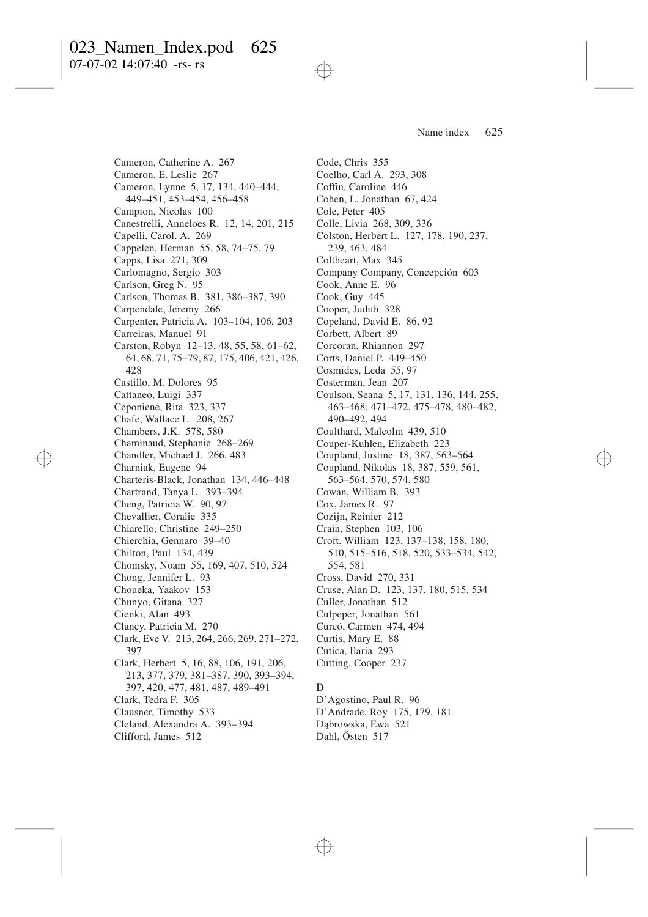Cameron, Catherine A. 267
Cameron, E. Leslie 267
Cameron, Lynne 5, 17, 134, 440–444, 449–451, 453–454, 456–458
Campion, Nicolas 100
Canestrelli, Anneloes R. 12, 14, 201, 215
Capelli, Carol. A. 269
Cappelen, Herman 55, 58, 74–75, 79
Capps, Lisa 271, 309
Carlomagno, Sergio 303
Carlson, Greg N. 95
Carlson, Thomas B. 381, 386–387, 390
Carpendale, Jeremy 266
Carpenter, Patricia A. 103–104, 106, 203
Carreiras, Manuel 91
Carston, Robyn 12–13, 48, 55, 58, 61–62, 64, 68, 71, 75–79, 87, 175, 406, 421, 426, 428
Castillo, M. Dolores 95
Cattaneo, Luigi 337
Ceponiene, Rita 323, 337
Chafe, Wallace L. 208, 267
Chambers, J.K. 578, 580
Chaminaud, Stephanie 268–269
Chandler, Michael J. 266, 483
Charniak, Eugene 94
Charteris-Black, Jonathan 134, 446–448
Chartrand, Tanya L. 393–394
Cheng, Patricia W. 90, 97
Chevallier, Coralie 335
Chiarello, Christine 249–250
Chierchia, Gennaro 39–40
Chilton, Paul 134, 439
Chomsky, Noam 55, 169, 407, 510, 524
Chong, Jennifer L. 93
Choueka, Yaakov 153
Chunyo, Gitana 327
Cienki, Alan 493
Clancy, Patricia M. 270
Clark, Eve V. 213, 264, 266, 269, 271–272, 397
Clark, Herbert 5, 16, 88, 106, 191, 206, 213, 377, 379, 381–387, 390, 393–394, 397, 420, 477, 481, 487, 489–491
Clark, Tedra F. 305
Clausner, Timothy 533
Cleland, Alexandra A. 393–394
Clifford, James 512
Code, Chris 355
Coelho, Carl A. 293, 308
Coffin, Caroline 446
Cohen, L. Jonathan 67, 424
Cole, Peter 405
Colle, Livia 268, 309, 336
Colston, Herbert L. 127, 178, 190, 237, 239, 463, 484
Coltheart, Max 345
Company Company, Concepción 603
Cook, Anne E. 96
Cook, Guy 445
Cooper, Judith 328
Copeland, David E. 86, 92
Corbett, Albert 89
Corcoran, Rhiannon 297
Corts, Daniel P. 449–450
Cosmides, Leda 55, 97
Costerman, Jean 207
Coulson, Seana 5, 17, 131, 136, 144, 255, 463–468, 471–472, 475–478, 480–482, 490–492, 494
Coulthard, Malcolm 439, 510
Couper-Kuhlen, Elizabeth 223
Coupland, Justine 18, 387, 563–564
Coupland, Nikolas 18, 387, 559, 561, 563–564, 570, 574, 580
Cowan, William B. 393
Cox, James R. 97
Cozijn, Reinier 212
Crain, Stephen 103, 106
Croft, William 123, 137–138, 158, 180, 510, 515–516, 518, 520, 533–534, 542, 554, 581
Cross, David 270, 331
Cruse, Alan D. 123, 137, 180, 515, 534
Culler, Jonathan 512
Culpeper, Jonathan 561
Curcó, Carmen 474, 494
Curtis, Mary E. 88
Cutica, Ilaria 293
Cutting, Cooper 237

**D**

D'Agostino, Paul R. 96
D'Andrade, Roy 175, 179, 181
Dąbrowska, Ewa 521
Dahl, Östen 517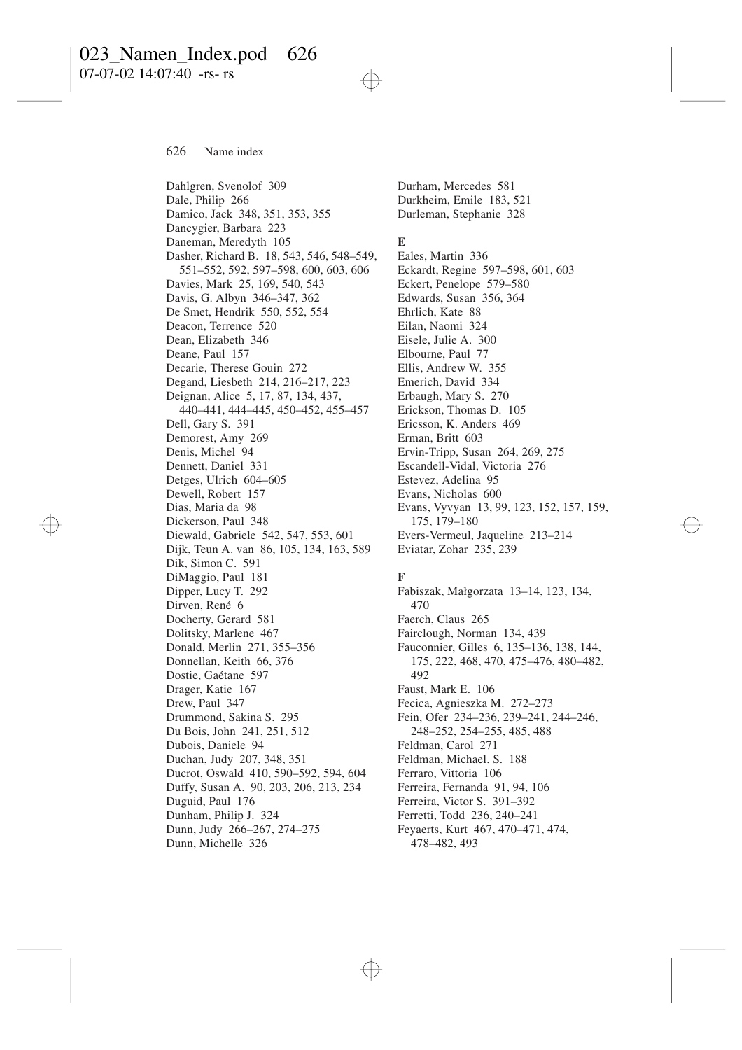Dahlgren, Svenolof 309
Dale, Philip 266
Damico, Jack 348, 351, 353, 355
Dancygier, Barbara 223
Daneman, Meredyth 105
Dasher, Richard B. 18, 543, 546, 548–549, 551–552, 592, 597–598, 600, 603, 606
Davies, Mark 25, 169, 540, 543
Davis, G. Albyn 346–347, 362
De Smet, Hendrik 550, 552, 554
Deacon, Terrence 520
Dean, Elizabeth 346
Deane, Paul 157
Decarie, Therese Gouin 272
Degand, Liesbeth 214, 216–217, 223
Deignan, Alice 5, 17, 87, 134, 437, 440–441, 444–445, 450–452, 455–457
Dell, Gary S. 391
Demorest, Amy 269
Denis, Michel 94
Dennett, Daniel 331
Detges, Ulrich 604–605
Dewell, Robert 157
Dias, Maria da 98
Dickerson, Paul 348
Diewald, Gabriele 542, 547, 553, 601
Dijk, Teun A. van 86, 105, 134, 163, 589
Dik, Simon C. 591
DiMaggio, Paul 181
Dipper, Lucy T. 292
Dirven, René 6
Docherty, Gerard 581
Dolitsky, Marlene 467
Donald, Merlin 271, 355–356
Donnellan, Keith 66, 376
Dostie, Gaétane 597
Drager, Katie 167
Drew, Paul 347
Drummond, Sakina S. 295
Du Bois, John 241, 251, 512
Dubois, Daniele 94
Duchan, Judy 207, 348, 351
Ducrot, Oswald 410, 590–592, 594, 604
Duffy, Susan A. 90, 203, 206, 213, 234
Duguid, Paul 176
Dunham, Philip J. 324
Dunn, Judy 266–267, 274–275
Dunn, Michelle 326
Durham, Mercedes 581
Durkheim, Emile 183, 521
Durleman, Stephanie 328

**E**

Eales, Martin 336
Eckardt, Regine 597–598, 601, 603
Eckert, Penelope 579–580
Edwards, Susan 356, 364
Ehrlich, Kate 88
Eilan, Naomi 324
Eisele, Julie A. 300
Elbourne, Paul 77
Ellis, Andrew W. 355
Emerich, David 334
Erbaugh, Mary S. 270
Erickson, Thomas D. 105
Ericsson, K. Anders 469
Erman, Britt 603
Ervin-Tripp, Susan 264, 269, 275
Escandell-Vidal, Victoria 276
Estevez, Adelina 95
Evans, Nicholas 600
Evans, Vyvyan 13, 99, 123, 152, 157, 159, 175, 179–180
Evers-Vermeul, Jaqueline 213–214
Eviatar, Zohar 235, 239

**F**

Fabiszak, Małgorzata 13–14, 123, 134, 470
Faerch, Claus 265
Fairclough, Norman 134, 439
Fauconnier, Gilles 6, 135–136, 138, 144, 175, 222, 468, 470, 475–476, 480–482, 492
Faust, Mark E. 106
Fecica, Agnieszka M. 272–273
Fein, Ofer 234–236, 239–241, 244–246, 248–252, 254–255, 485, 488
Feldman, Carol 271
Feldman, Michael. S. 188
Ferraro, Vittoria 106
Ferreira, Fernanda 91, 94, 106
Ferreira, Victor S. 391–392
Ferretti, Todd 236, 240–241
Feyaerts, Kurt 467, 470–471, 474, 478–482, 493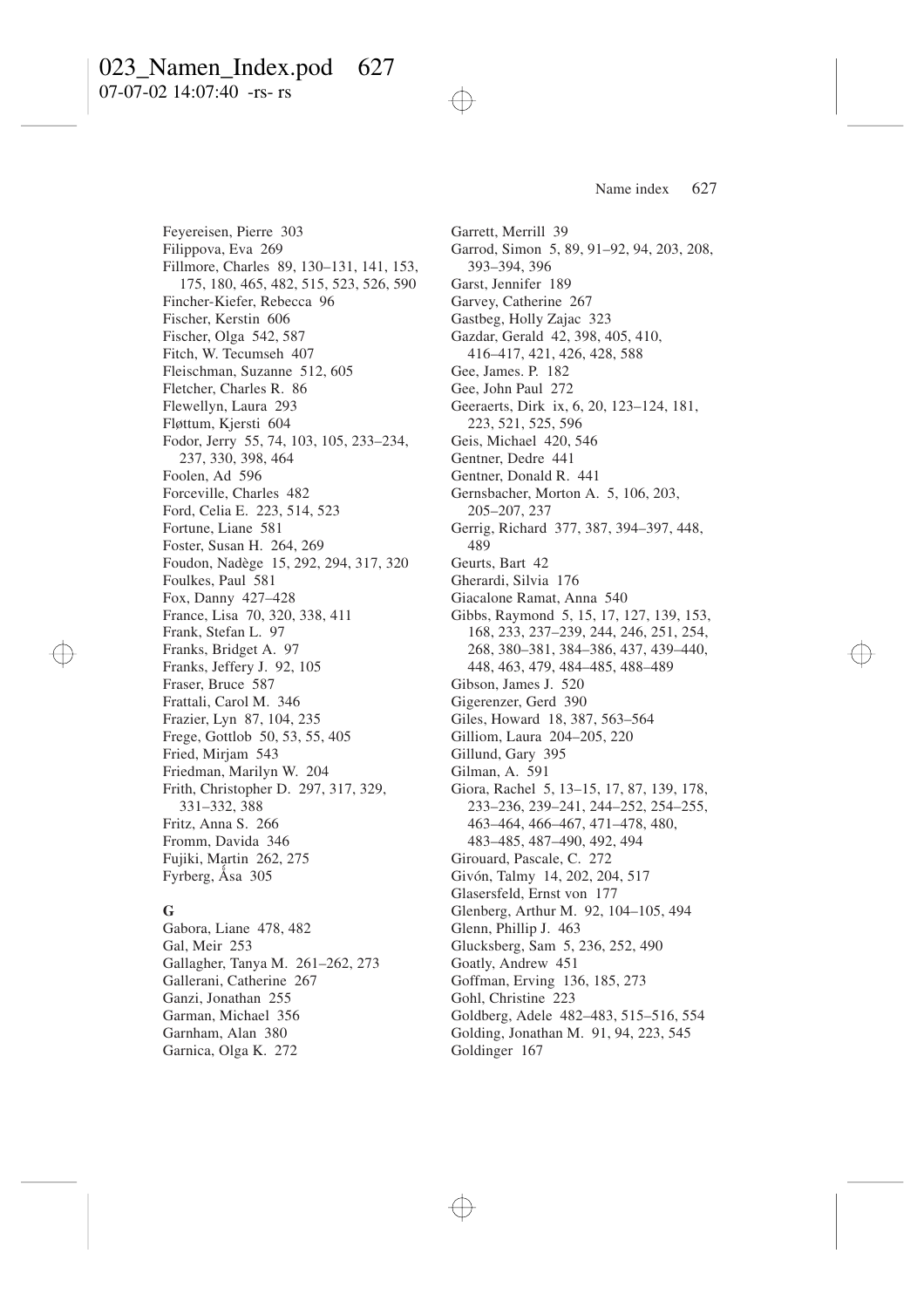Feyereisen, Pierre 303
Filippova, Eva 269
Fillmore, Charles 89, 130–131, 141, 153, 175, 180, 465, 482, 515, 523, 526, 590
Fincher-Kiefer, Rebecca 96
Fischer, Kerstin 606
Fischer, Olga 542, 587
Fitch, W. Tecumseh 407
Fleischman, Suzanne 512, 605
Fletcher, Charles R. 86
Flewellyn, Laura 293
Fløttum, Kjersti 604
Fodor, Jerry 55, 74, 103, 105, 233–234, 237, 330, 398, 464
Foolen, Ad 596
Forceville, Charles 482
Ford, Celia E. 223, 514, 523
Fortune, Liane 581
Foster, Susan H. 264, 269
Foudon, Nadège 15, 292, 294, 317, 320
Foulkes, Paul 581
Fox, Danny 427–428
France, Lisa 70, 320, 338, 411
Frank, Stefan L. 97
Franks, Bridget A. 97
Franks, Jeffery J. 92, 105
Fraser, Bruce 587
Frattali, Carol M. 346
Frazier, Lyn 87, 104, 235
Frege, Gottlob 50, 53, 55, 405
Fried, Mirjam 543
Friedman, Marilyn W. 204
Frith, Christopher D. 297, 317, 329, 331–332, 388
Fritz, Anna S. 266
Fromm, Davida 346
Fujiki, Martin 262, 275
Fyrberg, Åsa 305

**G**

Gabora, Liane 478, 482
Gal, Meir 253
Gallagher, Tanya M. 261–262, 273
Gallerani, Catherine 267
Ganzi, Jonathan 255
Garman, Michael 356
Garnham, Alan 380
Garnica, Olga K. 272
Garrett, Merrill 39
Garrod, Simon 5, 89, 91–92, 94, 203, 208, 393–394, 396
Garst, Jennifer 189
Garvey, Catherine 267
Gastbeg, Holly Zajac 323
Gazdar, Gerald 42, 398, 405, 410, 416–417, 421, 426, 428, 588
Gee, James. P. 182
Gee, John Paul 272
Geeraerts, Dirk ix, 6, 20, 123–124, 181, 223, 521, 525, 596
Geis, Michael 420, 546
Gentner, Dedre 441
Gentner, Donald R. 441
Gernsbacher, Morton A. 5, 106, 203, 205–207, 237
Gerrig, Richard 377, 387, 394–397, 448, 489
Geurts, Bart 42
Gherardi, Silvia 176
Giacalone Ramat, Anna 540
Gibbs, Raymond 5, 15, 17, 127, 139, 153, 168, 233, 237–239, 244, 246, 251, 254, 268, 380–381, 384–386, 437, 439–440, 448, 463, 479, 484–485, 488–489
Gibson, James J. 520
Gigerenzer, Gerd 390
Giles, Howard 18, 387, 563–564
Gilliom, Laura 204–205, 220
Gillund, Gary 395
Gilman, A. 591
Giora, Rachel 5, 13–15, 17, 87, 139, 178, 233–236, 239–241, 244–252, 254–255, 463–464, 466–467, 471–478, 480, 483–485, 487–490, 492, 494
Girouard, Pascale, C. 272
Givón, Talmy 14, 202, 204, 517
Glasersfeld, Ernst von 177
Glenberg, Arthur M. 92, 104–105, 494
Glenn, Phillip J. 463
Glucksberg, Sam 5, 236, 252, 490
Goatly, Andrew 451
Goffman, Erving 136, 185, 273
Gohl, Christine 223
Goldberg, Adele 482–483, 515–516, 554
Golding, Jonathan M. 91, 94, 223, 545
Goldinger 167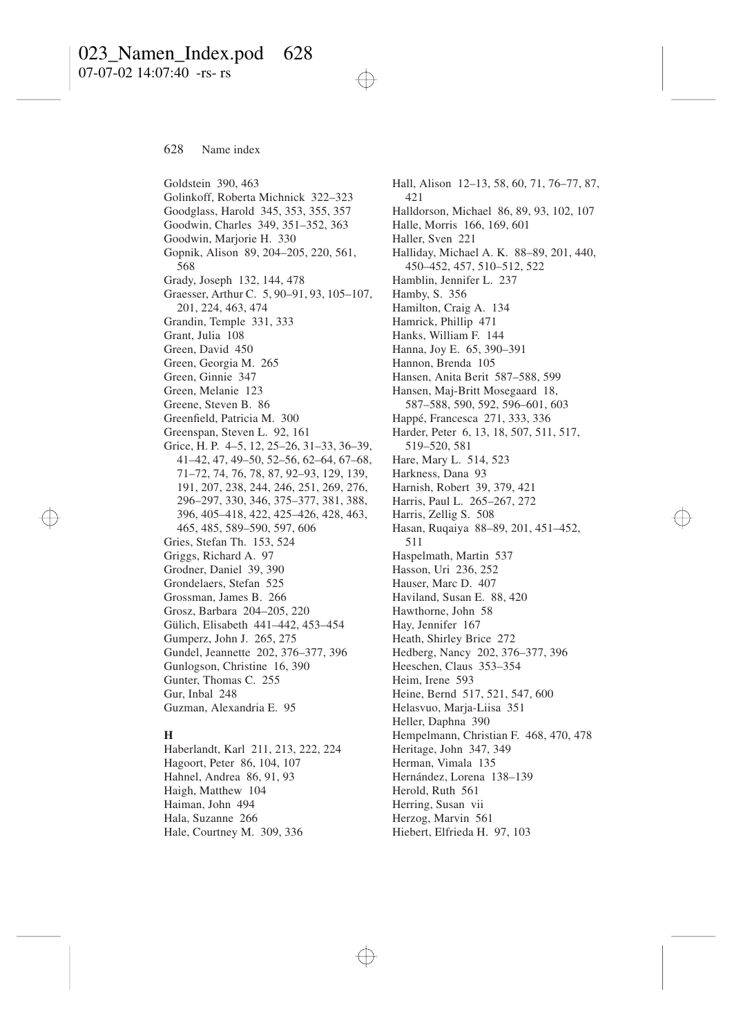Goldstein 390, 463
Golinkoff, Roberta Michnick 322–323
Goodglass, Harold 345, 353, 355, 357
Goodwin, Charles 349, 351–352, 363
Goodwin, Marjorie H. 330
Gopnik, Alison 89, 204–205, 220, 561, 568
Grady, Joseph 132, 144, 478
Graesser, Arthur C. 5, 90–91, 93, 105–107, 201, 224, 463, 474
Grandin, Temple 331, 333
Grant, Julia 108
Green, David 450
Green, Georgia M. 265
Green, Ginnie 347
Green, Melanie 123
Greene, Steven B. 86
Greenfield, Patricia M. 300
Greenspan, Steven L. 92, 161
Grice, H. P. 4–5, 12, 25–26, 31–33, 36–39, 41–42, 47, 49–50, 52–56, 62–64, 67–68, 71–72, 74, 76, 78, 87, 92–93, 129, 139, 191, 207, 238, 244, 246, 251, 269, 276, 296–297, 330, 346, 375–377, 381, 388, 396, 405–418, 422, 425–426, 428, 463, 465, 485, 589–590, 597, 606
Gries, Stefan Th. 153, 524
Griggs, Richard A. 97
Grodner, Daniel 39, 390
Grondelaers, Stefan 525
Grossman, James B. 266
Grosz, Barbara 204–205, 220
Gülich, Elisabeth 441–442, 453–454
Gumperz, John J. 265, 275
Gundel, Jeannette 202, 376–377, 396
Gunlogson, Christine 16, 390
Gunter, Thomas C. 255
Gur, Inbal 248
Guzman, Alexandria E. 95

**H**

Haberlandt, Karl 211, 213, 222, 224
Hagoort, Peter 86, 104, 107
Hahnel, Andrea 86, 91, 93
Haigh, Matthew 104
Haiman, John 494
Hala, Suzanne 266
Hale, Courtney M. 309, 336
Hall, Alison 12–13, 58, 60, 71, 76–77, 87, 421
Halldorson, Michael 86, 89, 93, 102, 107
Halle, Morris 166, 169, 601
Haller, Sven 221
Halliday, Michael A. K. 88–89, 201, 440, 450–452, 457, 510–512, 522
Hamblin, Jennifer L. 237
Hamby, S. 356
Hamilton, Craig A. 134
Hamrick, Phillip 471
Hanks, William F. 144
Hanna, Joy E. 65, 390–391
Hannon, Brenda 105
Hansen, Anita Berit 587–588, 599
Hansen, Maj-Britt Mosegaard 18, 587–588, 590, 592, 596–601, 603
Happé, Francesca 271, 333, 336
Harder, Peter 6, 13, 18, 507, 511, 517, 519–520, 581
Hare, Mary L. 514, 523
Harkness, Dana 93
Harnish, Robert 39, 379, 421
Harris, Paul L. 265–267, 272
Harris, Zellig S. 508
Hasan, Ruqaiya 88–89, 201, 451–452, 511
Haspelmath, Martin 537
Hasson, Uri 236, 252
Hauser, Marc D. 407
Haviland, Susan E. 88, 420
Hawthorne, John 58
Hay, Jennifer 167
Heath, Shirley Brice 272
Hedberg, Nancy 202, 376–377, 396
Heeschen, Claus 353–354
Heim, Irene 593
Heine, Bernd 517, 521, 547, 600
Helasvuo, Marja-Liisa 351
Heller, Daphna 390
Hempelmann, Christian F. 468, 470, 478
Heritage, John 347, 349
Herman, Vimala 135
Hernández, Lorena 138–139
Herold, Ruth 561
Herring, Susan vii
Herzog, Marvin 561
Hiebert, Elfrieda H. 97, 103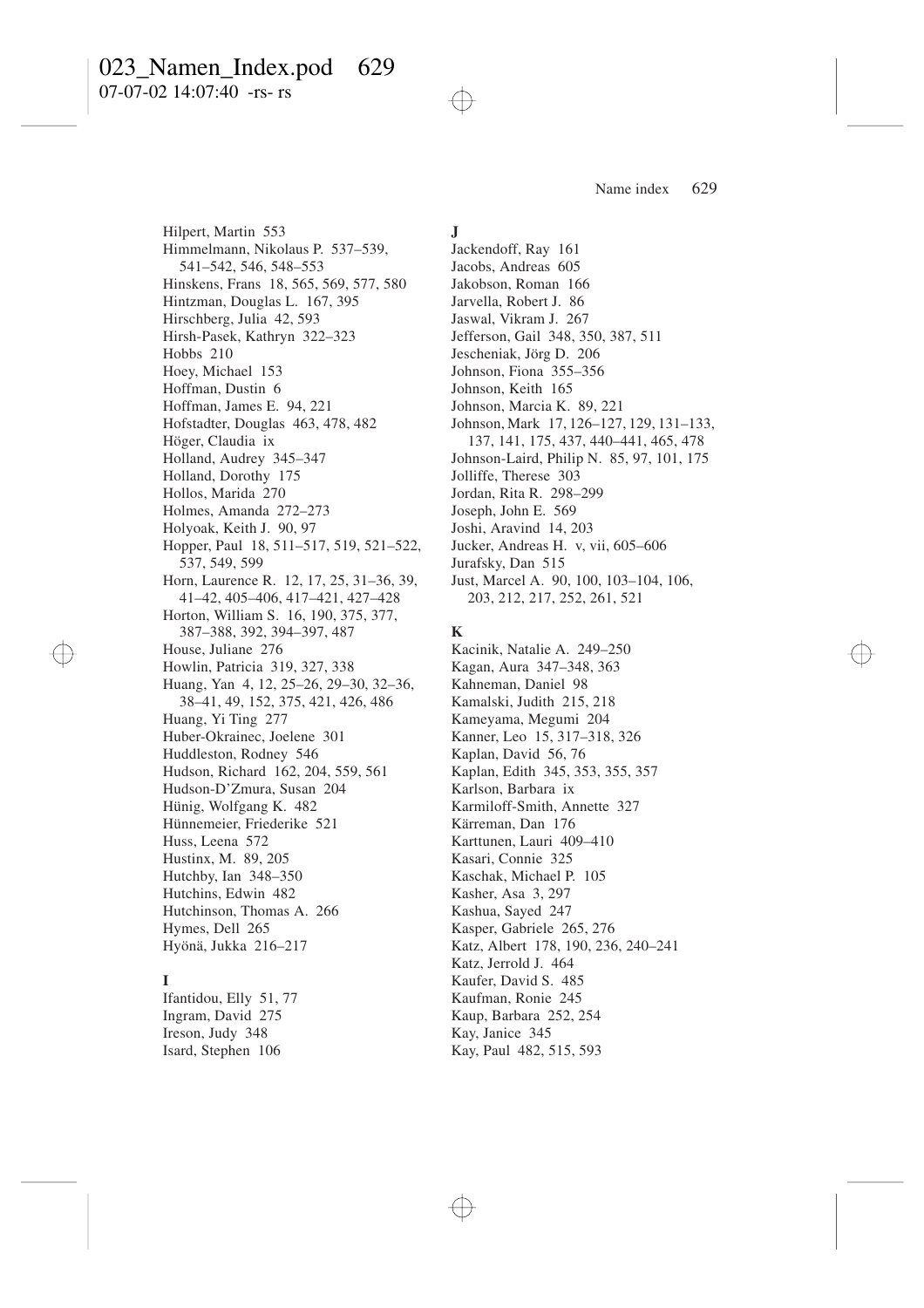Hilpert, Martin 553
Himmelmann, Nikolaus P. 537–539, 541–542, 546, 548–553
Hinskens, Frans 18, 565, 569, 577, 580
Hintzman, Douglas L. 167, 395
Hirschberg, Julia 42, 593
Hirsh-Pasek, Kathryn 322–323
Hobbs 210
Hoey, Michael 153
Hoffman, Dustin 6
Hoffman, James E. 94, 221
Hofstadter, Douglas 463, 478, 482
Höger, Claudia ix
Holland, Audrey 345–347
Holland, Dorothy 175
Hollos, Marida 270
Holmes, Amanda 272–273
Holyoak, Keith J. 90, 97
Hopper, Paul 18, 511–517, 519, 521–522, 537, 549, 599
Horn, Laurence R. 12, 17, 25, 31–36, 39, 41–42, 405–406, 417–421, 427–428
Horton, William S. 16, 190, 375, 377, 387–388, 392, 394–397, 487
House, Juliane 276
Howlin, Patricia 319, 327, 338
Huang, Yan 4, 12, 25–26, 29–30, 32–36, 38–41, 49, 152, 375, 421, 426, 486
Huang, Yi Ting 277
Huber-Okrainec, Joelene 301
Huddleston, Rodney 546
Hudson, Richard 162, 204, 559, 561
Hudson-D'Zmura, Susan 204
Hünig, Wolfgang K. 482
Hünnemeier, Friederike 521
Huss, Leena 572
Hustinx, M. 89, 205
Hutchby, Ian 348–350
Hutchins, Edwin 482
Hutchinson, Thomas A. 266
Hymes, Dell 265
Hyönä, Jukka 216–217

**I**

Ifantidou, Elly 51, 77
Ingram, David 275
Ireson, Judy 348
Isard, Stephen 106

**J**

Jackendoff, Ray 161
Jacobs, Andreas 605
Jakobson, Roman 166
Jarvella, Robert J. 86
Jaswal, Vikram J. 267
Jefferson, Gail 348, 350, 387, 511
Jescheniak, Jörg D. 206
Johnson, Fiona 355–356
Johnson, Keith 165
Johnson, Marcia K. 89, 221
Johnson, Mark 17, 126–127, 129, 131–133, 137, 141, 175, 437, 440–441, 465, 478
Johnson-Laird, Philip N. 85, 97, 101, 175
Jolliffe, Therese 303
Jordan, Rita R. 298–299
Joseph, John E. 569
Joshi, Aravind 14, 203
Jucker, Andreas H. v, vii, 605–606
Jurafsky, Dan 515
Just, Marcel A. 90, 100, 103–104, 106, 203, 212, 217, 252, 261, 521

**K**

Kacinik, Natalie A. 249–250
Kagan, Aura 347–348, 363
Kahneman, Daniel 98
Kamalski, Judith 215, 218
Kameyama, Megumi 204
Kanner, Leo 15, 317–318, 326
Kaplan, David 56, 76
Kaplan, Edith 345, 353, 355, 357
Karlson, Barbara ix
Karmiloff-Smith, Annette 327
Kärreman, Dan 176
Karttunen, Lauri 409–410
Kasari, Connie 325
Kaschak, Michael P. 105
Kasher, Asa 3, 297
Kashua, Sayed 247
Kasper, Gabriele 265, 276
Katz, Albert 178, 190, 236, 240–241
Katz, Jerrold J. 464
Kaufer, David S. 485
Kaufman, Ronie 245
Kaup, Barbara 252, 254
Kay, Janice 345
Kay, Paul 482, 515, 593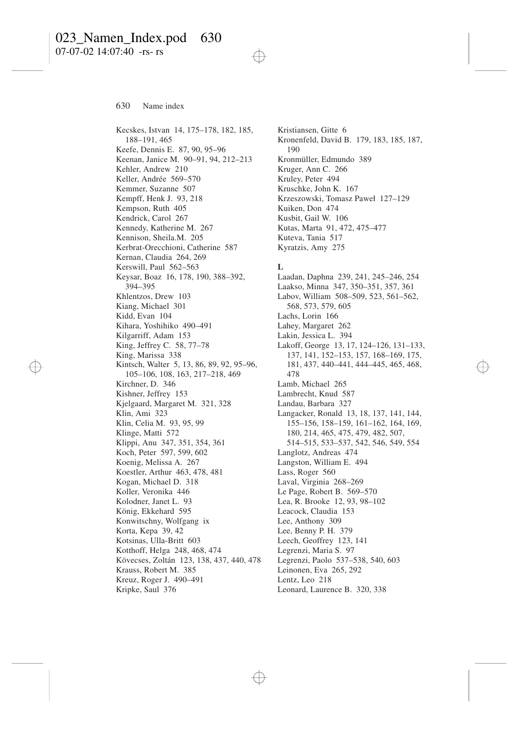Kecskes, Istvan 14, 175–178, 182, 185, 188–191, 465
Keefe, Dennis E. 87, 90, 95–96
Keenan, Janice M. 90–91, 94, 212–213
Kehler, Andrew 210
Keller, Andrée 569–570
Kemmer, Suzanne 507
Kempff, Henk J. 93, 218
Kempson, Ruth 405
Kendrick, Carol 267
Kennedy, Katherine M. 267
Kennison, Sheila.M. 205
Kerbrat-Orecchioni, Catherine 587
Kernan, Claudia 264, 269
Kerswill, Paul 562–563
Keysar, Boaz 16, 178, 190, 388–392, 394–395
Khlentzos, Drew 103
Kiang, Michael 301
Kidd, Evan 104
Kihara, Yoshihiko 490–491
Kilgarriff, Adam 153
King, Jeffrey C. 58, 77–78
King, Marissa 338
Kintsch, Walter 5, 13, 86, 89, 92, 95–96, 105–106, 108, 163, 217–218, 469
Kirchner, D. 346
Kishner, Jeffrey 153
Kjelgaard, Margaret M. 321, 328
Klin, Ami 323
Klin, Celia M. 93, 95, 99
Klinge, Matti 572
Klippi, Anu 347, 351, 354, 361
Koch, Peter 597, 599, 602
Koenig, Melissa A. 267
Koestler, Arthur 463, 478, 481
Kogan, Michael D. 318
Koller, Veronika 446
Kolodner, Janet L. 93
König, Ekkehard 595
Konwitschny, Wolfgang ix
Korta, Kepa 39, 42
Kotsinas, Ulla-Britt 603
Kotthoff, Helga 248, 468, 474
Kövecses, Zoltán 123, 138, 437, 440, 478
Krauss, Robert M. 385
Kreuz, Roger J. 490–491
Kripke, Saul 376
Kristiansen, Gitte 6
Kronenfeld, David B. 179, 183, 185, 187, 190
Kronmüller, Edmundo 389
Kruger, Ann C. 266
Kruley, Peter 494
Kruschke, John K. 167
Krzeszowski, Tomasz Paweł 127–129
Kuiken, Don 474
Kusbit, Gail W. 106
Kutas, Marta 91, 472, 475–477
Kuteva, Tania 517
Kyratzis, Amy 275

**L**

Laadan, Daphna 239, 241, 245–246, 254
Laakso, Minna 347, 350–351, 357, 361
Labov, William 508–509, 523, 561–562, 568, 573, 579, 605
Lachs, Lorin 166
Lahey, Margaret 262
Lakin, Jessica L. 394
Lakoff, George 13, 17, 124–126, 131–133, 137, 141, 152–153, 157, 168–169, 175, 181, 437, 440–441, 444–445, 465, 468, 478
Lamb, Michael 265
Lambrecht, Knud 587
Landau, Barbara 327
Langacker, Ronald 13, 18, 137, 141, 144, 155–156, 158–159, 161–162, 164, 169, 180, 214, 465, 475, 479, 482, 507, 514–515, 533–537, 542, 546, 549, 554
Langlotz, Andreas 474
Langston, William E. 494
Lass, Roger 560
Laval, Virginia 268–269
Le Page, Robert B. 569–570
Lea, R. Brooke 12, 93, 98–102
Leacock, Claudia 153
Lee, Anthony 309
Lee, Benny P. H. 379
Leech, Geoffrey 123, 141
Legrenzi, Maria S. 97
Legrenzi, Paolo 537–538, 540, 603
Leinonen, Eva 265, 292
Lentz, Leo 218
Leonard, Laurence B. 320, 338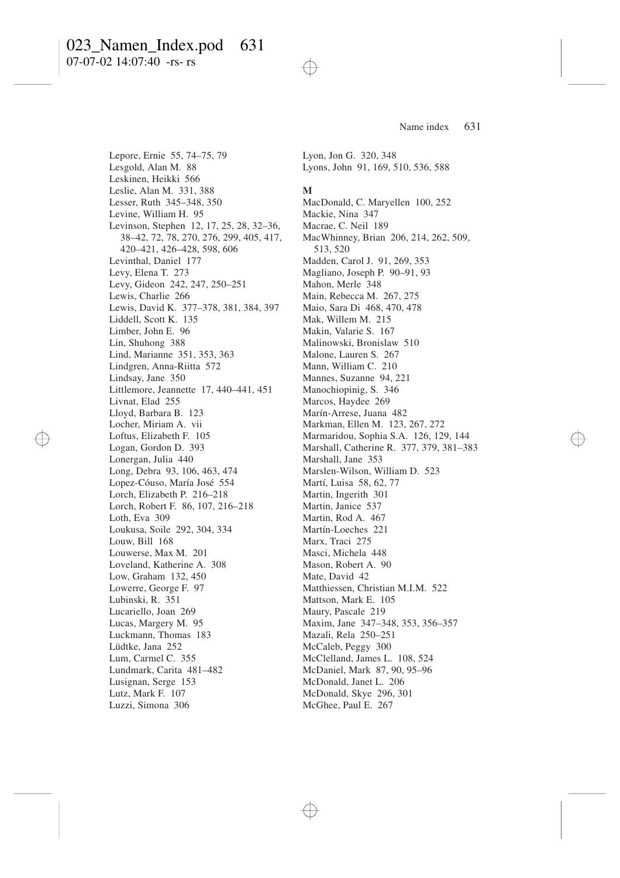Lepore, Ernie 55, 74–75, 79
Lesgold, Alan M. 88
Leskinen, Heikki 566
Leslie, Alan M. 331, 388
Lesser, Ruth 345–348, 350
Levine, William H. 95
Levinson, Stephen 12, 17, 25, 28, 32–36, 38–42, 72, 78, 270, 276, 299, 405, 417, 420–421, 426–428, 598, 606
Levinthal, Daniel 177
Levy, Elena T. 273
Levy, Gideon 242, 247, 250–251
Lewis, Charlie 266
Lewis, David K. 377–378, 381, 384, 397
Liddell, Scott K. 135
Limber, John E. 96
Lin, Shuhong 388
Lind, Marianne 351, 353, 363
Lindgren, Anna-Riitta 572
Lindsay, Jane 350
Littlemore, Jeannette 17, 440–441, 451
Livnat, Elad 255
Lloyd, Barbara B. 123
Locher, Miriam A. vii
Loftus, Elizabeth F. 105
Logan, Gordon D. 393
Lonergan, Julia 440
Long, Debra 93, 106, 463, 474
Lopez-Cóuso, María José 554
Lorch, Elizabeth P. 216–218
Lorch, Robert F. 86, 107, 216–218
Loth, Eva 309
Loukusa, Soile 292, 304, 334
Louw, Bill 168
Louwerse, Max M. 201
Loveland, Katherine A. 308
Low, Graham 132, 450
Lowerre, George F. 97
Lubinski, R. 351
Lucariello, Joan 269
Lucas, Margery M. 95
Luckmann, Thomas 183
Lüdtke, Jana 252
Lum, Carmel C. 355
Lundmark, Carita 481–482
Lusignan, Serge 153
Lutz, Mark F. 107
Luzzi, Simona 306
Lyon, Jon G. 320, 348
Lyons, John 91, 169, 510, 536, 588

**M**

MacDonald, C. Maryellen 100, 252
Mackie, Nina 347
Macrae, C. Neil 189
MacWhinney, Brian 206, 214, 262, 509, 513, 520
Madden, Carol J. 91, 269, 353
Magliano, Joseph P. 90–91, 93
Mahon, Merle 348
Main, Rebecca M. 267, 275
Maio, Sara Di 468, 470, 478
Mak, Willem M. 215
Makin, Valarie S. 167
Malinowski, Bronislaw 510
Malone, Lauren S. 267
Mann, William C. 210
Mannes, Suzanne 94, 221
Manochiopinig, S. 346
Marcos, Haydee 269
Marín-Arrese, Juana 482
Markman, Ellen M. 123, 267, 272
Marmaridou, Sophia S.A. 126, 129, 144
Marshall, Catherine R. 377, 379, 381–383
Marshall, Jane 353
Marslen-Wilson, William D. 523
Martí, Luisa 58, 62, 77
Martin, Ingerith 301
Martin, Janice 537
Martin, Rod A. 467
Martín-Loeches 221
Marx, Traci 275
Masci, Michela 448
Mason, Robert A. 90
Mate, David 42
Matthiessen, Christian M.I.M. 522
Mattson, Mark E. 105
Maury, Pascale 219
Maxim, Jane 347–348, 353, 356–357
Mazali, Rela 250–251
McCaleb, Peggy 300
McClelland, James L. 108, 524
McDaniel, Mark 87, 90, 95–96
McDonald, Janet L. 206
McDonald, Skye 296, 301
McGhee, Paul E. 267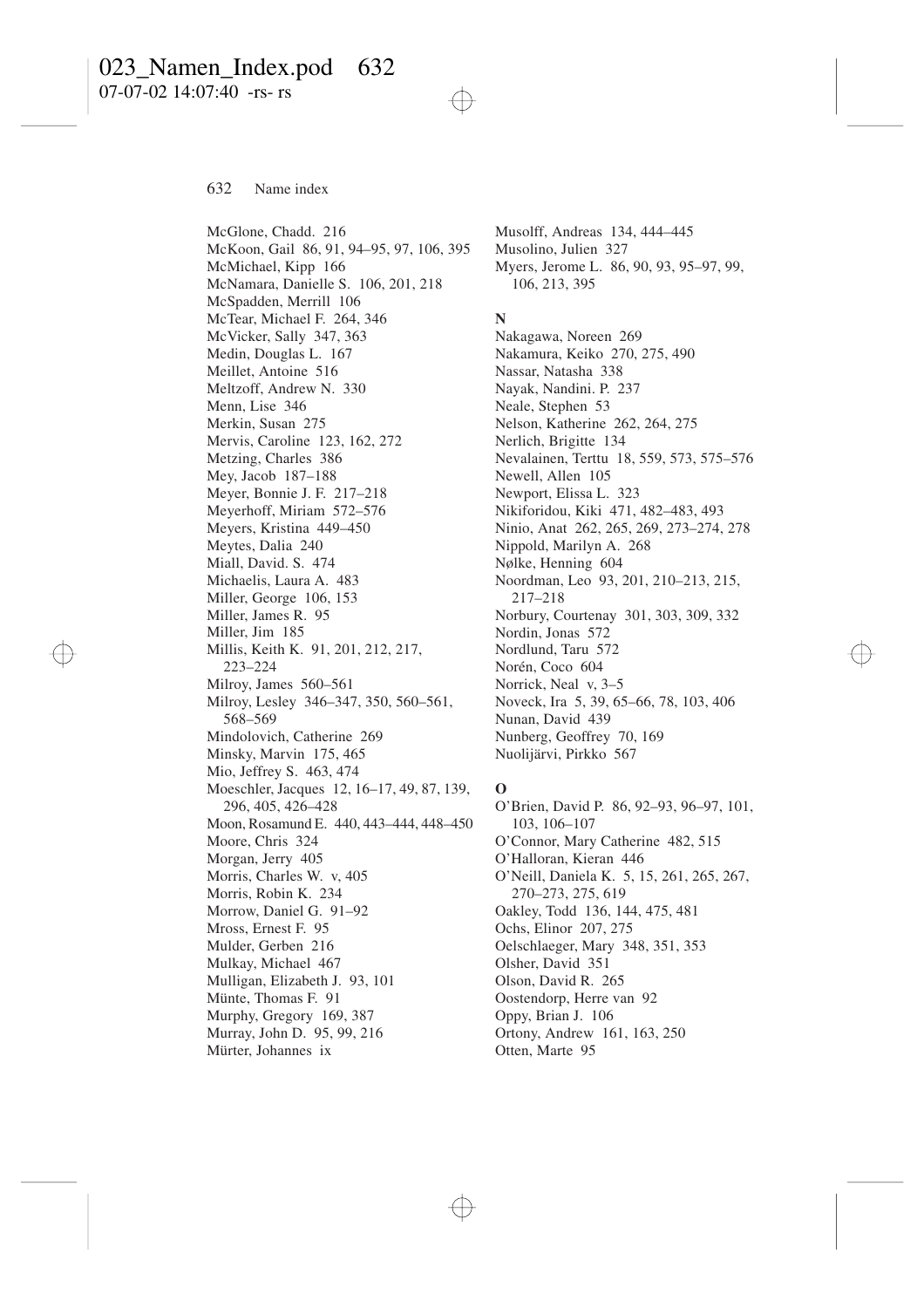McGlone, Chadd. 216
McKoon, Gail 86, 91, 94–95, 97, 106, 395
McMichael, Kipp 166
McNamara, Danielle S. 106, 201, 218
McSpadden, Merrill 106
McTear, Michael F. 264, 346
McVicker, Sally 347, 363
Medin, Douglas L. 167
Meillet, Antoine 516
Meltzoff, Andrew N. 330
Menn, Lise 346
Merkin, Susan 275
Mervis, Caroline 123, 162, 272
Metzing, Charles 386
Mey, Jacob 187–188
Meyer, Bonnie J. F. 217–218
Meyerhoff, Miriam 572–576
Meyers, Kristina 449–450
Meytes, Dalia 240
Miall, David. S. 474
Michaelis, Laura A. 483
Miller, George 106, 153
Miller, James R. 95
Miller, Jim 185
Millis, Keith K. 91, 201, 212, 217, 223–224
Milroy, James 560–561
Milroy, Lesley 346–347, 350, 560–561, 568–569
Mindolovich, Catherine 269
Minsky, Marvin 175, 465
Mio, Jeffrey S. 463, 474
Moeschler, Jacques 12, 16–17, 49, 87, 139, 296, 405, 426–428
Moon, Rosamund E. 440, 443–444, 448–450
Moore, Chris 324
Morgan, Jerry 405
Morris, Charles W. v, 405
Morris, Robin K. 234
Morrow, Daniel G. 91–92
Mross, Ernest F. 95
Mulder, Gerben 216
Mulkay, Michael 467
Mulligan, Elizabeth J. 93, 101
Münte, Thomas F. 91
Murphy, Gregory 169, 387
Murray, John D. 95, 99, 216
Mürter, Johannes ix
Musolff, Andreas 134, 444–445
Musolino, Julien 327
Myers, Jerome L. 86, 90, 93, 95–97, 99, 106, 213, 395

**N**

Nakagawa, Noreen 269
Nakamura, Keiko 270, 275, 490
Nassar, Natasha 338
Nayak, Nandini. P. 237
Neale, Stephen 53
Nelson, Katherine 262, 264, 275
Nerlich, Brigitte 134
Nevalainen, Terttu 18, 559, 573, 575–576
Newell, Allen 105
Newport, Elissa L. 323
Nikiforidou, Kiki 471, 482–483, 493
Ninio, Anat 262, 265, 269, 273–274, 278
Nippold, Marilyn A. 268
Nølke, Henning 604
Noordman, Leo 93, 201, 210–213, 215, 217–218
Norbury, Courtenay 301, 303, 309, 332
Nordin, Jonas 572
Nordlund, Taru 572
Norén, Coco 604
Norrick, Neal v, 3–5
Noveck, Ira 5, 39, 65–66, 78, 103, 406
Nunan, David 439
Nunberg, Geoffrey 70, 169
Nuolijärvi, Pirkko 567

**O**

O'Brien, David P. 86, 92–93, 96–97, 101, 103, 106–107
O'Connor, Mary Catherine 482, 515
O'Halloran, Kieran 446
O'Neill, Daniela K. 5, 15, 261, 265, 267, 270–273, 275, 619
Oakley, Todd 136, 144, 475, 481
Ochs, Elinor 207, 275
Oelschlaeger, Mary 348, 351, 353
Olsher, David 351
Olson, David R. 265
Oostendorp, Herre van 92
Oppy, Brian J. 106
Ortony, Andrew 161, 163, 250
Otten, Marte 95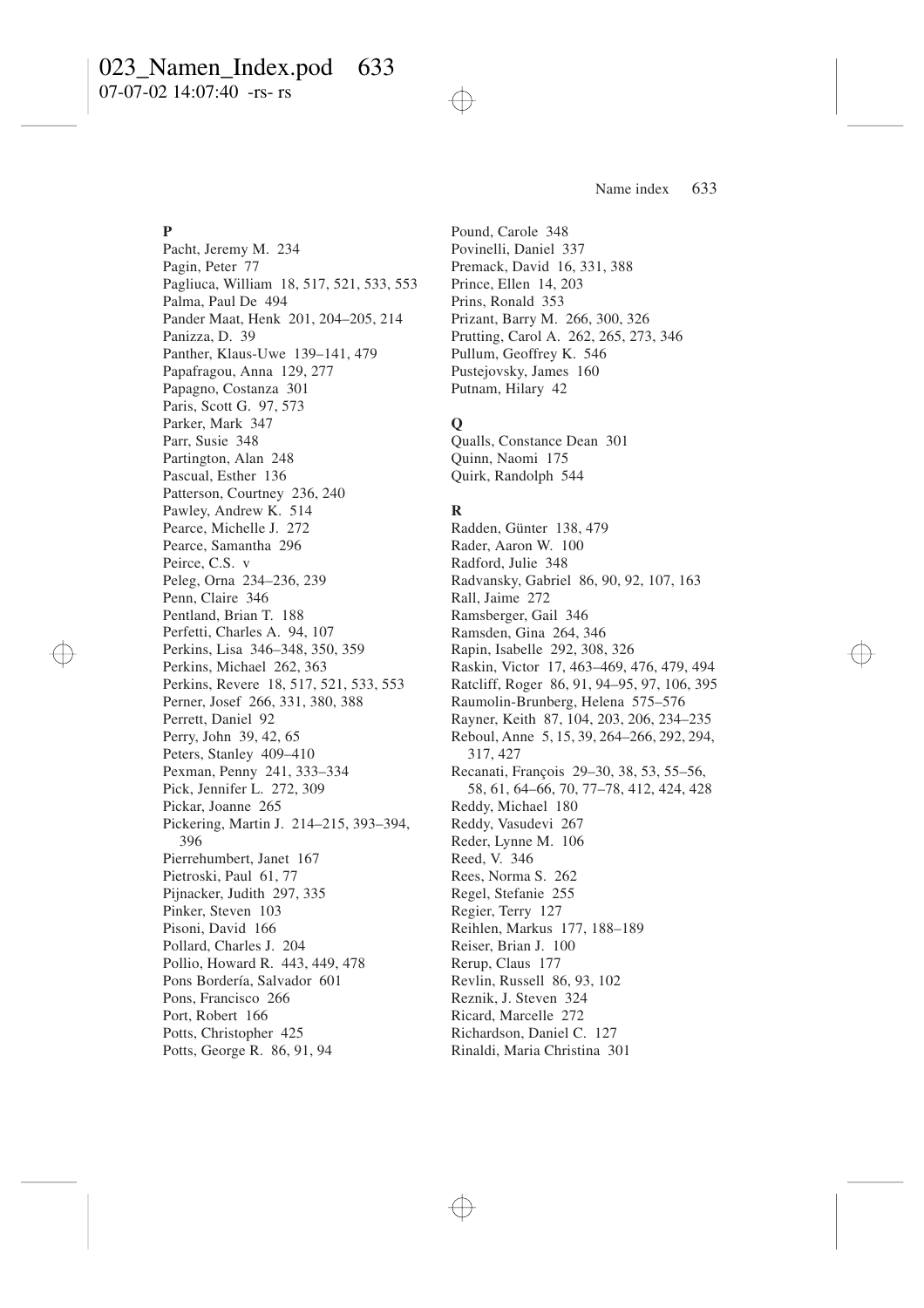**P**

Pacht, Jeremy M. 234
Pagin, Peter 77
Pagliuca, William 18, 517, 521, 533, 553
Palma, Paul De 494
Pander Maat, Henk 201, 204–205, 214
Panizza, D. 39
Panther, Klaus-Uwe 139–141, 479
Papafragou, Anna 129, 277
Papagno, Costanza 301
Paris, Scott G. 97, 573
Parker, Mark 347
Parr, Susie 348
Partington, Alan 248
Pascual, Esther 136
Patterson, Courtney 236, 240
Pawley, Andrew K. 514
Pearce, Michelle J. 272
Pearce, Samantha 296
Peirce, C.S. v
Peleg, Orna 234–236, 239
Penn, Claire 346
Pentland, Brian T. 188
Perfetti, Charles A. 94, 107
Perkins, Lisa 346–348, 350, 359
Perkins, Michael 262, 363
Perkins, Revere 18, 517, 521, 533, 553
Perner, Josef 266, 331, 380, 388
Perrett, Daniel 92
Perry, John 39, 42, 65
Peters, Stanley 409–410
Pexman, Penny 241, 333–334
Pick, Jennifer L. 272, 309
Pickar, Joanne 265
Pickering, Martin J. 214–215, 393–394, 396
Pierrehumbert, Janet 167
Pietroski, Paul 61, 77
Pijnacker, Judith 297, 335
Pinker, Steven 103
Pisoni, David 166
Pollard, Charles J. 204
Pollio, Howard R. 443, 449, 478
Pons Bordería, Salvador 601
Pons, Francisco 266
Port, Robert 166
Potts, Christopher 425
Potts, George R. 86, 91, 94
Pound, Carole 348
Povinelli, Daniel 337
Premack, David 16, 331, 388
Prince, Ellen 14, 203
Prins, Ronald 353
Prizant, Barry M. 266, 300, 326
Prutting, Carol A. 262, 265, 273, 346
Pullum, Geoffrey K. 546
Pustejovsky, James 160
Putnam, Hilary 42

**Q**

Qualls, Constance Dean 301
Quinn, Naomi 175
Quirk, Randolph 544

**R**

Radden, Günter 138, 479
Rader, Aaron W. 100
Radford, Julie 348
Radvansky, Gabriel 86, 90, 92, 107, 163
Rall, Jaime 272
Ramsberger, Gail 346
Ramsden, Gina 264, 346
Rapin, Isabelle 292, 308, 326
Raskin, Victor 17, 463–469, 476, 479, 494
Ratcliff, Roger 86, 91, 94–95, 97, 106, 395
Raumolin-Brunberg, Helena 575–576
Rayner, Keith 87, 104, 203, 206, 234–235
Reboul, Anne 5, 15, 39, 264–266, 292, 294, 317, 427
Recanati, François 29–30, 38, 53, 55–56, 58, 61, 64–66, 70, 77–78, 412, 424, 428
Reddy, Michael 180
Reddy, Vasudevi 267
Reder, Lynne M. 106
Reed, V. 346
Rees, Norma S. 262
Regel, Stefanie 255
Regier, Terry 127
Reihlen, Markus 177, 188–189
Reiser, Brian J. 100
Rerup, Claus 177
Revlin, Russell 86, 93, 102
Reznik, J. Steven 324
Ricard, Marcelle 272
Richardson, Daniel C. 127
Rinaldi, Maria Christina 301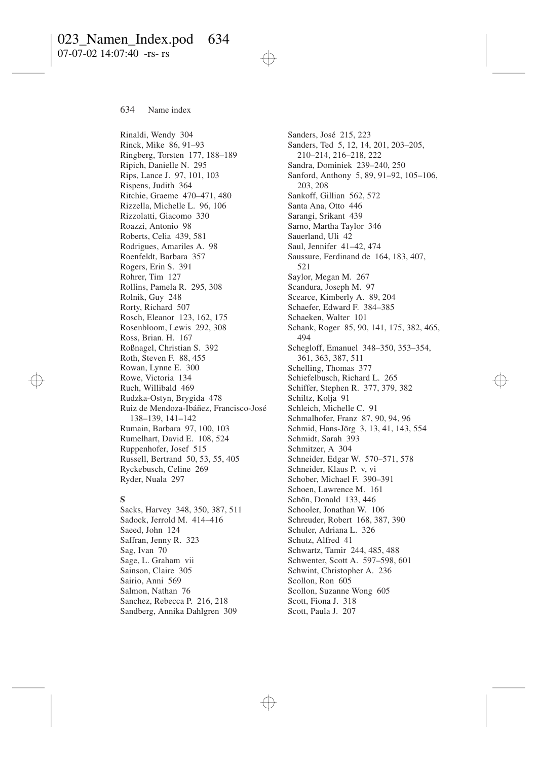Rinaldi, Wendy 304
Rinck, Mike 86, 91–93
Ringberg, Torsten 177, 188–189
Ripich, Danielle N. 295
Rips, Lance J. 97, 101, 103
Rispens, Judith 364
Ritchie, Graeme 470–471, 480
Rizzella, Michelle L. 96, 106
Rizzolatti, Giacomo 330
Roazzi, Antonio 98
Roberts, Celia 439, 581
Rodrigues, Amariles A. 98
Roenfeldt, Barbara 357
Rogers, Erin S. 391
Rohrer, Tim 127
Rollins, Pamela R. 295, 308
Rolnik, Guy 248
Rorty, Richard 507
Rosch, Eleanor 123, 162, 175
Rosenbloom, Lewis 292, 308
Ross, Brian. H. 167
Roßnagel, Christian S. 392
Roth, Steven F. 88, 455
Rowan, Lynne E. 300
Rowe, Victoria 134
Ruch, Willibald 469
Rudzka-Ostyn, Brygida 478
Ruiz de Mendoza-Ibáñez, Francisco-José 138–139, 141–142
Rumain, Barbara 97, 100, 103
Rumelhart, David E. 108, 524
Ruppenhofer, Josef 515
Russell, Bertrand 50, 53, 55, 405
Ryckebusch, Celine 269
Ryder, Nuala 297

**S**

Sacks, Harvey 348, 350, 387, 511
Sadock, Jerrold M. 414–416
Saeed, John 124
Saffran, Jenny R. 323
Sag, Ivan 70
Sage, L. Graham vii
Sainson, Claire 305
Sairio, Anni 569
Salmon, Nathan 76
Sanchez, Rebecca P. 216, 218
Sandberg, Annika Dahlgren 309
Sanders, José 215, 223
Sanders, Ted 5, 12, 14, 201, 203–205, 210–214, 216–218, 222
Sandra, Dominiek 239–240, 250
Sanford, Anthony 5, 89, 91–92, 105–106, 203, 208
Sankoff, Gillian 562, 572
Santa Ana, Otto 446
Sarangi, Srikant 439
Sarno, Martha Taylor 346
Sauerland, Uli 42
Saul, Jennifer 41–42, 474
Saussure, Ferdinand de 164, 183, 407, 521
Saylor, Megan M. 267
Scandura, Joseph M. 97
Scearce, Kimberly A. 89, 204
Schaefer, Edward F. 384–385
Schaeken, Walter 101
Schank, Roger 85, 90, 141, 175, 382, 465, 494
Schegloff, Emanuel 348–350, 353–354, 361, 363, 387, 511
Schelling, Thomas 377
Schiefelbusch, Richard L. 265
Schiffer, Stephen R. 377, 379, 382
Schiltz, Kolja 91
Schleich, Michelle C. 91
Schmalhofer, Franz 87, 90, 94, 96
Schmid, Hans-Jörg 3, 13, 41, 143, 554
Schmidt, Sarah 393
Schmitzer, A 304
Schneider, Edgar W. 570–571, 578
Schneider, Klaus P. v, vi
Schober, Michael F. 390–391
Schoen, Lawrence M. 161
Schön, Donald 133, 446
Schooler, Jonathan W. 106
Schreuder, Robert 168, 387, 390
Schuler, Adriana L. 326
Schutz, Alfred 41
Schwartz, Tamir 244, 485, 488
Schwenter, Scott A. 597–598, 601
Schwint, Christopher A. 236
Scollon, Ron 605
Scollon, Suzanne Wong 605
Scott, Fiona J. 318
Scott, Paula J. 207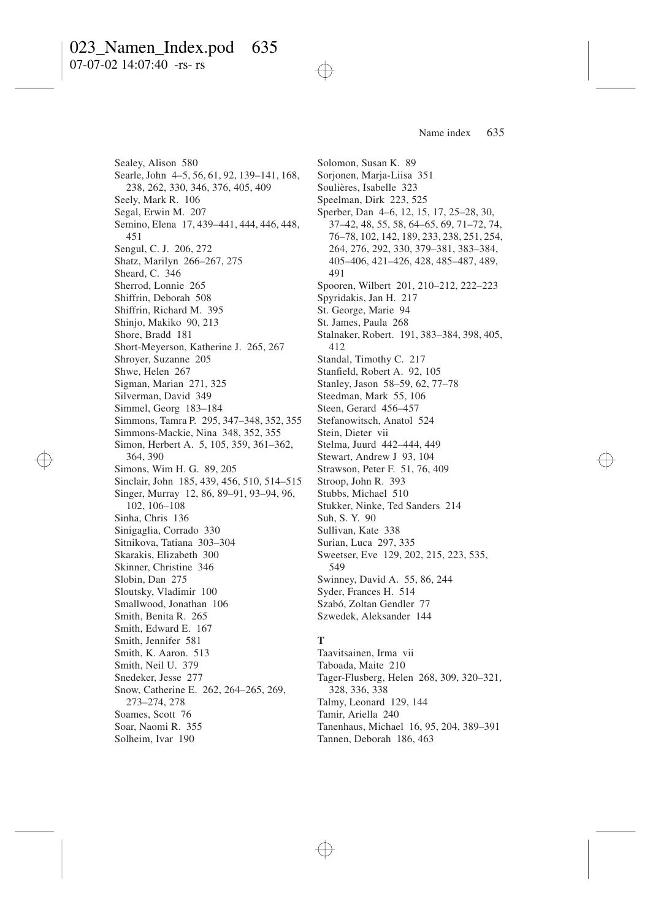Sealey, Alison 580
Searle, John 4–5, 56, 61, 92, 139–141, 168, 238, 262, 330, 346, 376, 405, 409
Seely, Mark R. 106
Segal, Erwin M. 207
Semino, Elena 17, 439–441, 444, 446, 448, 451
Sengul, C. J. 206, 272
Shatz, Marilyn 266–267, 275
Sheard, C. 346
Sherrod, Lonnie 265
Shiffrin, Deborah 508
Shiffrin, Richard M. 395
Shinjo, Makiko 90, 213
Shore, Bradd 181
Short-Meyerson, Katherine J. 265, 267
Shroyer, Suzanne 205
Shwe, Helen 267
Sigman, Marian 271, 325
Silverman, David 349
Simmel, Georg 183–184
Simmons, Tamra P. 295, 347–348, 352, 355
Simmons-Mackie, Nina 348, 352, 355
Simon, Herbert A. 5, 105, 359, 361–362, 364, 390
Simons, Wim H. G. 89, 205
Sinclair, John 185, 439, 456, 510, 514–515
Singer, Murray 12, 86, 89–91, 93–94, 96, 102, 106–108
Sinha, Chris 136
Sinigaglia, Corrado 330
Sitnikova, Tatiana 303–304
Skarakis, Elizabeth 300
Skinner, Christine 346
Slobin, Dan 275
Sloutsky, Vladimir 100
Smallwood, Jonathan 106
Smith, Benita R. 265
Smith, Edward E. 167
Smith, Jennifer 581
Smith, K. Aaron. 513
Smith, Neil U. 379
Snedeker, Jesse 277
Snow, Catherine E. 262, 264–265, 269, 273–274, 278
Soames, Scott 76
Soar, Naomi R. 355
Solheim, Ivar 190
Solomon, Susan K. 89
Sorjonen, Marja-Liisa 351
Soulières, Isabelle 323
Speelman, Dirk 223, 525
Sperber, Dan 4–6, 12, 15, 17, 25–28, 30, 37–42, 48, 55, 58, 64–65, 69, 71–72, 74, 76–78, 102, 142, 189, 233, 238, 251, 254, 264, 276, 292, 330, 379–381, 383–384, 405–406, 421–426, 428, 485–487, 489, 491
Spooren, Wilbert 201, 210–212, 222–223
Spyridakis, Jan H. 217
St. George, Marie 94
St. James, Paula 268
Stalnaker, Robert. 191, 383–384, 398, 405, 412
Standal, Timothy C. 217
Stanfield, Robert A. 92, 105
Stanley, Jason 58–59, 62, 77–78
Steedman, Mark 55, 106
Steen, Gerard 456–457
Stefanowitsch, Anatol 524
Stein, Dieter vii
Stelma, Juurd 442–444, 449
Stewart, Andrew J 93, 104
Strawson, Peter F. 51, 76, 409
Stroop, John R. 393
Stubbs, Michael 510
Stukker, Ninke, Ted Sanders 214
Suh, S. Y. 90
Sullivan, Kate 338
Surian, Luca 297, 335
Sweetser, Eve 129, 202, 215, 223, 535, 549
Swinney, David A. 55, 86, 244
Syder, Frances H. 514
Szabó, Zoltan Gendler 77
Szwedek, Aleksander 144

**T**

Taavitsainen, Irma vii
Taboada, Maite 210
Tager-Flusberg, Helen 268, 309, 320–321, 328, 336, 338
Talmy, Leonard 129, 144
Tamir, Ariella 240
Tanenhaus, Michael 16, 95, 204, 389–391
Tannen, Deborah 186, 463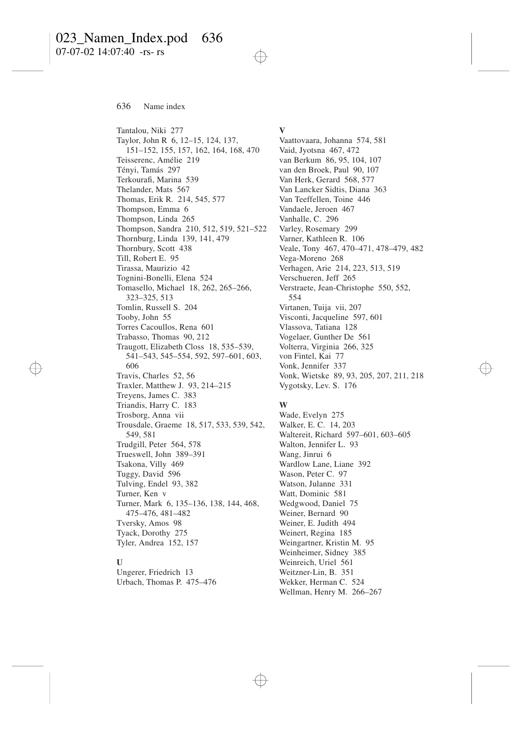Tantalou, Niki 277
Taylor, John R 6, 12–15, 124, 137, 151–152, 155, 157, 162, 164, 168, 470
Teisserenc, Amélie 219
Tényi, Tamás 297
Terkourafi, Marina 539
Thelander, Mats 567
Thomas, Erik R. 214, 545, 577
Thompson, Emma 6
Thompson, Linda 265
Thompson, Sandra 210, 512, 519, 521–522
Thornburg, Linda 139, 141, 479
Thornbury, Scott 438
Till, Robert E. 95
Tirassa, Maurizio 42
Tognini-Bonelli, Elena 524
Tomasello, Michael 18, 262, 265–266, 323–325, 513
Tomlin, Russell S. 204
Tooby, John 55
Torres Cacoullos, Rena 601
Trabasso, Thomas 90, 212
Traugott, Elizabeth Closs 18, 535–539, 541–543, 545–554, 592, 597–601, 603, 606
Travis, Charles 52, 56
Traxler, Matthew J. 93, 214–215
Treyens, James C. 383
Triandis, Harry C. 183
Trosborg, Anna vii
Trousdale, Graeme 18, 517, 533, 539, 542, 549, 581
Trudgill, Peter 564, 578
Trueswell, John 389–391
Tsakona, Villy 469
Tuggy, David 596
Tulving, Endel 93, 382
Turner, Ken v
Turner, Mark 6, 135–136, 138, 144, 468, 475–476, 481–482
Tversky, Amos 98
Tyack, Dorothy 275
Tyler, Andrea 152, 157

**U**

Ungerer, Friedrich 13
Urbach, Thomas P. 475–476

**V**

Vaattovaara, Johanna 574, 581
Vaid, Jyotsna 467, 472
van Berkum 86, 95, 104, 107
van den Broek, Paul 90, 107
Van Herk, Gerard 568, 577
Van Lancker Sidtis, Diana 363
Van Teeffellen, Toine 446
Vandaele, Jeroen 467
Vanhalle, C. 296
Varley, Rosemary 299
Varner, Kathleen R. 106
Veale, Tony 467, 470–471, 478–479, 482
Vega-Moreno 268
Verhagen, Arie 214, 223, 513, 519
Verschueren, Jeff 265
Verstraete, Jean-Christophe 550, 552, 554
Virtanen, Tuija vii, 207
Visconti, Jacqueline 597, 601
Vlassova, Tatiana 128
Vogelaer, Gunther De 561
Volterra, Virginia 266, 325
von Fintel, Kai 77
Vonk, Jennifer 337
Vonk, Wietske 89, 93, 205, 207, 211, 218
Vygotsky, Lev. S. 176

**W**

Wade, Evelyn 275
Walker, E. C. 14, 203
Waltereit, Richard 597–601, 603–605
Walton, Jennifer L. 93
Wang, Jinrui 6
Wardlow Lane, Liane 392
Wason, Peter C. 97
Watson, Julanne 331
Watt, Dominic 581
Wedgwood, Daniel 75
Weiner, Bernard 90
Weiner, E. Judith 494
Weinert, Regina 185
Weingartner, Kristin M. 95
Weinheimer, Sidney 385
Weinreich, Uriel 561
Weitzner-Lin, B. 351
Wekker, Herman C. 524
Wellman, Henry M. 266–267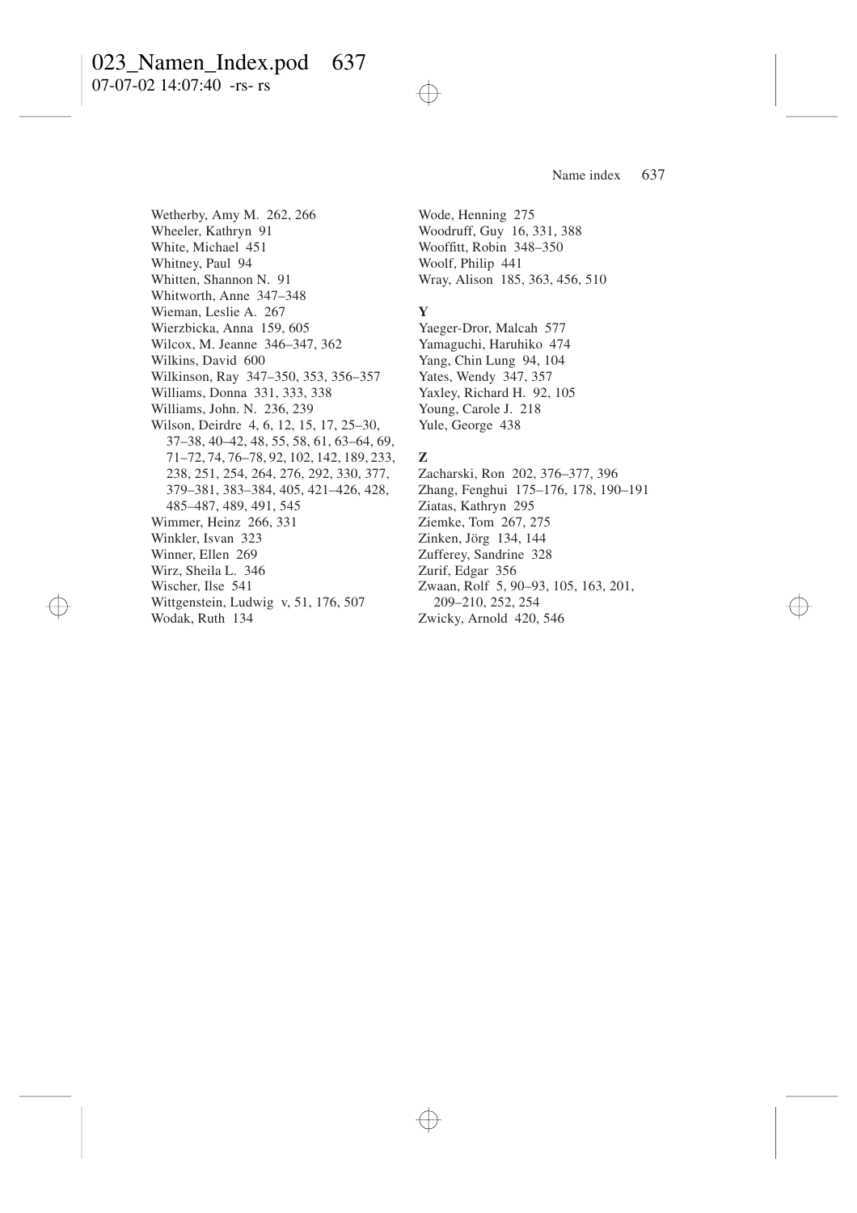Wetherby, Amy M. 262, 266
Wheeler, Kathryn 91
White, Michael 451
Whitney, Paul 94
Whitten, Shannon N. 91
Whitworth, Anne 347–348
Wieman, Leslie A. 267
Wierzbicka, Anna 159, 605
Wilcox, M. Jeanne 346–347, 362
Wilkins, David 600
Wilkinson, Ray 347–350, 353, 356–357
Williams, Donna 331, 333, 338
Williams, John. N. 236, 239
Wilson, Deirdre 4, 6, 12, 15, 17, 25–30, 37–38, 40–42, 48, 55, 58, 61, 63–64, 69, 71–72, 74, 76–78, 92, 102, 142, 189, 233, 238, 251, 254, 264, 276, 292, 330, 377, 379–381, 383–384, 405, 421–426, 428, 485–487, 489, 491, 545
Wimmer, Heinz 266, 331
Winkler, Isvan 323
Winner, Ellen 269
Wirz, Sheila L. 346
Wischer, Ilse 541
Wittgenstein, Ludwig v, 51, 176, 507
Wodak, Ruth 134
Wode, Henning 275
Woodruff, Guy 16, 331, 388
Wooffitt, Robin 348–350
Woolf, Philip 441
Wray, Alison 185, 363, 456, 510

**Y**

Yaeger-Dror, Malcah 577
Yamaguchi, Haruhiko 474
Yang, Chin Lung 94, 104
Yates, Wendy 347, 357
Yaxley, Richard H. 92, 105
Young, Carole J. 218
Yule, George 438

**Z**

Zacharski, Ron 202, 376–377, 396
Zhang, Fenghui 175–176, 178, 190–191
Ziatas, Kathryn 295
Ziemke, Tom 267, 275
Zinken, Jörg 134, 144
Zufferey, Sandrine 328
Zurif, Edgar 356
Zwaan, Rolf 5, 90–93, 105, 163, 201, 209–210, 252, 254
Zwicky, Arnold 420, 546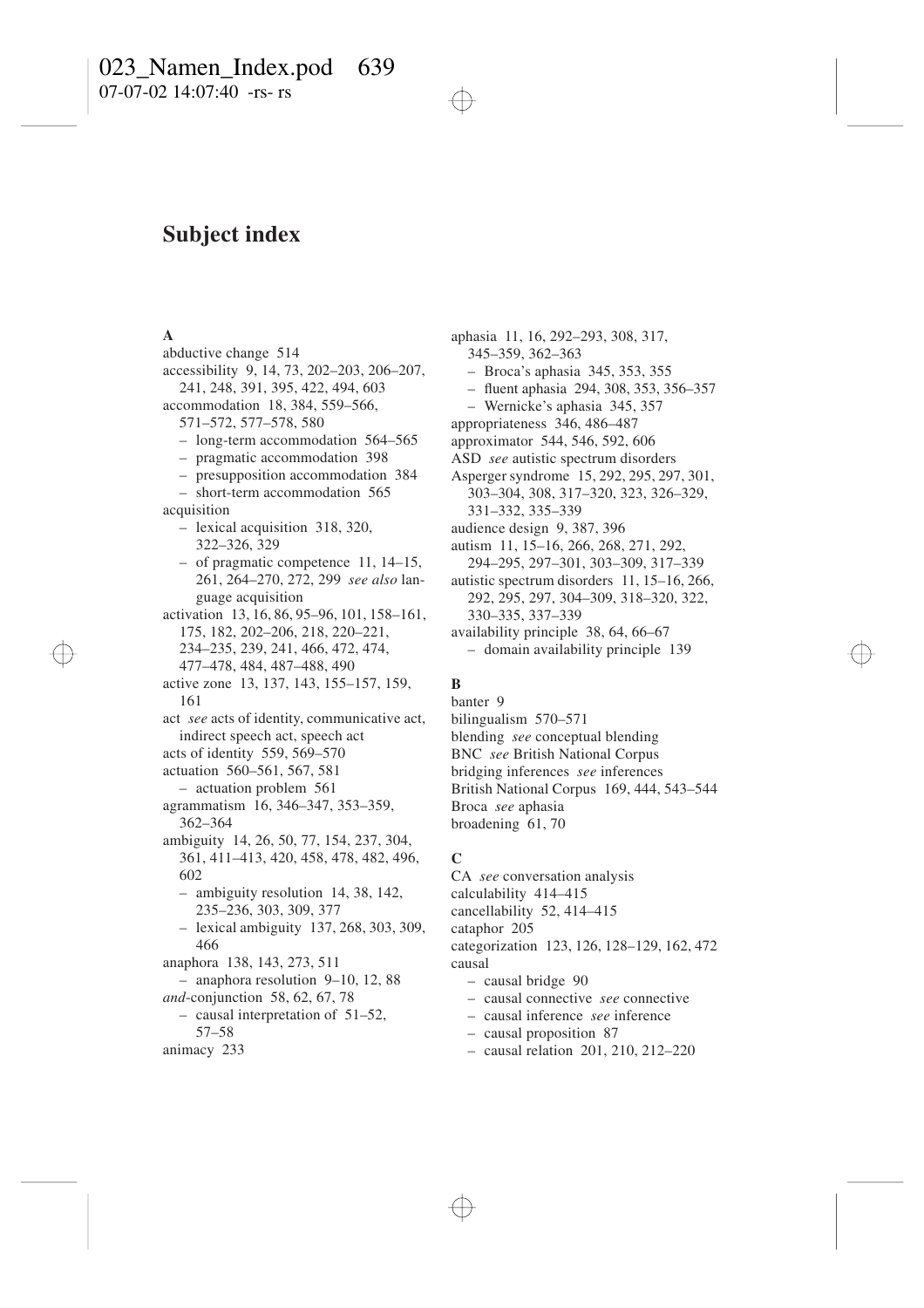# Subject index

**A**

abductive change 514
accessibility 9, 14, 73, 202–203, 206–207, 241, 248, 391, 395, 422, 494, 603
accommodation 18, 384, 559–566, 571–572, 577–578, 580
- long-term accommodation 564–565
- pragmatic accommodation 398
- presupposition accommodation 384
- short-term accommodation 565

acquisition
- lexical acquisition 318, 320, 322–326, 329
- of pragmatic competence 11, 14–15, 261, 264–270, 272, 299 *see also* language acquisition

activation 13, 16, 86, 95–96, 101, 158–161, 175, 182, 202–206, 218, 220–221, 234–235, 239, 241, 466, 472, 474, 477–478, 484, 487–488, 490
active zone 13, 137, 143, 155–157, 159, 161
act *see* acts of identity, communicative act, indirect speech act, speech act
acts of identity 559, 569–570
actuation 560–561, 567, 581
- actuation problem 561

agrammatism 16, 346–347, 353–359, 362–364
ambiguity 14, 26, 50, 77, 154, 237, 304, 361, 411–413, 420, 458, 478, 482, 496, 602
- ambiguity resolution 14, 38, 142, 235–236, 303, 309, 377
- lexical ambiguity 137, 268, 303, 309, 466

anaphora 138, 143, 273, 511
- anaphora resolution 9–10, 12, 88

*and*-conjunction 58, 62, 67, 78
- causal interpretation of 51–52, 57–58

animacy 233
aphasia 11, 16, 292–293, 308, 317, 345–359, 362–363
- Broca's aphasia 345, 353, 355
- fluent aphasia 294, 308, 353, 356–357
- Wernicke's aphasia 345, 357

appropriateness 346, 486–487
approximator 544, 546, 592, 606
ASD *see* autistic spectrum disorders
Asperger syndrome 15, 292, 295, 297, 301, 303–304, 308, 317–320, 323, 326–329, 331–332, 335–339
audience design 9, 387, 396
autism 11, 15–16, 266, 268, 271, 292, 294–295, 297–301, 303–309, 317–339
autistic spectrum disorders 11, 15–16, 266, 292, 295, 297, 304–309, 318–320, 322, 330–335, 337–339
availability principle 38, 64, 66–67
- domain availability principle 139

**B**

banter 9
bilingualism 570–571
blending *see* conceptual blending
BNC *see* British National Corpus
bridging inferences *see* inferences
British National Corpus 169, 444, 543–544
Broca *see* aphasia
broadening 61, 70

**C**

CA *see* conversation analysis
calculability 414–415
cancellability 52, 414–415
cataphor 205
categorization 123, 126, 128–129, 162, 472
causal
- causal bridge 90
- causal connective *see* connective
- causal inference *see* inference
- causal proposition 87
- causal relation 201, 210, 212–220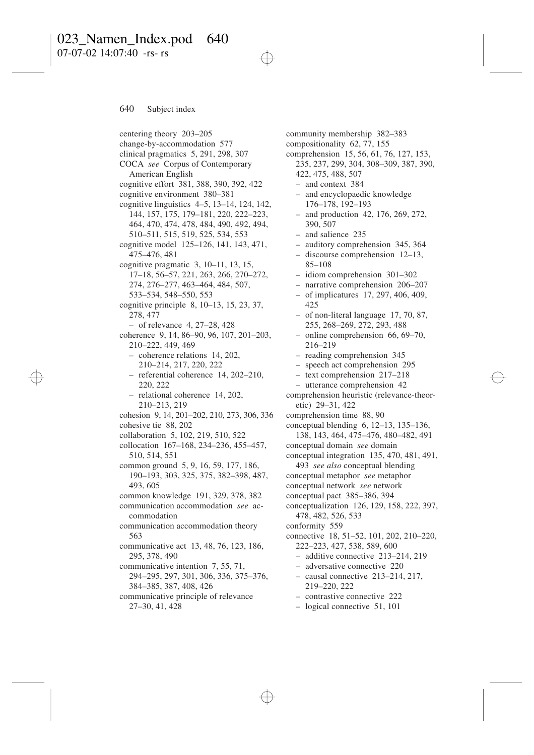centering theory 203–205
change-by-accommodation 577
clinical pragmatics 5, 291, 298, 307
COCA *see* Corpus of Contemporary American English
cognitive effort 381, 388, 390, 392, 422
cognitive environment 380–381
cognitive linguistics 4–5, 13–14, 124, 142, 144, 157, 175, 179–181, 220, 222–223, 464, 470, 474, 478, 484, 490, 492, 494, 510–511, 515, 519, 525, 534, 553
cognitive model 125–126, 141, 143, 471, 475–476, 481
cognitive pragmatic 3, 10–11, 13, 15, 17–18, 56–57, 221, 263, 266, 270–272, 274, 276–277, 463–464, 484, 507, 533–534, 548–550, 553
cognitive principle 8, 10–13, 15, 23, 37, 278, 477
– of relevance 4, 27–28, 428
coherence 9, 14, 86–90, 96, 107, 201–203, 210–222, 449, 469
– coherence relations 14, 202, 210–214, 217, 220, 222
– referential coherence 14, 202–210, 220, 222
– relational coherence 14, 202, 210–213, 219
cohesion 9, 14, 201–202, 210, 273, 306, 336
cohesive tie 88, 202
collaboration 5, 102, 219, 510, 522
collocation 167–168, 234–236, 455–457, 510, 514, 551
common ground 5, 9, 16, 59, 177, 186, 190–193, 303, 325, 375, 382–398, 487, 493, 605
common knowledge 191, 329, 378, 382
communication accommodation *see* accommodation
communication accommodation theory 563
communicative act 13, 48, 76, 123, 186, 295, 378, 490
communicative intention 7, 55, 71, 294–295, 297, 301, 306, 336, 375–376, 384–385, 387, 408, 426
communicative principle of relevance 27–30, 41, 428
community membership 382–383
compositionality 62, 77, 155
comprehension 15, 56, 61, 76, 127, 153, 235, 237, 299, 304, 308–309, 387, 390, 422, 475, 488, 507
– and context 384
– and encyclopaedic knowledge 176–178, 192–193
– and production 42, 176, 269, 272, 390, 507
– and salience 235
– auditory comprehension 345, 364
– discourse comprehension 12–13, 85–108
– idiom comprehension 301–302
– narrative comprehension 206–207
– of implicatures 17, 297, 406, 409, 425
– of non-literal language 17, 70, 87, 255, 268–269, 272, 293, 488
– online comprehension 66, 69–70, 216–219
– reading comprehension 345
– speech act comprehension 295
– text comprehension 217–218
– utterance comprehension 42
comprehension heuristic (relevance-theoretic) 29–31, 422
comprehension time 88, 90
conceptual blending 6, 12–13, 135–136, 138, 143, 464, 475–476, 480–482, 491
conceptual domain *see* domain
conceptual integration 135, 470, 481, 491, 493 *see also* conceptual blending
conceptual metaphor *see* metaphor
conceptual network *see* network
conceptual pact 385–386, 394
conceptualization 126, 129, 158, 222, 397, 478, 482, 526, 533
conformity 559
connective 18, 51–52, 101, 202, 210–220, 222–223, 427, 538, 589, 600
– additive connective 213–214, 219
– adversative connective 220
– causal connective 213–214, 217, 219–220, 222
– contrastive connective 222
– logical connective 51, 101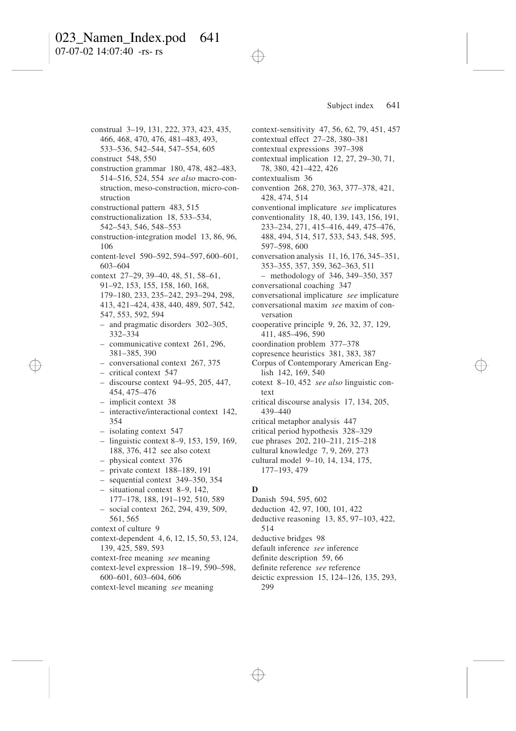construal 3–19, 131, 222, 373, 423, 435, 466, 468, 470, 476, 481–483, 493, 533–536, 542–544, 547–554, 605
construct 548, 550
construction grammar 180, 478, 482–483, 514–516, 524, 554 *see also* macro-construction, meso-construction, micro-construction
constructional pattern 483, 515
constructionalization 18, 533–534, 542–543, 546, 548–553
construction-integration model 13, 86, 96, 106
content-level 590–592, 594–597, 600–601, 603–604
context 27–29, 39–40, 48, 51, 58–61, 91–92, 153, 155, 158, 160, 168, 179–180, 233, 235–242, 293–294, 298, 413, 421–424, 438, 440, 489, 507, 542, 547, 553, 592, 594
- and pragmatic disorders 302–305, 332–334
- communicative context 261, 296, 381–385, 390
- conversational context 267, 375
- critical context 547
- discourse context 94–95, 205, 447, 454, 475–476
- implicit context 38
- interactive/interactional context 142, 354
- isolating context 547
- linguistic context 8–9, 153, 159, 169, 188, 376, 412 see also cotext
- physical context 376
- private context 188–189, 191
- sequential context 349–350, 354
- situational context 8–9, 142, 177–178, 188, 191–192, 510, 589
- social context 262, 294, 439, 509, 561, 565

context of culture 9
context-dependent 4, 6, 12, 15, 50, 53, 124, 139, 425, 589, 593
context-free meaning *see* meaning
context-level expression 18–19, 590–598, 600–601, 603–604, 606
context-level meaning *see* meaning
context-sensitivity 47, 56, 62, 79, 451, 457
contextual effect 27–28, 380–381
contextual expressions 397–398
contextual implication 12, 27, 29–30, 71, 78, 380, 421–422, 426
contextualism 36
convention 268, 270, 363, 377–378, 421, 428, 474, 514
conventional implicature *see* implicatures
conventionality 18, 40, 139, 143, 156, 191, 233–234, 271, 415–416, 449, 475–476, 488, 494, 514, 517, 533, 543, 548, 595, 597–598, 600
conversation analysis 11, 16, 176, 345–351, 353–355, 357, 359, 362–363, 511
- methodology of 346, 349–350, 357

conversational coaching 347
conversational implicature *see* implicature
conversational maxim *see* maxim of conversation
cooperative principle 9, 26, 32, 37, 129, 411, 485–496, 590
coordination problem 377–378
copresence heuristics 381, 383, 387
Corpus of Contemporary American English 142, 169, 540
cotext 8–10, 452 *see also* linguistic context
critical discourse analysis 17, 134, 205, 439–440
critical metaphor analysis 447
critical period hypothesis 328–329
cue phrases 202, 210–211, 215–218
cultural knowledge 7, 9, 269, 273
cultural model 9–10, 14, 134, 175, 177–193, 479

**D**

Danish 594, 595, 602
deduction 42, 97, 100, 101, 422
deductive reasoning 13, 85, 97–103, 422, 514
deductive bridges 98
default inference *see* inference
definite description 59, 66
definite reference *see* reference
deictic expression 15, 124–126, 135, 293, 299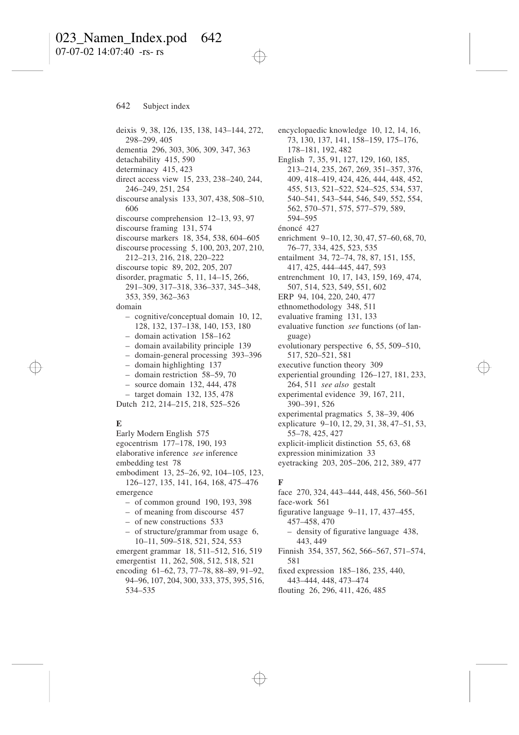deixis 9, 38, 126, 135, 138, 143–144, 272, 298–299, 405
dementia 296, 303, 306, 309, 347, 363
detachability 415, 590
determinacy 415, 423
direct access view 15, 233, 238–240, 244, 246–249, 251, 254
discourse analysis 133, 307, 438, 508–510, 606
discourse comprehension 12–13, 93, 97
discourse framing 131, 574
discourse markers 18, 354, 538, 604–605
discourse processing 5, 100, 203, 207, 210, 212–213, 216, 218, 220–222
discourse topic 89, 202, 205, 207
disorder, pragmatic 5, 11, 14–15, 266, 291–309, 317–318, 336–337, 345–348, 353, 359, 362–363
domain
- cognitive/conceptual domain 10, 12, 128, 132, 137–138, 140, 153, 180
- domain activation 158–162
- domain availability principle 139
- domain-general processing 393–396
- domain highlighting 137
- domain restriction 58–59, 70
- source domain 132, 444, 478
- target domain 132, 135, 478

Dutch 212, 214–215, 218, 525–526

**E**

Early Modern English 575
egocentrism 177–178, 190, 193
elaborative inference *see* inference
embedding test 78
embodiment 13, 25–26, 92, 104–105, 123, 126–127, 135, 141, 164, 168, 475–476
emergence
- of common ground 190, 193, 398
- of meaning from discourse 457
- of new constructions 533
- of structure/grammar from usage 6, 10–11, 509–518, 521, 524, 553

emergent grammar 18, 511–512, 516, 519
emergentist 11, 262, 508, 512, 518, 521
encoding 61–62, 73, 77–78, 88–89, 91–92, 94–96, 107, 204, 300, 333, 375, 395, 516, 534–535
encyclopaedic knowledge 10, 12, 14, 16, 73, 130, 137, 141, 158–159, 175–176, 178–181, 192, 482
English 7, 35, 91, 127, 129, 160, 185, 213–214, 235, 267, 269, 351–357, 376, 409, 418–419, 424, 426, 444, 448, 452, 455, 513, 521–522, 524–525, 534, 537, 540–541, 543–544, 546, 549, 552, 554, 562, 570–571, 575, 577–579, 589, 594–595
énoncé 427
enrichment 9–10, 12, 30, 47, 57–60, 68, 70, 76–77, 334, 425, 523, 535
entailment 34, 72–74, 78, 87, 151, 155, 417, 425, 444–445, 447, 593
entrenchment 10, 17, 143, 159, 169, 474, 507, 514, 523, 549, 551, 602
ERP 94, 104, 220, 240, 477
ethnomethodology 348, 511
evaluative framing 131, 133
evaluative function *see* functions (of language)
evolutionary perspective 6, 55, 509–510, 517, 520–521, 581
executive function theory 309
experiential grounding 126–127, 181, 233, 264, 511 *see also* gestalt
experimental evidence 39, 167, 211, 390–391, 526
experimental pragmatics 5, 38–39, 406
explicature 9–10, 12, 29, 31, 38, 47–51, 53, 55–78, 425, 427
explicit-implicit distinction 55, 63, 68
expression minimization 33
eyetracking 203, 205–206, 212, 389, 477

**F**

face 270, 324, 443–444, 448, 456, 560–561
face-work 561
figurative language 9–11, 17, 437–455, 457–458, 470
- density of figurative language 438, 443, 449

Finnish 354, 357, 562, 566–567, 571–574, 581
fixed expression 185–186, 235, 440, 443–444, 448, 473–474
flouting 26, 296, 411, 426, 485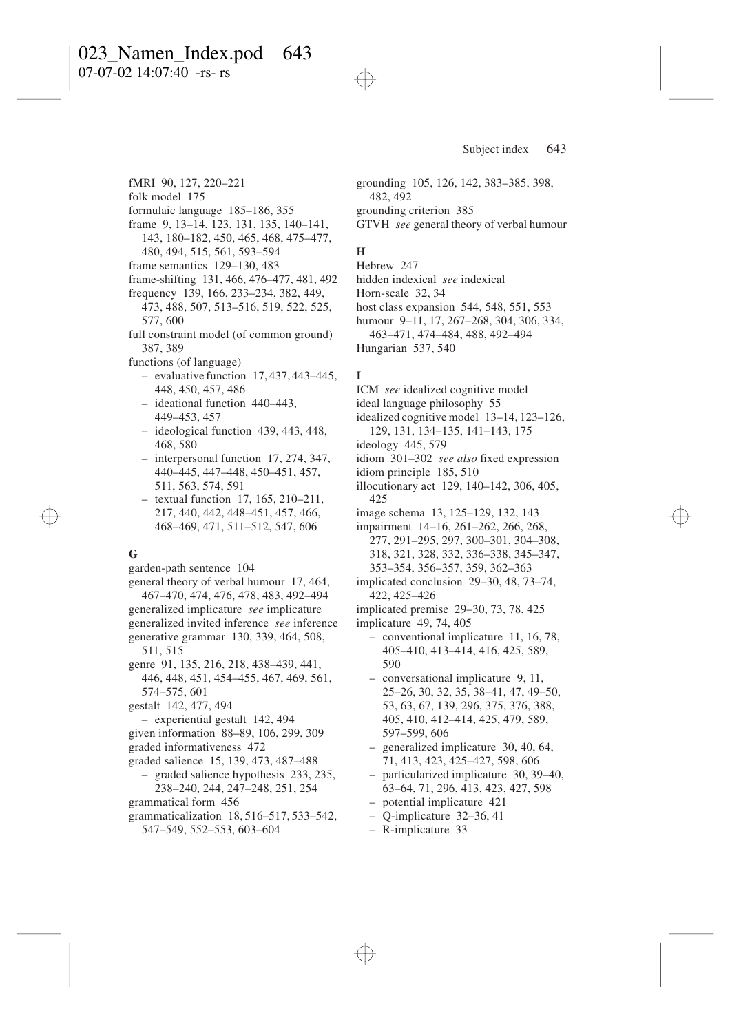fMRI 90, 127, 220–221
folk model 175
formulaic language 185–186, 355
frame 9, 13–14, 123, 131, 135, 140–141, 143, 180–182, 450, 465, 468, 475–477, 480, 494, 515, 561, 593–594
frame semantics 129–130, 483
frame-shifting 131, 466, 476–477, 481, 492
frequency 139, 166, 233–234, 382, 449, 473, 488, 507, 513–516, 519, 522, 525, 577, 600
full constraint model (of common ground) 387, 389
functions (of language)
- evaluative function 17, 437, 443–445, 448, 450, 457, 486
- ideational function 440–443, 449–453, 457
- ideological function 439, 443, 448, 468, 580
- interpersonal function 17, 274, 347, 440–445, 447–448, 450–451, 457, 511, 563, 574, 591
- textual function 17, 165, 210–211, 217, 440, 442, 448–451, 457, 466, 468–469, 471, 511–512, 547, 606

**G**

garden-path sentence 104
general theory of verbal humour 17, 464, 467–470, 474, 476, 478, 483, 492–494
generalized implicature *see* implicature
generalized invited inference *see* inference
generative grammar 130, 339, 464, 508, 511, 515
genre 91, 135, 216, 218, 438–439, 441, 446, 448, 451, 454–455, 467, 469, 561, 574–575, 601
gestalt 142, 477, 494
- experiential gestalt 142, 494

given information 88–89, 106, 299, 309
graded informativeness 472
graded salience 15, 139, 473, 487–488
- graded salience hypothesis 233, 235, 238–240, 244, 247–248, 251, 254

grammatical form 456
grammaticalization 18, 516–517, 533–542, 547–549, 552–553, 603–604
grounding 105, 126, 142, 383–385, 398, 482, 492
grounding criterion 385
GTVH *see* general theory of verbal humour

**H**

Hebrew 247
hidden indexical *see* indexical
Horn-scale 32, 34
host class expansion 544, 548, 551, 553
humour 9–11, 17, 267–268, 304, 306, 334, 463–471, 474–484, 488, 492–494
Hungarian 537, 540

**I**

ICM *see* idealized cognitive model
ideal language philosophy 55
idealized cognitive model 13–14, 123–126, 129, 131, 134–135, 141–143, 175
ideology 445, 579
idiom 301–302 *see also* fixed expression
idiom principle 185, 510
illocutionary act 129, 140–142, 306, 405, 425
image schema 13, 125–129, 132, 143
impairment 14–16, 261–262, 266, 268, 277, 291–295, 297, 300–301, 304–308, 318, 321, 328, 332, 336–338, 345–347, 353–354, 356–357, 359, 362–363
implicated conclusion 29–30, 48, 73–74, 422, 425–426
implicated premise 29–30, 73, 78, 425
implicature 49, 74, 405
- conventional implicature 11, 16, 78, 405–410, 413–414, 416, 425, 589, 590
- conversational implicature 9, 11, 25–26, 30, 32, 35, 38–41, 47, 49–50, 53, 63, 67, 139, 296, 375, 376, 388, 405, 410, 412–414, 425, 479, 589, 597–599, 606
- generalized implicature 30, 40, 64, 71, 413, 423, 425–427, 598, 606
- particularized implicature 30, 39–40, 63–64, 71, 296, 413, 423, 427, 598
- potential implicature 421
- Q-implicature 32–36, 41
- R-implicature 33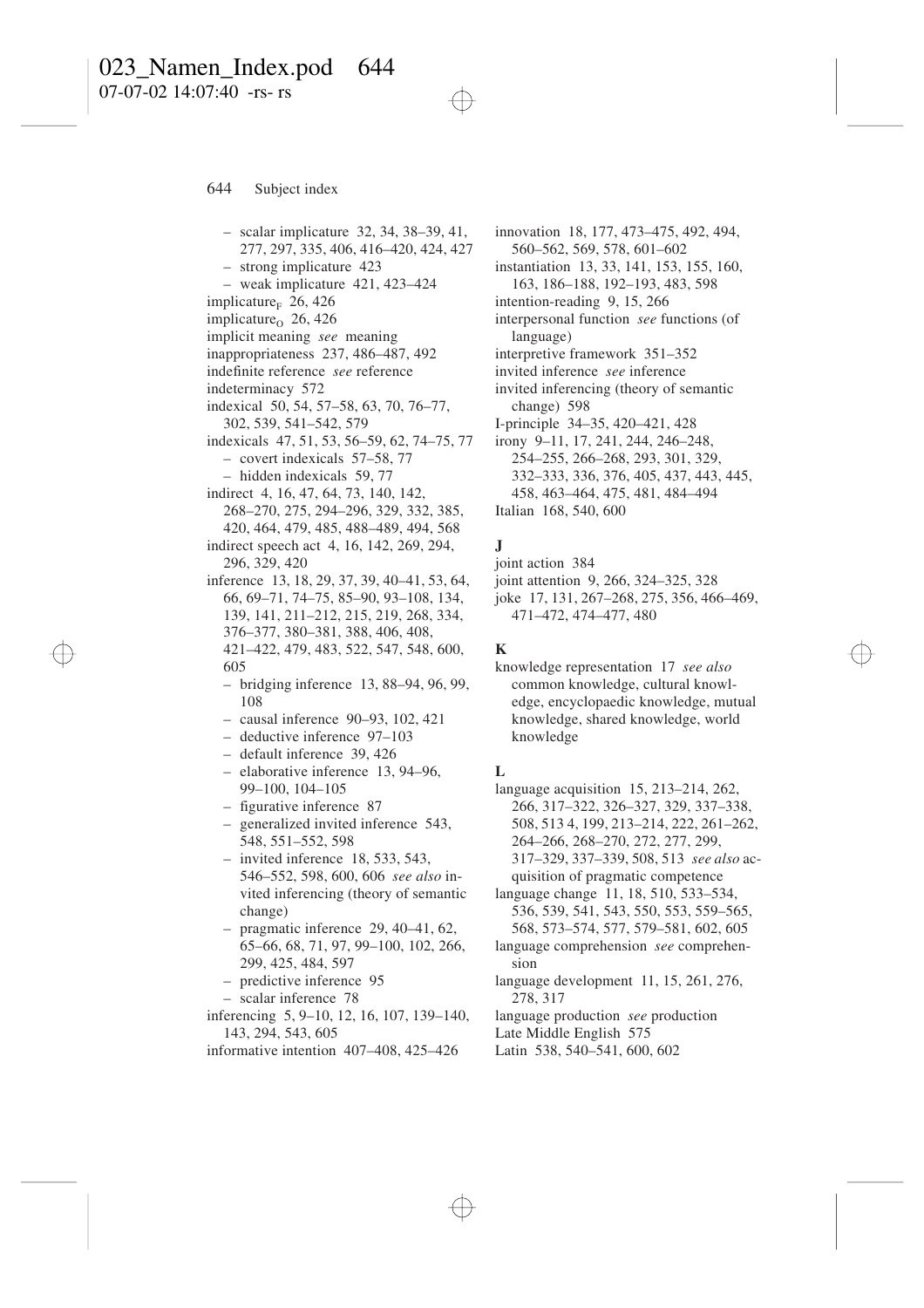- scalar implicature 32, 34, 38–39, 41, 277, 297, 335, 406, 416–420, 424, 427
- strong implicature 423
- weak implicature 421, 423–424

implicature$_F$ 26, 426

implicature$_O$ 26, 426

implicit meaning *see* meaning

inappropriateness 237, 486–487, 492

indefinite reference *see* reference

indeterminacy 572

indexical 50, 54, 57–58, 63, 70, 76–77, 302, 539, 541–542, 579

indexicals 47, 51, 53, 56–59, 62, 74–75, 77
- covert indexicals 57–58, 77
- hidden indexicals 59, 77

indirect 4, 16, 47, 64, 73, 140, 142, 268–270, 275, 294–296, 329, 332, 385, 420, 464, 479, 485, 488–489, 494, 568

indirect speech act 4, 16, 142, 269, 294, 296, 329, 420

inference 13, 18, 29, 37, 39, 40–41, 53, 64, 66, 69–71, 74–75, 85–90, 93–108, 134, 139, 141, 211–212, 215, 219, 268, 334, 376–377, 380–381, 388, 406, 408, 421–422, 479, 483, 522, 547, 548, 600, 605
- bridging inference 13, 88–94, 96, 99, 108
- causal inference 90–93, 102, 421
- deductive inference 97–103
- default inference 39, 426
- elaborative inference 13, 94–96, 99–100, 104–105
- figurative inference 87
- generalized invited inference 543, 548, 551–552, 598
- invited inference 18, 533, 543, 546–552, 598, 600, 606 *see also* invited inferencing (theory of semantic change)
- pragmatic inference 29, 40–41, 62, 65–66, 68, 71, 97, 99–100, 102, 266, 299, 425, 484, 597
- predictive inference 95
- scalar inference 78

inferencing 5, 9–10, 12, 16, 107, 139–140, 143, 294, 543, 605

informative intention 407–408, 425–426

innovation 18, 177, 473–475, 492, 494, 560–562, 569, 578, 601–602

instantiation 13, 33, 141, 153, 155, 160, 163, 186–188, 192–193, 483, 598

intention-reading 9, 15, 266

interpersonal function *see* functions (of language)

interpretive framework 351–352

invited inference *see* inference

invited inferencing (theory of semantic change) 598

I-principle 34–35, 420–421, 428

irony 9–11, 17, 241, 244, 246–248, 254–255, 266–268, 293, 301, 329, 332–333, 336, 376, 405, 437, 443, 445, 458, 463–464, 475, 481, 484–494

Italian 168, 540, 600

**J**

joint action 384

joint attention 9, 266, 324–325, 328

joke 17, 131, 267–268, 275, 356, 466–469, 471–472, 474–477, 480

**K**

knowledge representation 17 *see also* common knowledge, cultural knowledge, encyclopaedic knowledge, mutual knowledge, shared knowledge, world knowledge

**L**

language acquisition 15, 213–214, 262, 266, 317–322, 326–327, 329, 337–338, 508, 513 4, 199, 213–214, 222, 261–262, 264–266, 268–270, 272, 277, 299, 317–329, 337–339, 508, 513 *see also* acquisition of pragmatic competence

language change 11, 18, 510, 533–534, 536, 539, 541, 543, 550, 553, 559–565, 568, 573–574, 577, 579–581, 602, 605

language comprehension *see* comprehension

language development 11, 15, 261, 276, 278, 317

language production *see* production

Late Middle English 575

Latin 538, 540–541, 600, 602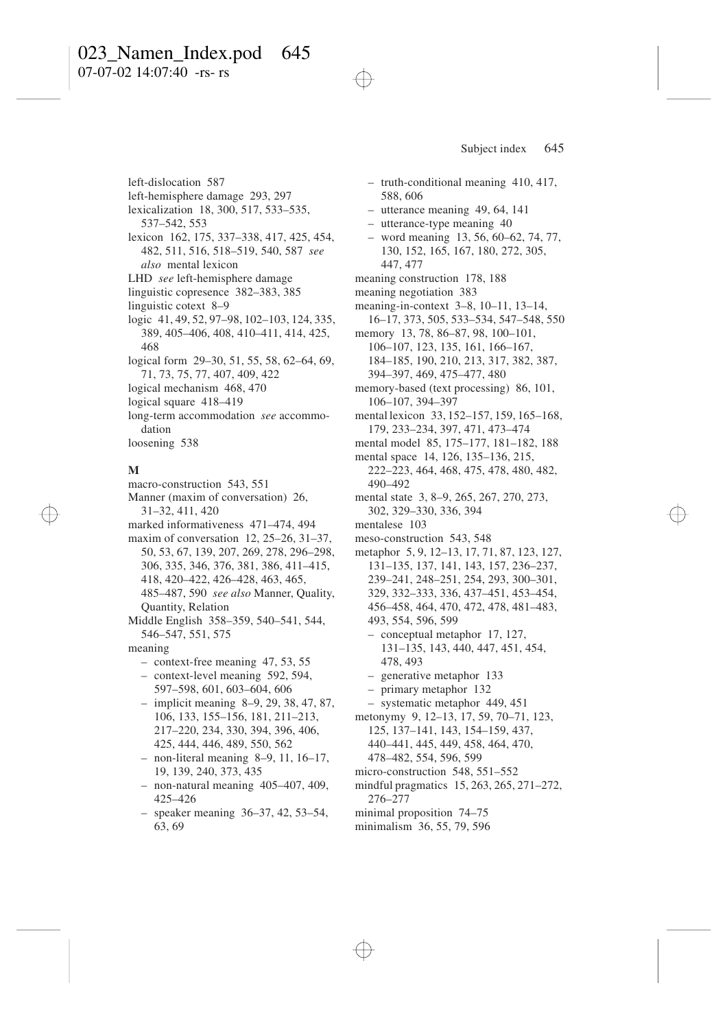left-dislocation 587
left-hemisphere damage 293, 297
lexicalization 18, 300, 517, 533–535, 537–542, 553
lexicon 162, 175, 337–338, 417, 425, 454, 482, 511, 516, 518–519, 540, 587 *see also* mental lexicon
LHD *see* left-hemisphere damage
linguistic copresence 382–383, 385
linguistic cotext 8–9
logic 41, 49, 52, 97–98, 102–103, 124, 335, 389, 405–406, 408, 410–411, 414, 425, 468
logical form 29–30, 51, 55, 58, 62–64, 69, 71, 73, 75, 77, 407, 409, 422
logical mechanism 468, 470
logical square 418–419
long-term accommodation *see* accommodation
loosening 538

**M**

macro-construction 543, 551
Manner (maxim of conversation) 26, 31–32, 411, 420
marked informativeness 471–474, 494
maxim of conversation 12, 25–26, 31–37, 50, 53, 67, 139, 207, 269, 278, 296–298, 306, 335, 346, 376, 381, 386, 411–415, 418, 420–422, 426–428, 463, 465, 485–487, 590 *see also* Manner, Quality, Quantity, Relation
Middle English 358–359, 540–541, 544, 546–547, 551, 575
meaning
- context-free meaning 47, 53, 55
- context-level meaning 592, 594, 597–598, 601, 603–604, 606
- implicit meaning 8–9, 29, 38, 47, 87, 106, 133, 155–156, 181, 211–213, 217–220, 234, 330, 394, 396, 406, 425, 444, 446, 489, 550, 562
- non-literal meaning 8–9, 11, 16–17, 19, 139, 240, 373, 435
- non-natural meaning 405–407, 409, 425–426
- speaker meaning 36–37, 42, 53–54, 63, 69
- truth-conditional meaning 410, 417, 588, 606
- utterance meaning 49, 64, 141
- utterance-type meaning 40
- word meaning 13, 56, 60–62, 74, 77, 130, 152, 165, 167, 180, 272, 305, 447, 477

meaning construction 178, 188
meaning negotiation 383
meaning-in-context 3–8, 10–11, 13–14, 16–17, 373, 505, 533–534, 547–548, 550
memory 13, 78, 86–87, 98, 100–101, 106–107, 123, 135, 161, 166–167, 184–185, 190, 210, 213, 317, 382, 387, 394–397, 469, 475–477, 480
memory-based (text processing) 86, 101, 106–107, 394–397
mental lexicon 33, 152–157, 159, 165–168, 179, 233–234, 397, 471, 473–474
mental model 85, 175–177, 181–182, 188
mental space 14, 126, 135–136, 215, 222–223, 464, 468, 475, 478, 480, 482, 490–492
mental state 3, 8–9, 265, 267, 270, 273, 302, 329–330, 336, 394
mentalese 103
meso-construction 543, 548
metaphor 5, 9, 12–13, 17, 71, 87, 123, 127, 131–135, 137, 141, 143, 157, 236–237, 239–241, 248–251, 254, 293, 300–301, 329, 332–333, 336, 437–451, 453–454, 456–458, 464, 470, 472, 478, 481–483, 493, 554, 596, 599
- conceptual metaphor 17, 127, 131–135, 143, 440, 447, 451, 454, 478, 493
- generative metaphor 133
- primary metaphor 132
- systematic metaphor 449, 451

metonymy 9, 12–13, 17, 59, 70–71, 123, 125, 137–141, 143, 154–159, 437, 440–441, 445, 449, 458, 464, 470, 478–482, 554, 596, 599
micro-construction 548, 551–552
mindful pragmatics 15, 263, 265, 271–272, 276–277
minimal proposition 74–75
minimalism 36, 55, 79, 596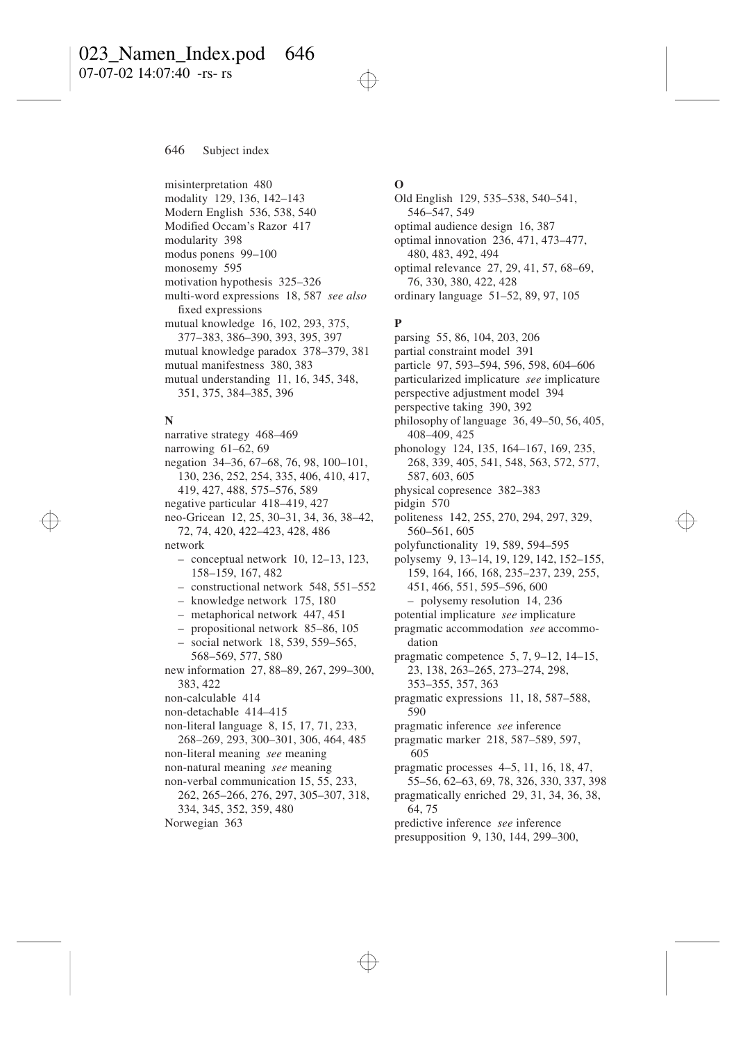misinterpretation 480
modality 129, 136, 142–143
Modern English 536, 538, 540
Modified Occam's Razor 417
modularity 398
modus ponens 99–100
monosemy 595
motivation hypothesis 325–326
multi-word expressions 18, 587 *see also* fixed expressions
mutual knowledge 16, 102, 293, 375, 377–383, 386–390, 393, 395, 397
mutual knowledge paradox 378–379, 381
mutual manifestness 380, 383
mutual understanding 11, 16, 345, 348, 351, 375, 384–385, 396

**N**

narrative strategy 468–469
narrowing 61–62, 69
negation 34–36, 67–68, 76, 98, 100–101, 130, 236, 252, 254, 335, 406, 410, 417, 419, 427, 488, 575–576, 589
negative particular 418–419, 427
neo-Gricean 12, 25, 30–31, 34, 36, 38–42, 72, 74, 420, 422–423, 428, 486
network
  – conceptual network 10, 12–13, 123, 158–159, 167, 482
  – constructional network 548, 551–552
  – knowledge network 175, 180
  – metaphorical network 447, 451
  – propositional network 85–86, 105
  – social network 18, 539, 559–565, 568–569, 577, 580
new information 27, 88–89, 267, 299–300, 383, 422
non-calculable 414
non-detachable 414–415
non-literal language 8, 15, 17, 71, 233, 268–269, 293, 300–301, 306, 464, 485
non-literal meaning *see* meaning
non-natural meaning *see* meaning
non-verbal communication 15, 55, 233, 262, 265–266, 276, 297, 305–307, 318, 334, 345, 352, 359, 480
Norwegian 363

**O**

Old English 129, 535–538, 540–541, 546–547, 549
optimal audience design 16, 387
optimal innovation 236, 471, 473–477, 480, 483, 492, 494
optimal relevance 27, 29, 41, 57, 68–69, 76, 330, 380, 422, 428
ordinary language 51–52, 89, 97, 105

**P**

parsing 55, 86, 104, 203, 206
partial constraint model 391
particle 97, 593–594, 596, 598, 604–606
particularized implicature *see* implicature
perspective adjustment model 394
perspective taking 390, 392
philosophy of language 36, 49–50, 56, 405, 408–409, 425
phonology 124, 135, 164–167, 169, 235, 268, 339, 405, 541, 548, 563, 572, 577, 587, 603, 605
physical copresence 382–383
pidgin 570
politeness 142, 255, 270, 294, 297, 329, 560–561, 605
polyfunctionality 19, 589, 594–595
polysemy 9, 13–14, 19, 129, 142, 152–155, 159, 164, 166, 168, 235–237, 239, 255, 451, 466, 551, 595–596, 600
  – polysemy resolution 14, 236
potential implicature *see* implicature
pragmatic accommodation *see* accommodation
pragmatic competence 5, 7, 9–12, 14–15, 23, 138, 263–265, 273–274, 298, 353–355, 357, 363
pragmatic expressions 11, 18, 587–588, 590
pragmatic inference *see* inference
pragmatic marker 218, 587–589, 597, 605
pragmatic processes 4–5, 11, 16, 18, 47, 55–56, 62–63, 69, 78, 326, 330, 337, 398
pragmatically enriched 29, 31, 34, 36, 38, 64, 75
predictive inference *see* inference
presupposition 9, 130, 144, 299–300,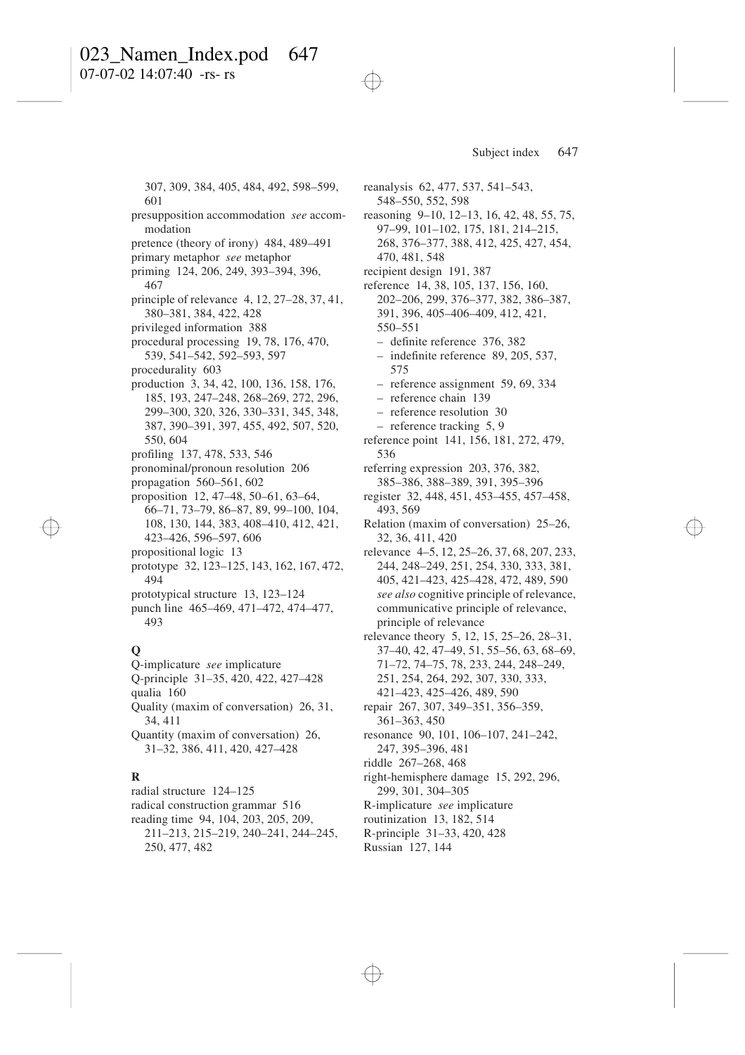307, 309, 384, 405, 484, 492, 598–599, 601

presupposition accommodation *see* accommodation

pretence (theory of irony) 484, 489–491

primary metaphor *see* metaphor

priming 124, 206, 249, 393–394, 396, 467

principle of relevance 4, 12, 27–28, 37, 41, 380–381, 384, 422, 428

privileged information 388

procedural processing 19, 78, 176, 470, 539, 541–542, 592–593, 597

procedurality 603

production 3, 34, 42, 100, 136, 158, 176, 185, 193, 247–248, 268–269, 272, 296, 299–300, 320, 326, 330–331, 345, 348, 387, 390–391, 397, 455, 492, 507, 520, 550, 604

profiling 137, 478, 533, 546

pronominal/pronoun resolution 206

propagation 560–561, 602

proposition 12, 47–48, 50–61, 63–64, 66–71, 73–79, 86–87, 89, 99–100, 104, 108, 130, 144, 383, 408–410, 412, 421, 423–426, 596–597, 606

propositional logic 13

prototype 32, 123–125, 143, 162, 167, 472, 494

prototypical structure 13, 123–124

punch line 465–469, 471–472, 474–477, 493

**Q**

Q-implicature *see* implicature

Q-principle 31–35, 420, 422, 427–428

qualia 160

Quality (maxim of conversation) 26, 31, 34, 411

Quantity (maxim of conversation) 26, 31–32, 386, 411, 420, 427–428

**R**

radial structure 124–125

radical construction grammar 516

reading time 94, 104, 203, 205, 209, 211–213, 215–219, 240–241, 244–245, 250, 477, 482

reanalysis 62, 477, 537, 541–543, 548–550, 552, 598

reasoning 9–10, 12–13, 16, 42, 48, 55, 75, 97–99, 101–102, 175, 181, 214–215, 268, 376–377, 388, 412, 425, 427, 454, 470, 481, 548

recipient design 191, 387

reference 14, 38, 105, 137, 156, 160, 202–206, 299, 376–377, 382, 386–387, 391, 396, 405–406–409, 412, 421, 550–551
- definite reference 376, 382
- indefinite reference 89, 205, 537, 575
- reference assignment 59, 69, 334
- reference chain 139
- reference resolution 30
- reference tracking 5, 9

reference point 141, 156, 181, 272, 479, 536

referring expression 203, 376, 382, 385–386, 388–389, 391, 395–396

register 32, 448, 451, 453–455, 457–458, 493, 569

Relation (maxim of conversation) 25–26, 32, 36, 411, 420

relevance 4–5, 12, 25–26, 37, 68, 207, 233, 244, 248–249, 251, 254, 330, 333, 381, 405, 421–423, 425–428, 472, 489, 590 *see also* cognitive principle of relevance, communicative principle of relevance, principle of relevance

relevance theory 5, 12, 15, 25–26, 28–31, 37–40, 42, 47–49, 51, 55–56, 63, 68–69, 71–72, 74–75, 78, 233, 244, 248–249, 251, 254, 264, 292, 307, 330, 333, 421–423, 425–426, 489, 590

repair 267, 307, 349–351, 356–359, 361–363, 450

resonance 90, 101, 106–107, 241–242, 247, 395–396, 481

riddle 267–268, 468

right-hemisphere damage 15, 292, 296, 299, 301, 304–305

R-implicature *see* implicature

routinization 13, 182, 514

R-principle 31–33, 420, 428

Russian 127, 144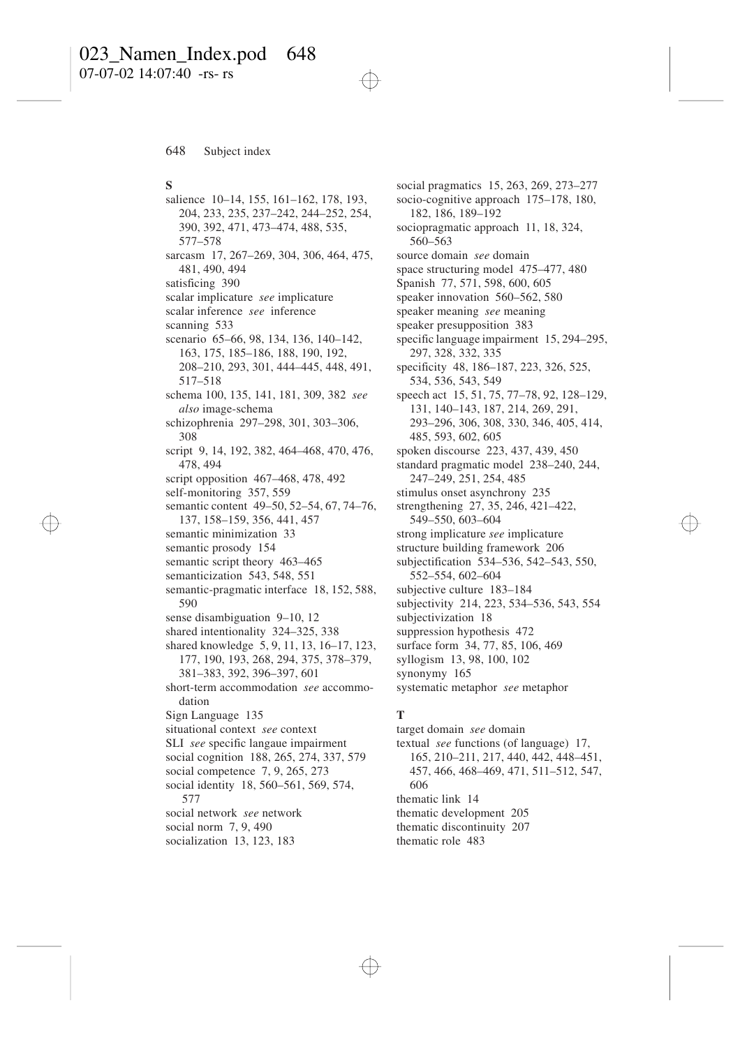**S**

salience 10–14, 155, 161–162, 178, 193, 204, 233, 235, 237–242, 244–252, 254, 390, 392, 471, 473–474, 488, 535, 577–578
sarcasm 17, 267–269, 304, 306, 464, 475, 481, 490, 494
satisficing 390
scalar implicature *see* implicature
scalar inference *see* inference
scanning 533
scenario 65–66, 98, 134, 136, 140–142, 163, 175, 185–186, 188, 190, 192, 208–210, 293, 301, 444–445, 448, 491, 517–518
schema 100, 135, 141, 181, 309, 382 *see also* image-schema
schizophrenia 297–298, 301, 303–306, 308
script 9, 14, 192, 382, 464–468, 470, 476, 478, 494
script opposition 467–468, 478, 492
self-monitoring 357, 559
semantic content 49–50, 52–54, 67, 74–76, 137, 158–159, 356, 441, 457
semantic minimization 33
semantic prosody 154
semantic script theory 463–465
semanticization 543, 548, 551
semantic-pragmatic interface 18, 152, 588, 590
sense disambiguation 9–10, 12
shared intentionality 324–325, 338
shared knowledge 5, 9, 11, 13, 16–17, 123, 177, 190, 193, 268, 294, 375, 378–379, 381–383, 392, 396–397, 601
short-term accommodation *see* accommodation
Sign Language 135
situational context *see* context
SLI *see* specific langaue impairment
social cognition 188, 265, 274, 337, 579
social competence 7, 9, 265, 273
social identity 18, 560–561, 569, 574, 577
social network *see* network
social norm 7, 9, 490
socialization 13, 123, 183
social pragmatics 15, 263, 269, 273–277
socio-cognitive approach 175–178, 180, 182, 186, 189–192
sociopragmatic approach 11, 18, 324, 560–563
source domain *see* domain
space structuring model 475–477, 480
Spanish 77, 571, 598, 600, 605
speaker innovation 560–562, 580
speaker meaning *see* meaning
speaker presupposition 383
specific language impairment 15, 294–295, 297, 328, 332, 335
specificity 48, 186–187, 223, 326, 525, 534, 536, 543, 549
speech act 15, 51, 75, 77–78, 92, 128–129, 131, 140–143, 187, 214, 269, 291, 293–296, 306, 308, 330, 346, 405, 414, 485, 593, 602, 605
spoken discourse 223, 437, 439, 450
standard pragmatic model 238–240, 244, 247–249, 251, 254, 485
stimulus onset asynchrony 235
strengthening 27, 35, 246, 421–422, 549–550, 603–604
strong implicature *see* implicature
structure building framework 206
subjectification 534–536, 542–543, 550, 552–554, 602–604
subjective culture 183–184
subjectivity 214, 223, 534–536, 543, 554
subjectivization 18
suppression hypothesis 472
surface form 34, 77, 85, 106, 469
syllogism 13, 98, 100, 102
synonymy 165
systematic metaphor *see* metaphor

**T**

target domain *see* domain
textual *see* functions (of language) 17, 165, 210–211, 217, 440, 442, 448–451, 457, 466, 468–469, 471, 511–512, 547, 606
thematic link 14
thematic development 205
thematic discontinuity 207
thematic role 483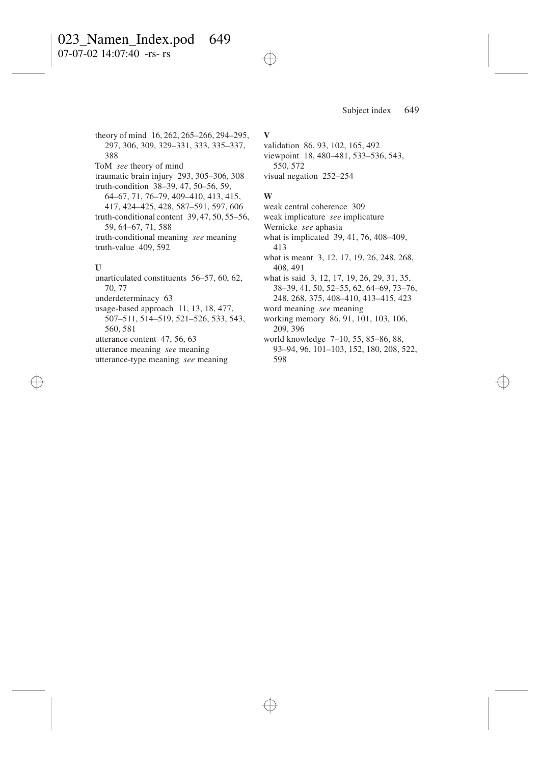theory of mind 16, 262, 265–266, 294–295, 297, 306, 309, 329–331, 333, 335–337, 388

ToM *see* theory of mind

traumatic brain injury 293, 305–306, 308

truth-condition 38–39, 47, 50–56, 59, 64–67, 71, 76–79, 409–410, 413, 415, 417, 424–425, 428, 587–591, 597, 606

truth-conditional content 39, 47, 50, 55–56, 59, 64–67, 71, 588

truth-conditional meaning *see* meaning

truth-value 409, 592

**U**

unarticulated constituents 56–57, 60, 62, 70, 77

underdeterminacy 63

usage-based approach 11, 13, 18, 477, 507–511, 514–519, 521–526, 533, 543, 560, 581

utterance content 47, 56, 63

utterance meaning *see* meaning

utterance-type meaning *see* meaning

**V**

validation 86, 93, 102, 165, 492

viewpoint 18, 480–481, 533–536, 543, 550, 572

visual negation 252–254

**W**

weak central coherence 309

weak implicature *see* implicature

Wernicke *see* aphasia

what is implicated 39, 41, 76, 408–409, 413

what is meant 3, 12, 17, 19, 26, 248, 268, 408, 491

what is said 3, 12, 17, 19, 26, 29, 31, 35, 38–39, 41, 50, 52–55, 62, 64–69, 73–76, 248, 268, 375, 408–410, 413–415, 423

word meaning *see* meaning

working memory 86, 91, 101, 103, 106, 209, 396

world knowledge 7–10, 55, 85–86, 88, 93–94, 96, 101–103, 152, 180, 208, 522, 598